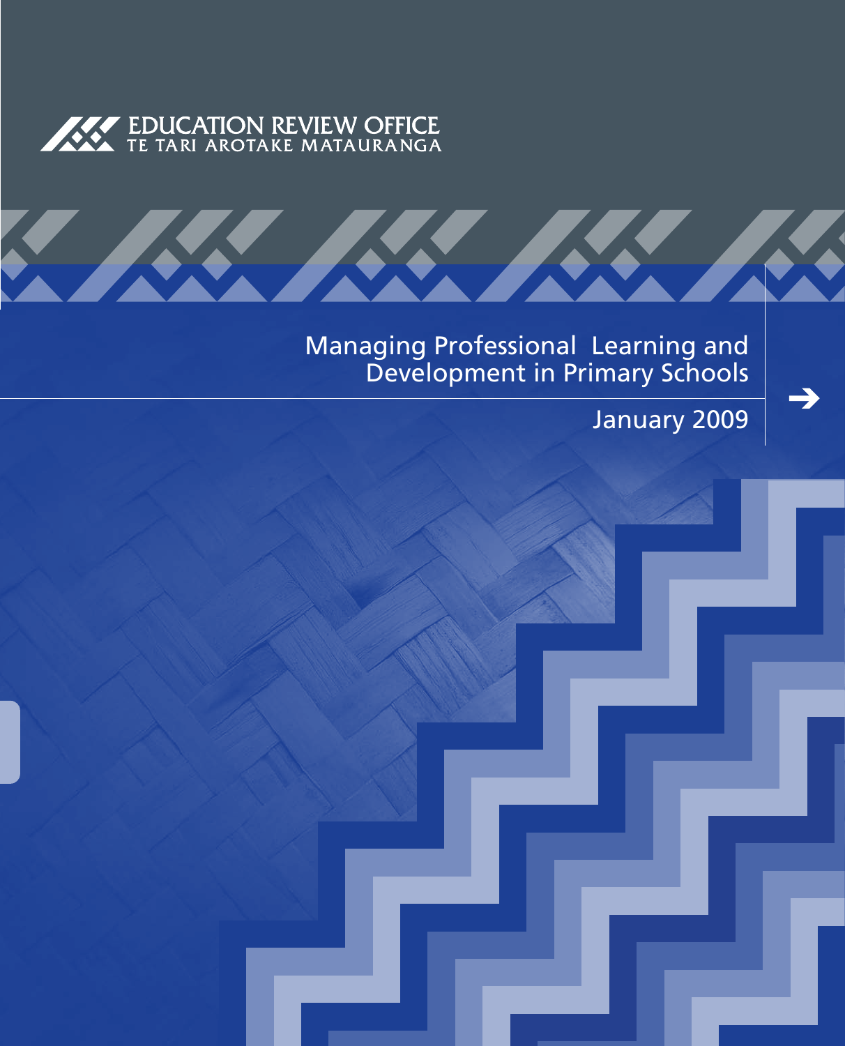EDUCATION REVIEW OFFICE
TE TARI AROTAKE MATAURANGA

# Managing Professional Learning and Development in Primary Schools

January 2009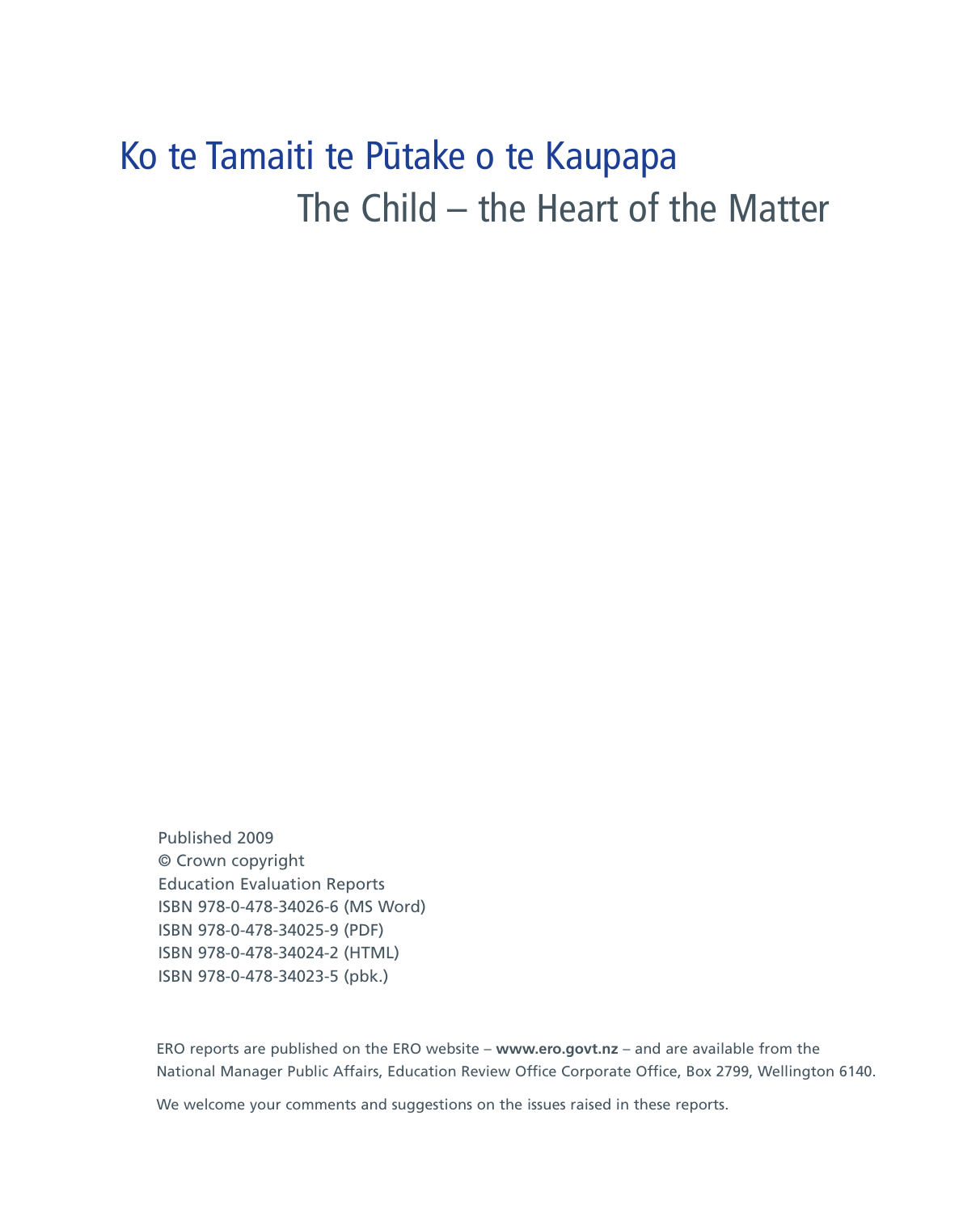# Ko te Tamaiti te Pūtake o te Kaupapa

## The Child – the Heart of the Matter

Published 2009
© Crown copyright
Education Evaluation Reports
ISBN 978-0-478-34026-6 (MS Word)
ISBN 978-0-478-34025-9 (PDF)
ISBN 978-0-478-34024-2 (HTML)
ISBN 978-0-478-34023-5 (pbk.)

ERO reports are published on the ERO website – **www.ero.govt.nz** – and are available from the National Manager Public Affairs, Education Review Office Corporate Office, Box 2799, Wellington 6140.

We welcome your comments and suggestions on the issues raised in these reports.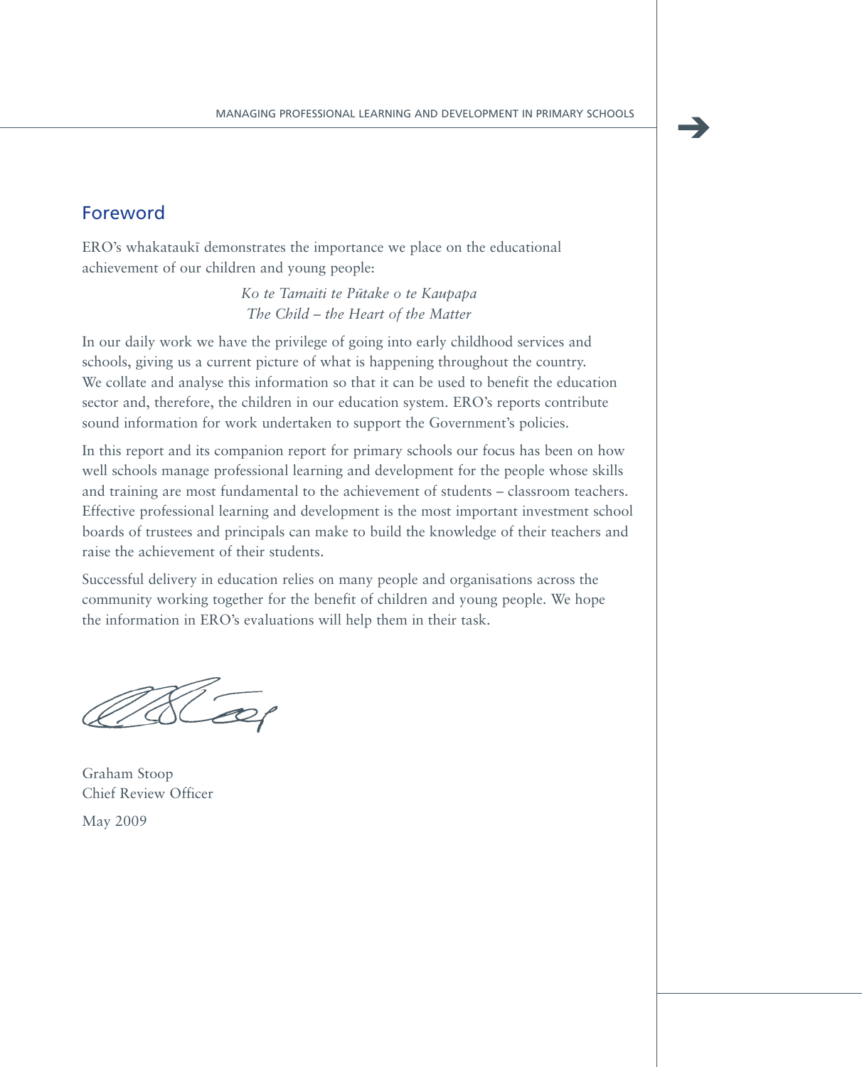## Foreword

ERO's whakataukī demonstrates the importance we place on the educational achievement of our children and young people:

*Ko te Tamaiti te Pūtake o te Kaupapa*
*The Child – the Heart of the Matter*

In our daily work we have the privilege of going into early childhood services and schools, giving us a current picture of what is happening throughout the country. We collate and analyse this information so that it can be used to benefit the education sector and, therefore, the children in our education system. ERO's reports contribute sound information for work undertaken to support the Government's policies.

In this report and its companion report for primary schools our focus has been on how well schools manage professional learning and development for the people whose skills and training are most fundamental to the achievement of students – classroom teachers. Effective professional learning and development is the most important investment school boards of trustees and principals can make to build the knowledge of their teachers and raise the achievement of their students.

Successful delivery in education relies on many people and organisations across the community working together for the benefit of children and young people. We hope the information in ERO's evaluations will help them in their task.

Graham Stoop
Chief Review Officer

May 2009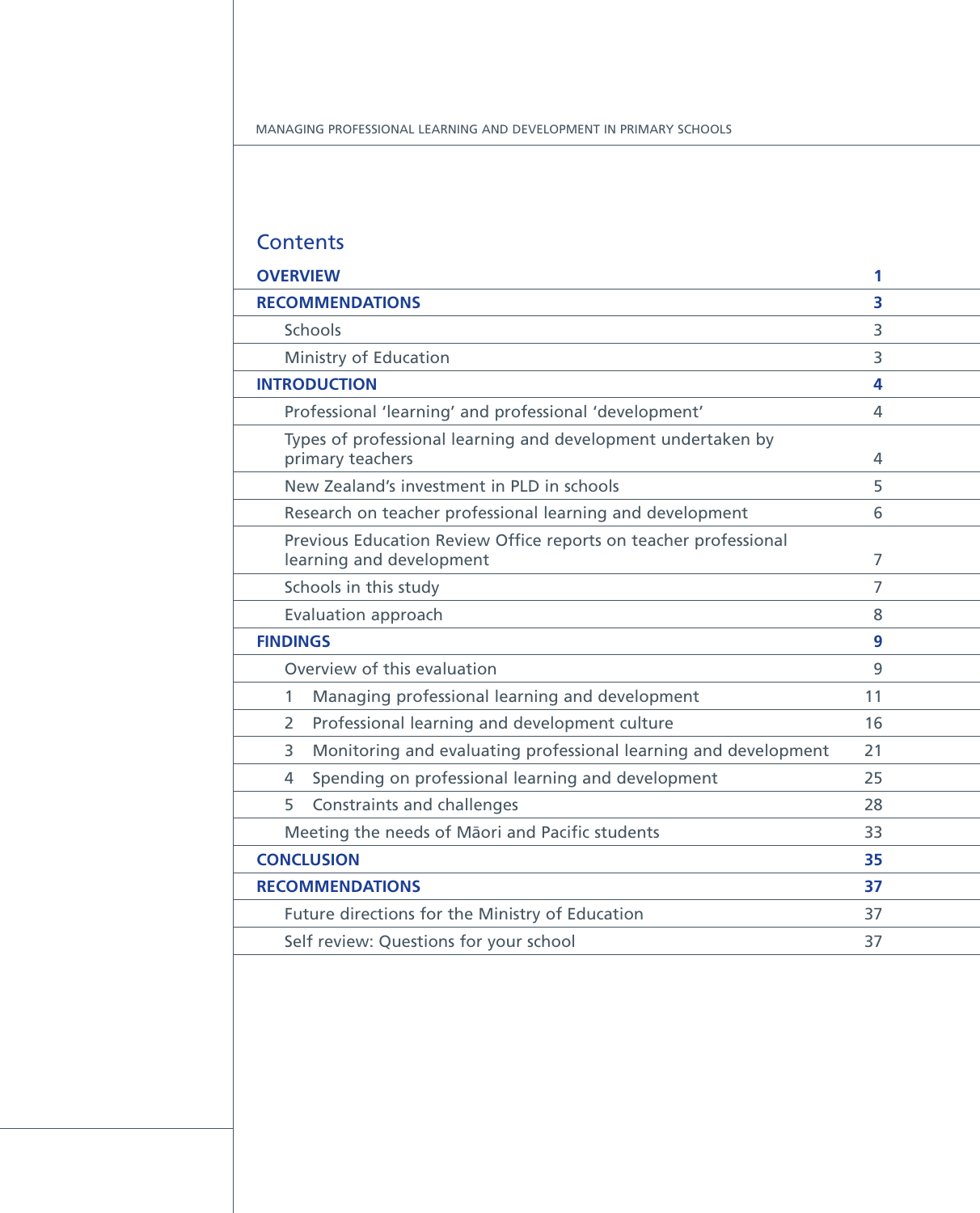# Contents

| | |
|---|---|
| **OVERVIEW** | **1** |
| **RECOMMENDATIONS** | **3** |
| Schools | 3 |
| Ministry of Education | 3 |
| **INTRODUCTION** | **4** |
| Professional 'learning' and professional 'development' | 4 |
| Types of professional learning and development undertaken by primary teachers | 4 |
| New Zealand's investment in PLD in schools | 5 |
| Research on teacher professional learning and development | 6 |
| Previous Education Review Office reports on teacher professional learning and development | 7 |
| Schools in this study | 7 |
| Evaluation approach | 8 |
| **FINDINGS** | **9** |
| Overview of this evaluation | 9 |
| 1 Managing professional learning and development | 11 |
| 2 Professional learning and development culture | 16 |
| 3 Monitoring and evaluating professional learning and development | 21 |
| 4 Spending on professional learning and development | 25 |
| 5 Constraints and challenges | 28 |
| Meeting the needs of Māori and Pacific students | 33 |
| **CONCLUSION** | **35** |
| **RECOMMENDATIONS** | **37** |
| Future directions for the Ministry of Education | 37 |
| Self review: Questions for your school | 37 |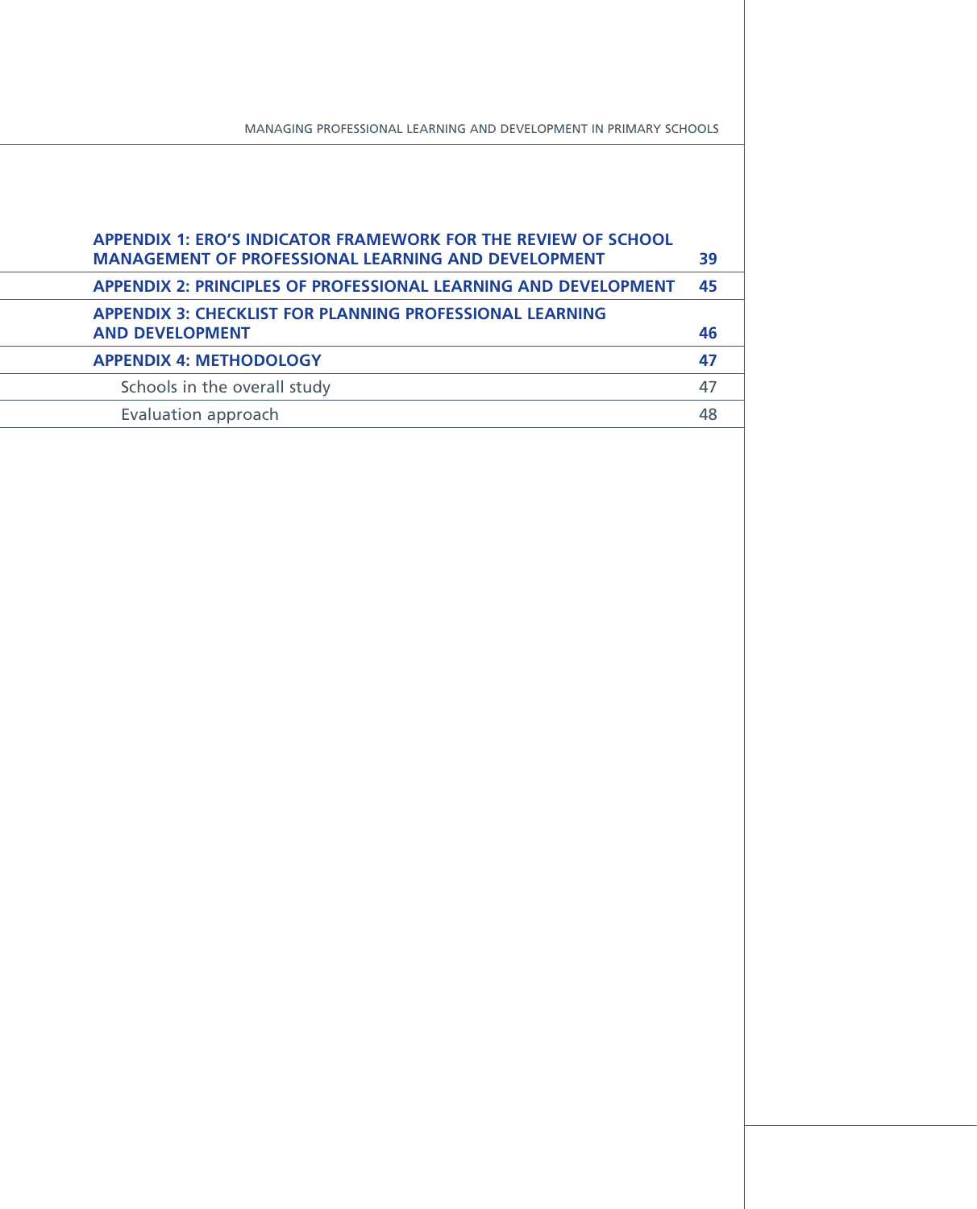| | |
|---|---|
| **APPENDIX 1: ERO'S INDICATOR FRAMEWORK FOR THE REVIEW OF SCHOOL MANAGEMENT OF PROFESSIONAL LEARNING AND DEVELOPMENT** | **39** |
| **APPENDIX 2: PRINCIPLES OF PROFESSIONAL LEARNING AND DEVELOPMENT** | **45** |
| **APPENDIX 3: CHECKLIST FOR PLANNING PROFESSIONAL LEARNING AND DEVELOPMENT** | **46** |
| **APPENDIX 4: METHODOLOGY** | **47** |
| Schools in the overall study | 47 |
| Evaluation approach | 48 |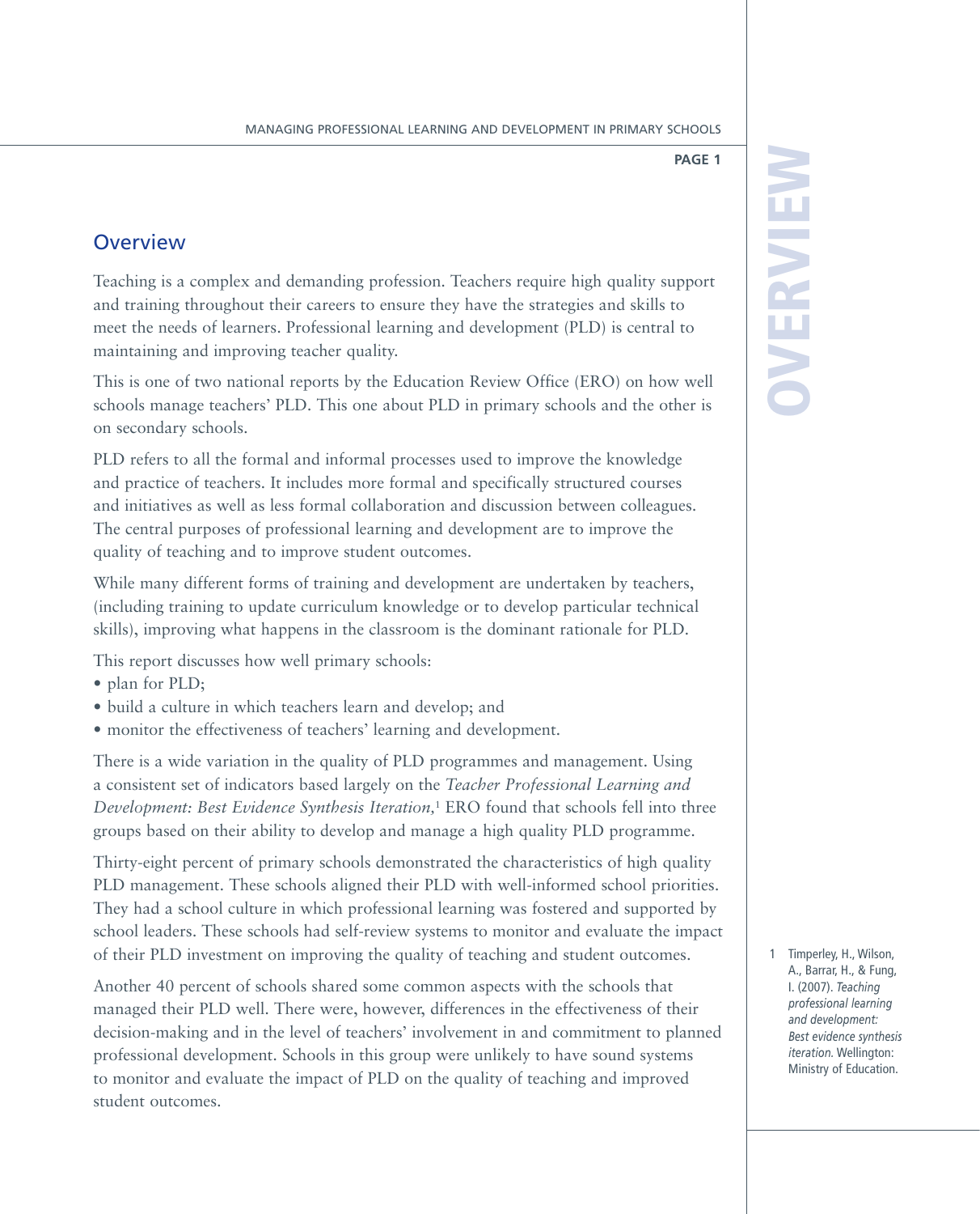## Overview

Teaching is a complex and demanding profession. Teachers require high quality support and training throughout their careers to ensure they have the strategies and skills to meet the needs of learners. Professional learning and development (PLD) is central to maintaining and improving teacher quality.

This is one of two national reports by the Education Review Office (ERO) on how well schools manage teachers' PLD. This one about PLD in primary schools and the other is on secondary schools.

PLD refers to all the formal and informal processes used to improve the knowledge and practice of teachers. It includes more formal and specifically structured courses and initiatives as well as less formal collaboration and discussion between colleagues. The central purposes of professional learning and development are to improve the quality of teaching and to improve student outcomes.

While many different forms of training and development are undertaken by teachers, (including training to update curriculum knowledge or to develop particular technical skills), improving what happens in the classroom is the dominant rationale for PLD.

This report discusses how well primary schools:

- plan for PLD;
- build a culture in which teachers learn and develop; and
- monitor the effectiveness of teachers' learning and development.

There is a wide variation in the quality of PLD programmes and management. Using a consistent set of indicators based largely on the *Teacher Professional Learning and Development: Best Evidence Synthesis Iteration*,[1] ERO found that schools fell into three groups based on their ability to develop and manage a high quality PLD programme.

Thirty-eight percent of primary schools demonstrated the characteristics of high quality PLD management. These schools aligned their PLD with well-informed school priorities. They had a school culture in which professional learning was fostered and supported by school leaders. These schools had self-review systems to monitor and evaluate the impact of their PLD investment on improving the quality of teaching and student outcomes.

Another 40 percent of schools shared some common aspects with the schools that managed their PLD well. There were, however, differences in the effectiveness of their decision-making and in the level of teachers' involvement in and commitment to planned professional development. Schools in this group were unlikely to have sound systems to monitor and evaluate the impact of PLD on the quality of teaching and improved student outcomes.

1 Timperley, H., Wilson, A., Barrar, H., & Fung, I. (2007). *Teaching professional learning and development: Best evidence synthesis iteration.* Wellington: Ministry of Education.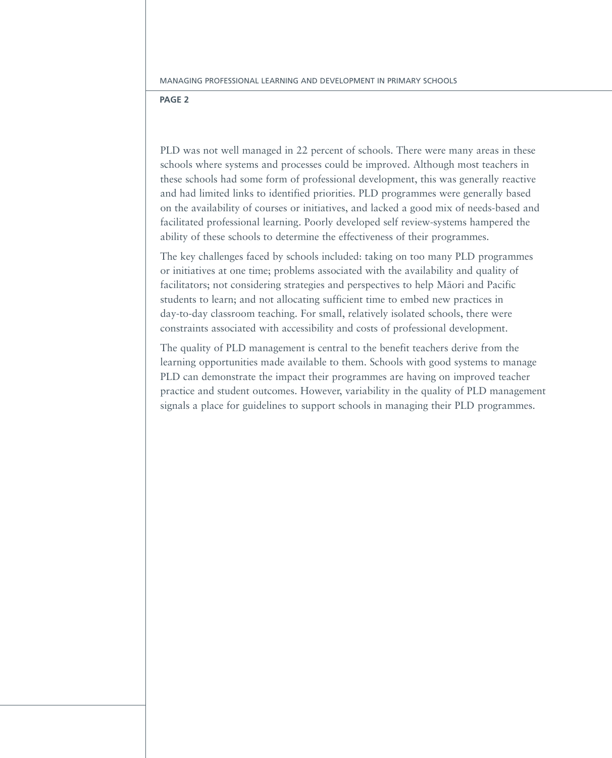PLD was not well managed in 22 percent of schools. There were many areas in these schools where systems and processes could be improved. Although most teachers in these schools had some form of professional development, this was generally reactive and had limited links to identified priorities. PLD programmes were generally based on the availability of courses or initiatives, and lacked a good mix of needs-based and facilitated professional learning. Poorly developed self review-systems hampered the ability of these schools to determine the effectiveness of their programmes.

The key challenges faced by schools included: taking on too many PLD programmes or initiatives at one time; problems associated with the availability and quality of facilitators; not considering strategies and perspectives to help Māori and Pacific students to learn; and not allocating sufficient time to embed new practices in day-to-day classroom teaching. For small, relatively isolated schools, there were constraints associated with accessibility and costs of professional development.

The quality of PLD management is central to the benefit teachers derive from the learning opportunities made available to them. Schools with good systems to manage PLD can demonstrate the impact their programmes are having on improved teacher practice and student outcomes. However, variability in the quality of PLD management signals a place for guidelines to support schools in managing their PLD programmes.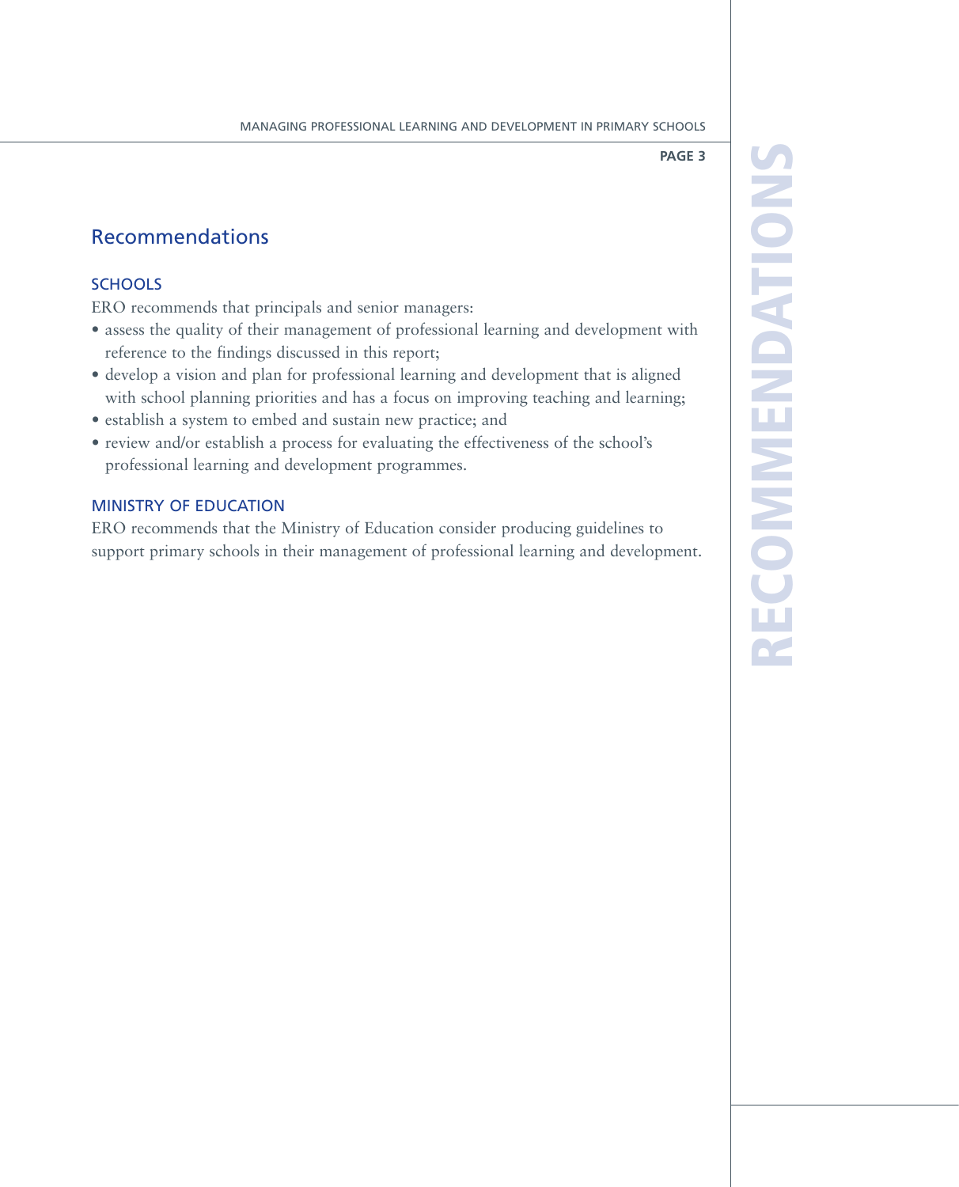## Recommendations

### SCHOOLS

ERO recommends that principals and senior managers:

- assess the quality of their management of professional learning and development with reference to the findings discussed in this report;
- develop a vision and plan for professional learning and development that is aligned with school planning priorities and has a focus on improving teaching and learning;
- establish a system to embed and sustain new practice; and
- review and/or establish a process for evaluating the effectiveness of the school's professional learning and development programmes.

### MINISTRY OF EDUCATION

ERO recommends that the Ministry of Education consider producing guidelines to support primary schools in their management of professional learning and development.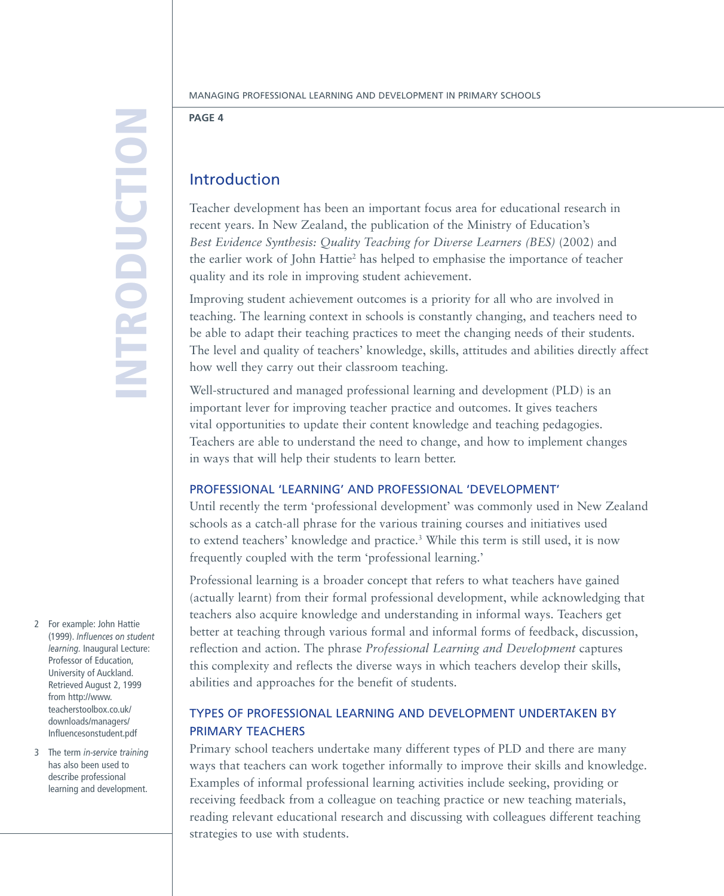# Introduction

Teacher development has been an important focus area for educational research in recent years. In New Zealand, the publication of the Ministry of Education's *Best Evidence Synthesis: Quality Teaching for Diverse Learners (BES)* (2002) and the earlier work of John Hattie[2] has helped to emphasise the importance of teacher quality and its role in improving student achievement.

Improving student achievement outcomes is a priority for all who are involved in teaching. The learning context in schools is constantly changing, and teachers need to be able to adapt their teaching practices to meet the changing needs of their students. The level and quality of teachers' knowledge, skills, attitudes and abilities directly affect how well they carry out their classroom teaching.

Well-structured and managed professional learning and development (PLD) is an important lever for improving teacher practice and outcomes. It gives teachers vital opportunities to update their content knowledge and teaching pedagogies. Teachers are able to understand the need to change, and how to implement changes in ways that will help their students to learn better.

## PROFESSIONAL 'LEARNING' AND PROFESSIONAL 'DEVELOPMENT'

Until recently the term 'professional development' was commonly used in New Zealand schools as a catch-all phrase for the various training courses and initiatives used to extend teachers' knowledge and practice.[3] While this term is still used, it is now frequently coupled with the term 'professional learning.'

Professional learning is a broader concept that refers to what teachers have gained (actually learnt) from their formal professional development, while acknowledging that teachers also acquire knowledge and understanding in informal ways. Teachers get better at teaching through various formal and informal forms of feedback, discussion, reflection and action. The phrase *Professional Learning and Development* captures this complexity and reflects the diverse ways in which teachers develop their skills, abilities and approaches for the benefit of students.

## TYPES OF PROFESSIONAL LEARNING AND DEVELOPMENT UNDERTAKEN BY PRIMARY TEACHERS

Primary school teachers undertake many different types of PLD and there are many ways that teachers can work together informally to improve their skills and knowledge. Examples of informal professional learning activities include seeking, providing or receiving feedback from a colleague on teaching practice or new teaching materials, reading relevant educational research and discussing with colleagues different teaching strategies to use with students.

---

2 For example: John Hattie (1999). *Influences on student learning.* Inaugural Lecture: Professor of Education, University of Auckland. Retrieved August 2, 1999 from http://www.teacherstoolbox.co.uk/downloads/managers/Influencesonstudent.pdf

3 The term *in-service training* has also been used to describe professional learning and development.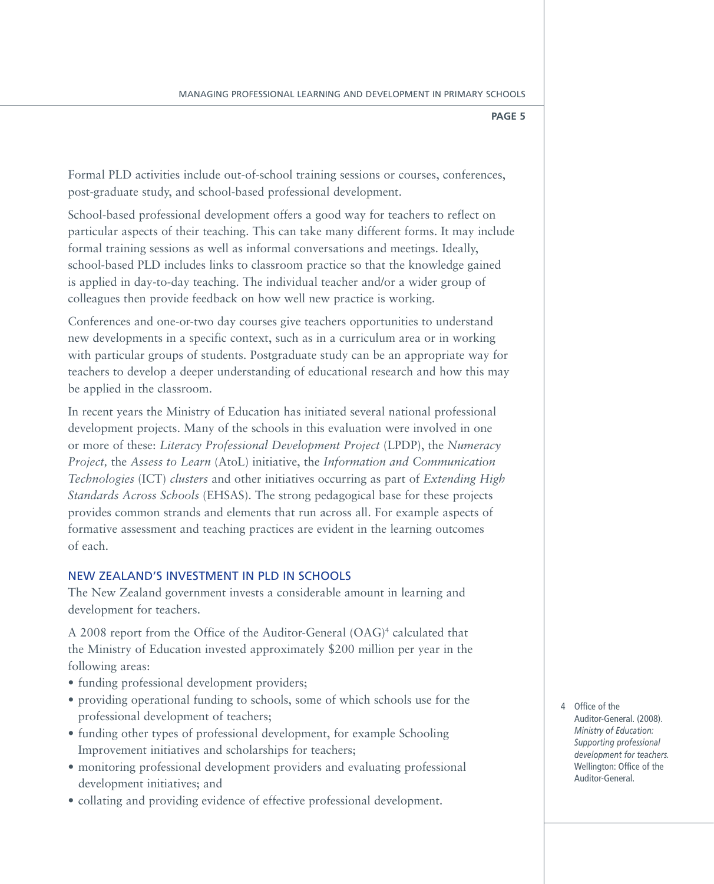Formal PLD activities include out-of-school training sessions or courses, conferences, post-graduate study, and school-based professional development.

School-based professional development offers a good way for teachers to reflect on particular aspects of their teaching. This can take many different forms. It may include formal training sessions as well as informal conversations and meetings. Ideally, school-based PLD includes links to classroom practice so that the knowledge gained is applied in day-to-day teaching. The individual teacher and/or a wider group of colleagues then provide feedback on how well new practice is working.

Conferences and one-or-two day courses give teachers opportunities to understand new developments in a specific context, such as in a curriculum area or in working with particular groups of students. Postgraduate study can be an appropriate way for teachers to develop a deeper understanding of educational research and how this may be applied in the classroom.

In recent years the Ministry of Education has initiated several national professional development projects. Many of the schools in this evaluation were involved in one or more of these: *Literacy Professional Development Project* (LPDP), the *Numeracy Project,* the *Assess to Learn* (AtoL) initiative, the *Information and Communication Technologies* (ICT) *clusters* and other initiatives occurring as part of *Extending High Standards Across Schools* (EHSAS). The strong pedagogical base for these projects provides common strands and elements that run across all. For example aspects of formative assessment and teaching practices are evident in the learning outcomes of each.

## NEW ZEALAND'S INVESTMENT IN PLD IN SCHOOLS

The New Zealand government invests a considerable amount in learning and development for teachers.

A 2008 report from the Office of the Auditor-General (OAG)[4] calculated that the Ministry of Education invested approximately $200 million per year in the following areas:

- funding professional development providers;
- providing operational funding to schools, some of which schools use for the professional development of teachers;
- funding other types of professional development, for example Schooling Improvement initiatives and scholarships for teachers;
- monitoring professional development providers and evaluating professional development initiatives; and
- collating and providing evidence of effective professional development.

4 Office of the Auditor-General. (2008). *Ministry of Education: Supporting professional development for teachers.* Wellington: Office of the Auditor-General.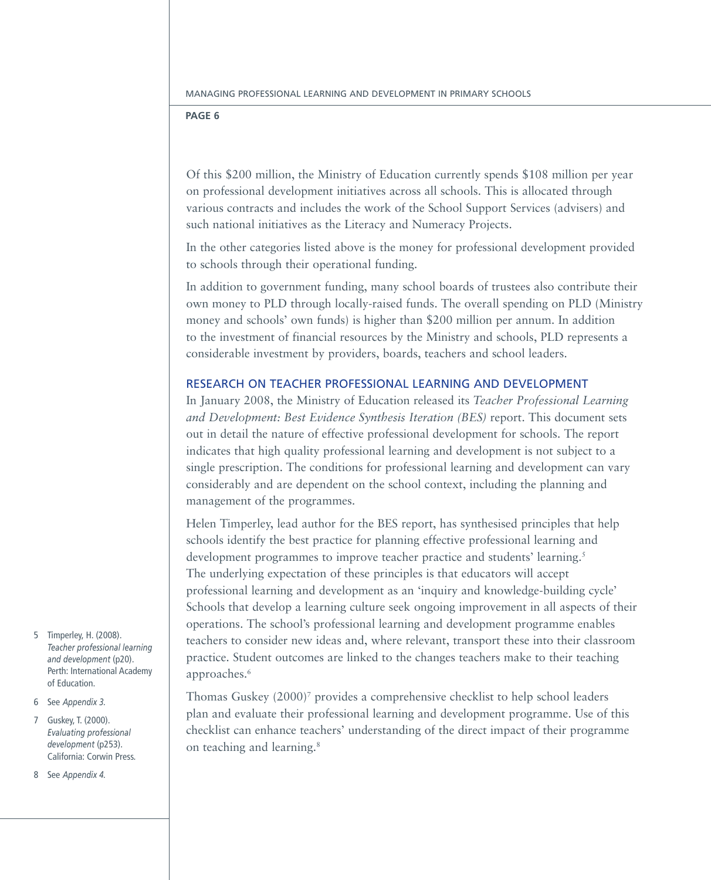Of this $200 million, the Ministry of Education currently spends $108 million per year on professional development initiatives across all schools. This is allocated through various contracts and includes the work of the School Support Services (advisers) and such national initiatives as the Literacy and Numeracy Projects.

In the other categories listed above is the money for professional development provided to schools through their operational funding.

In addition to government funding, many school boards of trustees also contribute their own money to PLD through locally-raised funds. The overall spending on PLD (Ministry money and schools' own funds) is higher than $200 million per annum. In addition to the investment of financial resources by the Ministry and schools, PLD represents a considerable investment by providers, boards, teachers and school leaders.

## RESEARCH ON TEACHER PROFESSIONAL LEARNING AND DEVELOPMENT

In January 2008, the Ministry of Education released its *Teacher Professional Learning and Development: Best Evidence Synthesis Iteration (BES)* report. This document sets out in detail the nature of effective professional development for schools. The report indicates that high quality professional learning and development is not subject to a single prescription. The conditions for professional learning and development can vary considerably and are dependent on the school context, including the planning and management of the programmes.

Helen Timperley, lead author for the BES report, has synthesised principles that help schools identify the best practice for planning effective professional learning and development programmes to improve teacher practice and students' learning.[5] The underlying expectation of these principles is that educators will accept professional learning and development as an 'inquiry and knowledge-building cycle' Schools that develop a learning culture seek ongoing improvement in all aspects of their operations. The school's professional learning and development programme enables teachers to consider new ideas and, where relevant, transport these into their classroom practice. Student outcomes are linked to the changes teachers make to their teaching approaches.[6]

Thomas Guskey (2000)[7] provides a comprehensive checklist to help school leaders plan and evaluate their professional learning and development programme. Use of this checklist can enhance teachers' understanding of the direct impact of their programme on teaching and learning.[8]

---

5 Timperley, H. (2008). *Teacher professional learning and development* (p20). Perth: International Academy of Education.

6 See *Appendix 3.*

7 Guskey, T. (2000). *Evaluating professional development* (p253). California: Corwin Press.

8 See *Appendix 4.*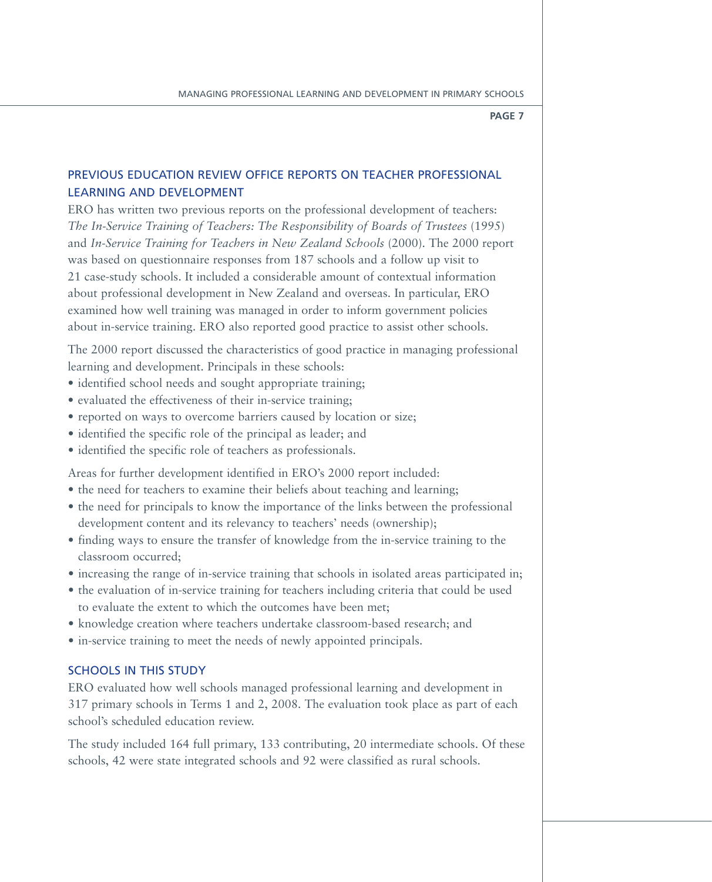## PREVIOUS EDUCATION REVIEW OFFICE REPORTS ON TEACHER PROFESSIONAL LEARNING AND DEVELOPMENT

ERO has written two previous reports on the professional development of teachers: *The In-Service Training of Teachers: The Responsibility of Boards of Trustees* (1995) and *In-Service Training for Teachers in New Zealand Schools* (2000). The 2000 report was based on questionnaire responses from 187 schools and a follow up visit to 21 case-study schools. It included a considerable amount of contextual information about professional development in New Zealand and overseas. In particular, ERO examined how well training was managed in order to inform government policies about in-service training. ERO also reported good practice to assist other schools.

The 2000 report discussed the characteristics of good practice in managing professional learning and development. Principals in these schools:

- identified school needs and sought appropriate training;
- evaluated the effectiveness of their in-service training;
- reported on ways to overcome barriers caused by location or size;
- identified the specific role of the principal as leader; and
- identified the specific role of teachers as professionals.

Areas for further development identified in ERO's 2000 report included:

- the need for teachers to examine their beliefs about teaching and learning;
- the need for principals to know the importance of the links between the professional development content and its relevancy to teachers' needs (ownership);
- finding ways to ensure the transfer of knowledge from the in-service training to the classroom occurred;
- increasing the range of in-service training that schools in isolated areas participated in;
- the evaluation of in-service training for teachers including criteria that could be used to evaluate the extent to which the outcomes have been met;
- knowledge creation where teachers undertake classroom-based research; and
- in-service training to meet the needs of newly appointed principals.

## SCHOOLS IN THIS STUDY

ERO evaluated how well schools managed professional learning and development in 317 primary schools in Terms 1 and 2, 2008. The evaluation took place as part of each school's scheduled education review.

The study included 164 full primary, 133 contributing, 20 intermediate schools. Of these schools, 42 were state integrated schools and 92 were classified as rural schools.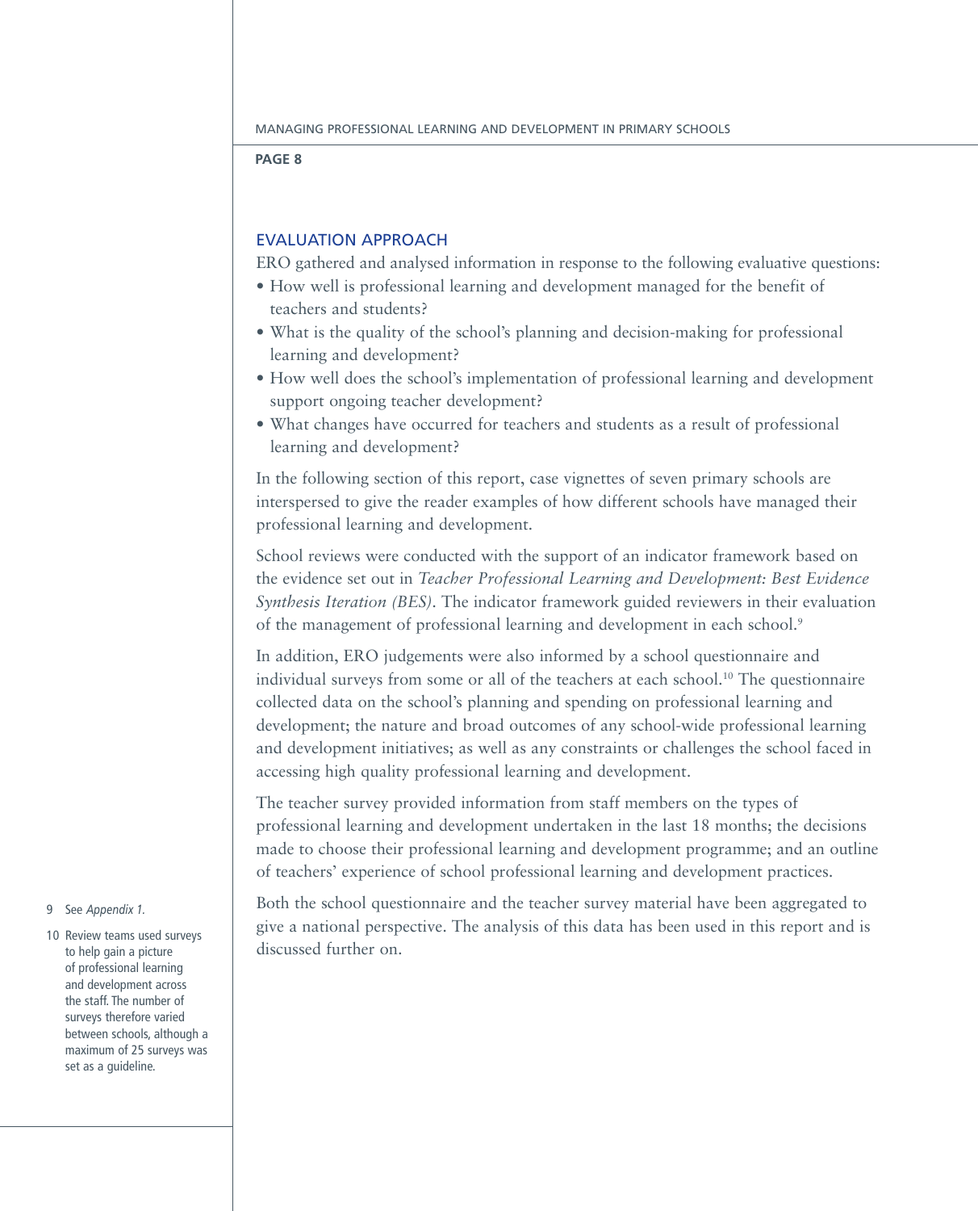## EVALUATION APPROACH

ERO gathered and analysed information in response to the following evaluative questions:

- How well is professional learning and development managed for the benefit of teachers and students?
- What is the quality of the school's planning and decision-making for professional learning and development?
- How well does the school's implementation of professional learning and development support ongoing teacher development?
- What changes have occurred for teachers and students as a result of professional learning and development?

In the following section of this report, case vignettes of seven primary schools are interspersed to give the reader examples of how different schools have managed their professional learning and development.

School reviews were conducted with the support of an indicator framework based on the evidence set out in *Teacher Professional Learning and Development: Best Evidence Synthesis Iteration (BES)*. The indicator framework guided reviewers in their evaluation of the management of professional learning and development in each school.[9]

In addition, ERO judgements were also informed by a school questionnaire and individual surveys from some or all of the teachers at each school.[10] The questionnaire collected data on the school's planning and spending on professional learning and development; the nature and broad outcomes of any school-wide professional learning and development initiatives; as well as any constraints or challenges the school faced in accessing high quality professional learning and development.

The teacher survey provided information from staff members on the types of professional learning and development undertaken in the last 18 months; the decisions made to choose their professional learning and development programme; and an outline of teachers' experience of school professional learning and development practices.

Both the school questionnaire and the teacher survey material have been aggregated to give a national perspective. The analysis of this data has been used in this report and is discussed further on.

9 See *Appendix 1*.

10 Review teams used surveys to help gain a picture of professional learning and development across the staff. The number of surveys therefore varied between schools, although a maximum of 25 surveys was set as a guideline.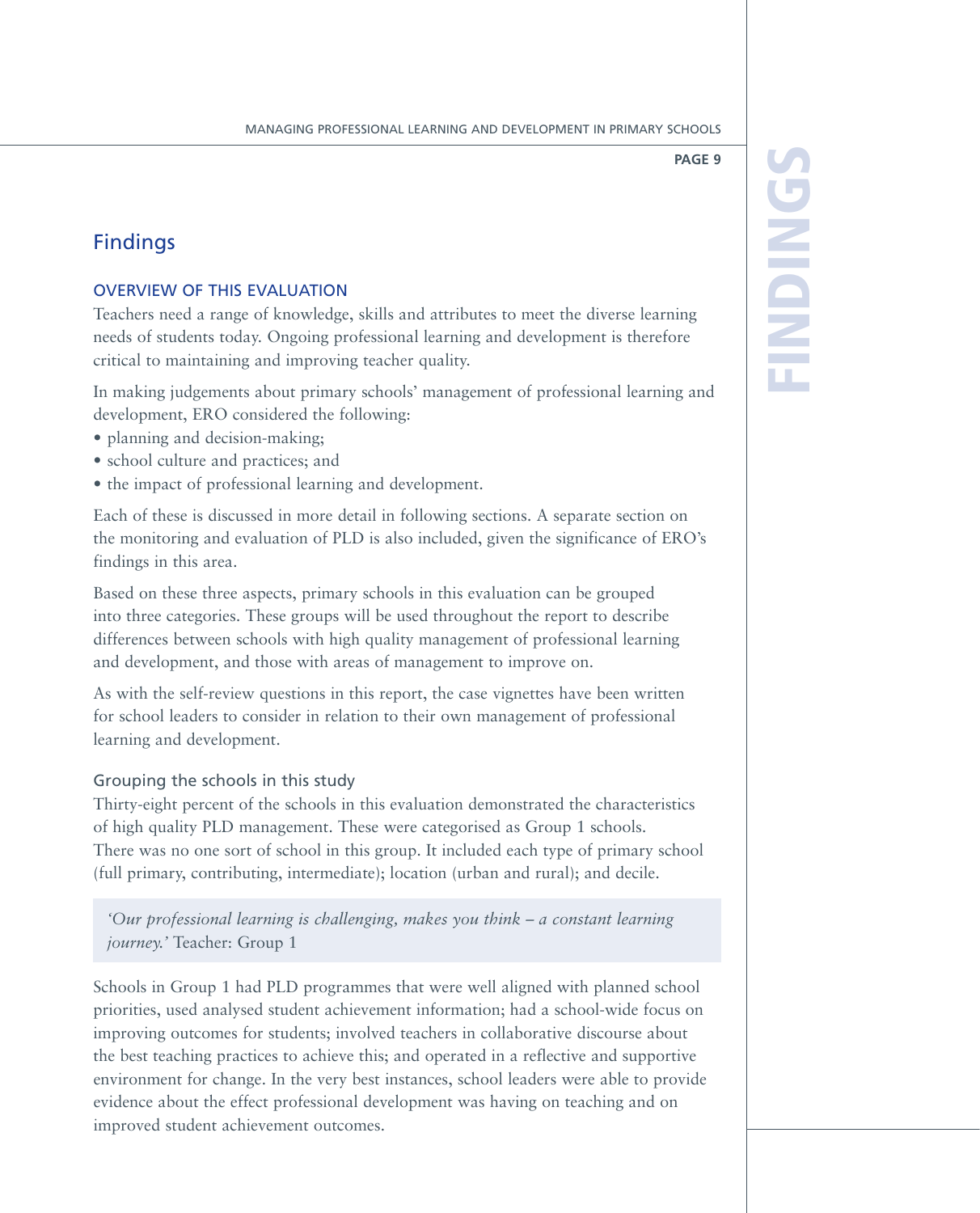# Findings

## OVERVIEW OF THIS EVALUATION

Teachers need a range of knowledge, skills and attributes to meet the diverse learning needs of students today. Ongoing professional learning and development is therefore critical to maintaining and improving teacher quality.

In making judgements about primary schools' management of professional learning and development, ERO considered the following:

- planning and decision-making;
- school culture and practices; and
- the impact of professional learning and development.

Each of these is discussed in more detail in following sections. A separate section on the monitoring and evaluation of PLD is also included, given the significance of ERO's findings in this area.

Based on these three aspects, primary schools in this evaluation can be grouped into three categories. These groups will be used throughout the report to describe differences between schools with high quality management of professional learning and development, and those with areas of management to improve on.

As with the self-review questions in this report, the case vignettes have been written for school leaders to consider in relation to their own management of professional learning and development.

### Grouping the schools in this study

Thirty-eight percent of the schools in this evaluation demonstrated the characteristics of high quality PLD management. These were categorised as Group 1 schools. There was no one sort of school in this group. It included each type of primary school (full primary, contributing, intermediate); location (urban and rural); and decile.

> *'Our professional learning is challenging, makes you think – a constant learning journey.'* Teacher: Group 1

Schools in Group 1 had PLD programmes that were well aligned with planned school priorities, used analysed student achievement information; had a school-wide focus on improving outcomes for students; involved teachers in collaborative discourse about the best teaching practices to achieve this; and operated in a reflective and supportive environment for change. In the very best instances, school leaders were able to provide evidence about the effect professional development was having on teaching and on improved student achievement outcomes.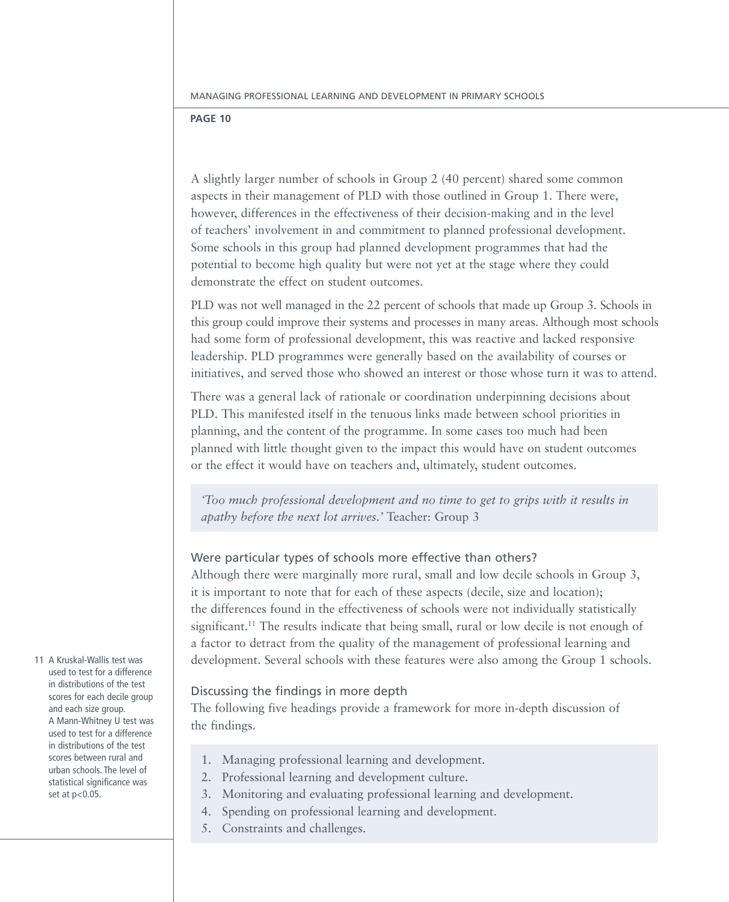A slightly larger number of schools in Group 2 (40 percent) shared some common aspects in their management of PLD with those outlined in Group 1. There were, however, differences in the effectiveness of their decision-making and in the level of teachers' involvement in and commitment to planned professional development. Some schools in this group had planned development programmes that had the potential to become high quality but were not yet at the stage where they could demonstrate the effect on student outcomes.

PLD was not well managed in the 22 percent of schools that made up Group 3. Schools in this group could improve their systems and processes in many areas. Although most schools had some form of professional development, this was reactive and lacked responsive leadership. PLD programmes were generally based on the availability of courses or initiatives, and served those who showed an interest or those whose turn it was to attend.

There was a general lack of rationale or coordination underpinning decisions about PLD. This manifested itself in the tenuous links made between school priorities in planning, and the content of the programme. In some cases too much had been planned with little thought given to the impact this would have on student outcomes or the effect it would have on teachers and, ultimately, student outcomes.

> *'Too much professional development and no time to get to grips with it results in apathy before the next lot arrives.'* Teacher: Group 3

### Were particular types of schools more effective than others?

Although there were marginally more rural, small and low decile schools in Group 3, it is important to note that for each of these aspects (decile, size and location); the differences found in the effectiveness of schools were not individually statistically significant.[11] The results indicate that being small, rural or low decile is not enough of a factor to detract from the quality of the management of professional learning and development. Several schools with these features were also among the Group 1 schools.

### Discussing the findings in more depth

The following five headings provide a framework for more in-depth discussion of the findings.

1. Managing professional learning and development.
2. Professional learning and development culture.
3. Monitoring and evaluating professional learning and development.
4. Spending on professional learning and development.
5. Constraints and challenges.

11 A Kruskal-Wallis test was used to test for a difference in distributions of the test scores for each decile group and each size group. A Mann-Whitney U test was used to test for a difference in distributions of the test scores between rural and urban schools. The level of statistical significance was set at $p<0.05$.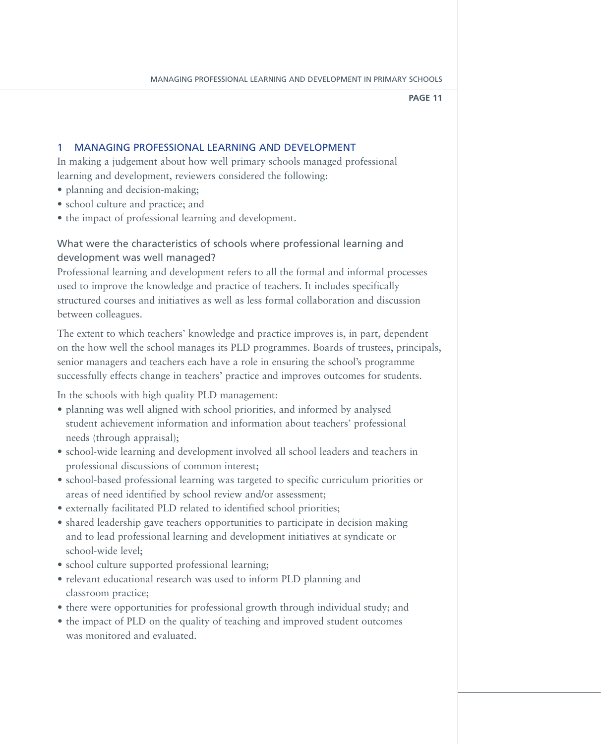## 1 MANAGING PROFESSIONAL LEARNING AND DEVELOPMENT

In making a judgement about how well primary schools managed professional learning and development, reviewers considered the following:

- planning and decision-making;
- school culture and practice; and
- the impact of professional learning and development.

### What were the characteristics of schools where professional learning and development was well managed?

Professional learning and development refers to all the formal and informal processes used to improve the knowledge and practice of teachers. It includes specifically structured courses and initiatives as well as less formal collaboration and discussion between colleagues.

The extent to which teachers' knowledge and practice improves is, in part, dependent on the how well the school manages its PLD programmes. Boards of trustees, principals, senior managers and teachers each have a role in ensuring the school's programme successfully effects change in teachers' practice and improves outcomes for students.

In the schools with high quality PLD management:

- planning was well aligned with school priorities, and informed by analysed student achievement information and information about teachers' professional needs (through appraisal);
- school-wide learning and development involved all school leaders and teachers in professional discussions of common interest;
- school-based professional learning was targeted to specific curriculum priorities or areas of need identified by school review and/or assessment;
- externally facilitated PLD related to identified school priorities;
- shared leadership gave teachers opportunities to participate in decision making and to lead professional learning and development initiatives at syndicate or school-wide level;
- school culture supported professional learning;
- relevant educational research was used to inform PLD planning and classroom practice;
- there were opportunities for professional growth through individual study; and
- the impact of PLD on the quality of teaching and improved student outcomes was monitored and evaluated.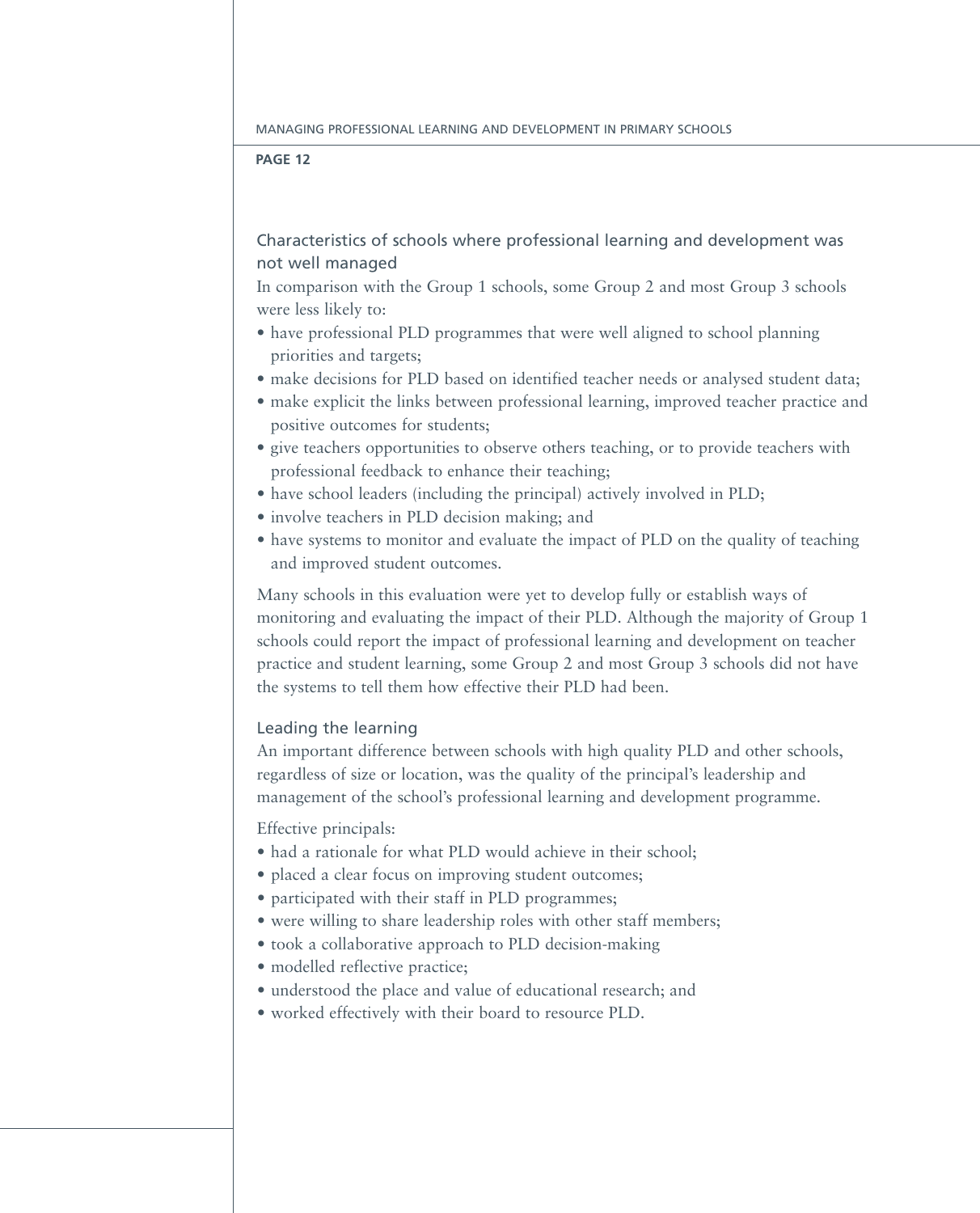### Characteristics of schools where professional learning and development was not well managed

In comparison with the Group 1 schools, some Group 2 and most Group 3 schools were less likely to:

- have professional PLD programmes that were well aligned to school planning priorities and targets;
- make decisions for PLD based on identified teacher needs or analysed student data;
- make explicit the links between professional learning, improved teacher practice and positive outcomes for students;
- give teachers opportunities to observe others teaching, or to provide teachers with professional feedback to enhance their teaching;
- have school leaders (including the principal) actively involved in PLD;
- involve teachers in PLD decision making; and
- have systems to monitor and evaluate the impact of PLD on the quality of teaching and improved student outcomes.

Many schools in this evaluation were yet to develop fully or establish ways of monitoring and evaluating the impact of their PLD. Although the majority of Group 1 schools could report the impact of professional learning and development on teacher practice and student learning, some Group 2 and most Group 3 schools did not have the systems to tell them how effective their PLD had been.

### Leading the learning

An important difference between schools with high quality PLD and other schools, regardless of size or location, was the quality of the principal's leadership and management of the school's professional learning and development programme.

Effective principals:

- had a rationale for what PLD would achieve in their school;
- placed a clear focus on improving student outcomes;
- participated with their staff in PLD programmes;
- were willing to share leadership roles with other staff members;
- took a collaborative approach to PLD decision-making
- modelled reflective practice;
- understood the place and value of educational research; and
- worked effectively with their board to resource PLD.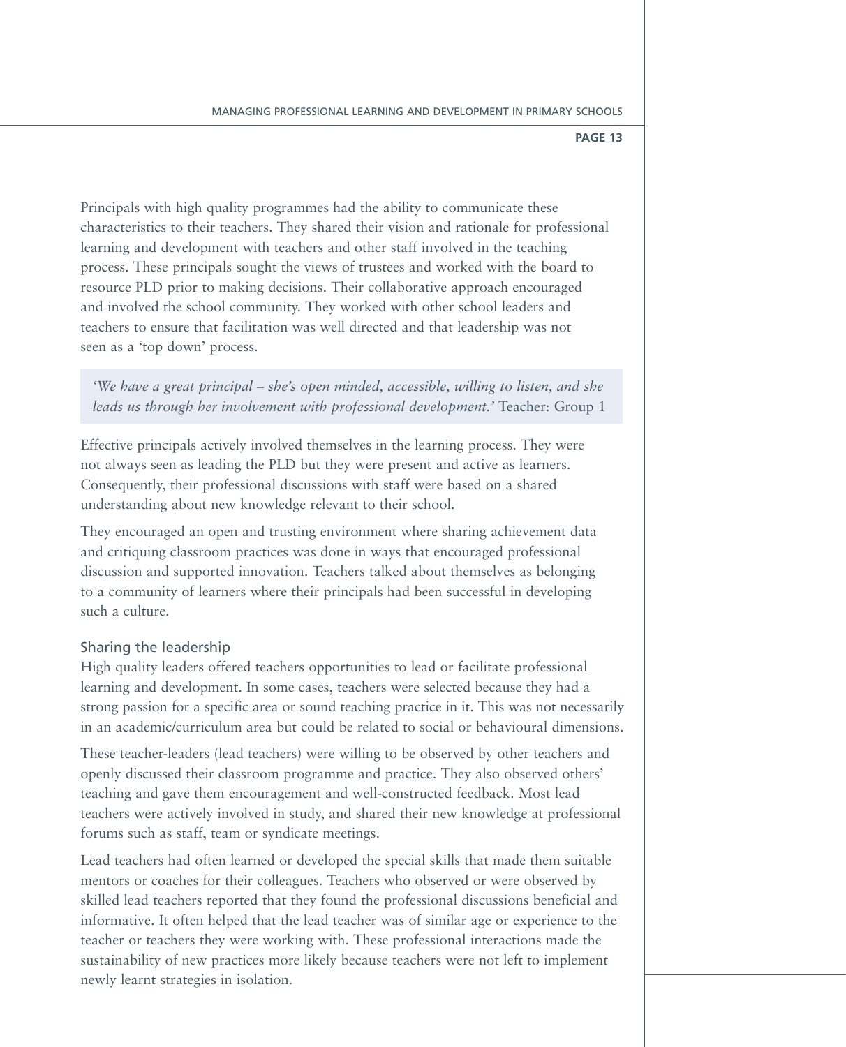Principals with high quality programmes had the ability to communicate these characteristics to their teachers. They shared their vision and rationale for professional learning and development with teachers and other staff involved in the teaching process. These principals sought the views of trustees and worked with the board to resource PLD prior to making decisions. Their collaborative approach encouraged and involved the school community. They worked with other school leaders and teachers to ensure that facilitation was well directed and that leadership was not seen as a 'top down' process.

> *'We have a great principal – she's open minded, accessible, willing to listen, and she leads us through her involvement with professional development.'* Teacher: Group 1

Effective principals actively involved themselves in the learning process. They were not always seen as leading the PLD but they were present and active as learners. Consequently, their professional discussions with staff were based on a shared understanding about new knowledge relevant to their school.

They encouraged an open and trusting environment where sharing achievement data and critiquing classroom practices was done in ways that encouraged professional discussion and supported innovation. Teachers talked about themselves as belonging to a community of learners where their principals had been successful in developing such a culture.

### Sharing the leadership

High quality leaders offered teachers opportunities to lead or facilitate professional learning and development. In some cases, teachers were selected because they had a strong passion for a specific area or sound teaching practice in it. This was not necessarily in an academic/curriculum area but could be related to social or behavioural dimensions.

These teacher-leaders (lead teachers) were willing to be observed by other teachers and openly discussed their classroom programme and practice. They also observed others' teaching and gave them encouragement and well-constructed feedback. Most lead teachers were actively involved in study, and shared their new knowledge at professional forums such as staff, team or syndicate meetings.

Lead teachers had often learned or developed the special skills that made them suitable mentors or coaches for their colleagues. Teachers who observed or were observed by skilled lead teachers reported that they found the professional discussions beneficial and informative. It often helped that the lead teacher was of similar age or experience to the teacher or teachers they were working with. These professional interactions made the sustainability of new practices more likely because teachers were not left to implement newly learnt strategies in isolation.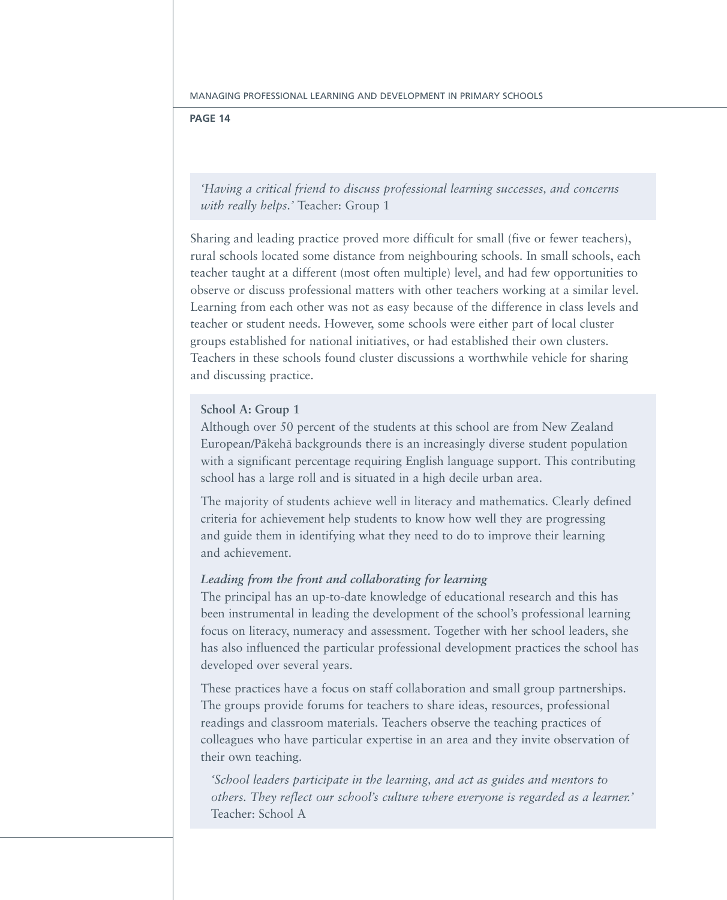*'Having a critical friend to discuss professional learning successes, and concerns with really helps.'* Teacher: Group 1

Sharing and leading practice proved more difficult for small (five or fewer teachers), rural schools located some distance from neighbouring schools. In small schools, each teacher taught at a different (most often multiple) level, and had few opportunities to observe or discuss professional matters with other teachers working at a similar level. Learning from each other was not as easy because of the difference in class levels and teacher or student needs. However, some schools were either part of local cluster groups established for national initiatives, or had established their own clusters. Teachers in these schools found cluster discussions a worthwhile vehicle for sharing and discussing practice.

**School A: Group 1**

Although over 50 percent of the students at this school are from New Zealand European/Pākehā backgrounds there is an increasingly diverse student population with a significant percentage requiring English language support. This contributing school has a large roll and is situated in a high decile urban area.

The majority of students achieve well in literacy and mathematics. Clearly defined criteria for achievement help students to know how well they are progressing and guide them in identifying what they need to do to improve their learning and achievement.

***Leading from the front and collaborating for learning***

The principal has an up-to-date knowledge of educational research and this has been instrumental in leading the development of the school's professional learning focus on literacy, numeracy and assessment. Together with her school leaders, she has also influenced the particular professional development practices the school has developed over several years.

These practices have a focus on staff collaboration and small group partnerships. The groups provide forums for teachers to share ideas, resources, professional readings and classroom materials. Teachers observe the teaching practices of colleagues who have particular expertise in an area and they invite observation of their own teaching.

> *'School leaders participate in the learning, and act as guides and mentors to others. They reflect our school's culture where everyone is regarded as a learner.'* Teacher: School A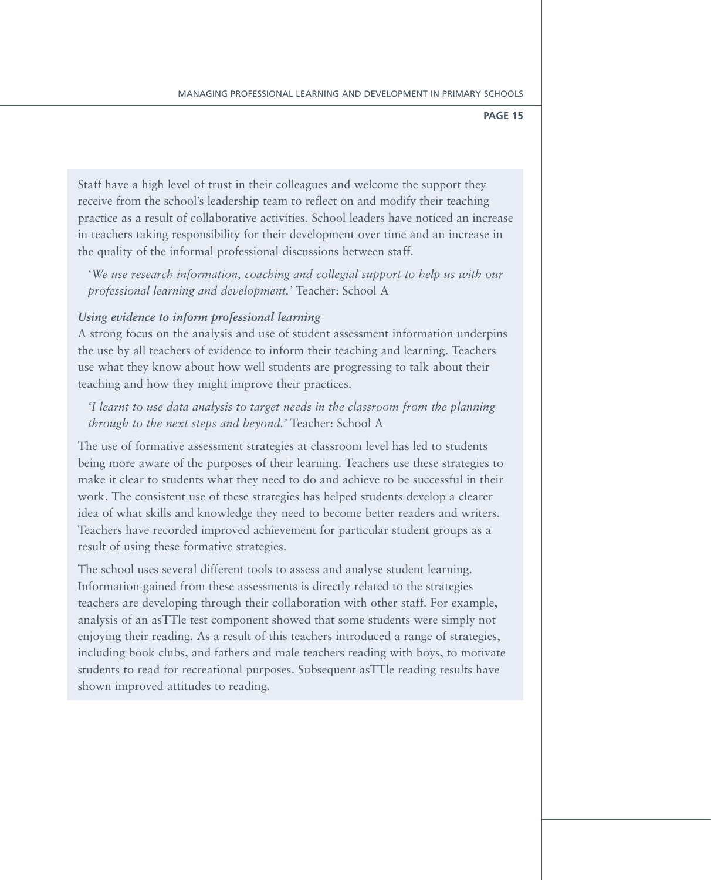Staff have a high level of trust in their colleagues and welcome the support they receive from the school's leadership team to reflect on and modify their teaching practice as a result of collaborative activities. School leaders have noticed an increase in teachers taking responsibility for their development over time and an increase in the quality of the informal professional discussions between staff.

> *'We use research information, coaching and collegial support to help us with our professional learning and development.'* Teacher: School A

***Using evidence to inform professional learning***

A strong focus on the analysis and use of student assessment information underpins the use by all teachers of evidence to inform their teaching and learning. Teachers use what they know about how well students are progressing to talk about their teaching and how they might improve their practices.

> *'I learnt to use data analysis to target needs in the classroom from the planning through to the next steps and beyond.'* Teacher: School A

The use of formative assessment strategies at classroom level has led to students being more aware of the purposes of their learning. Teachers use these strategies to make it clear to students what they need to do and achieve to be successful in their work. The consistent use of these strategies has helped students develop a clearer idea of what skills and knowledge they need to become better readers and writers. Teachers have recorded improved achievement for particular student groups as a result of using these formative strategies.

The school uses several different tools to assess and analyse student learning. Information gained from these assessments is directly related to the strategies teachers are developing through their collaboration with other staff. For example, analysis of an asTTle test component showed that some students were simply not enjoying their reading. As a result of this teachers introduced a range of strategies, including book clubs, and fathers and male teachers reading with boys, to motivate students to read for recreational purposes. Subsequent asTTle reading results have shown improved attitudes to reading.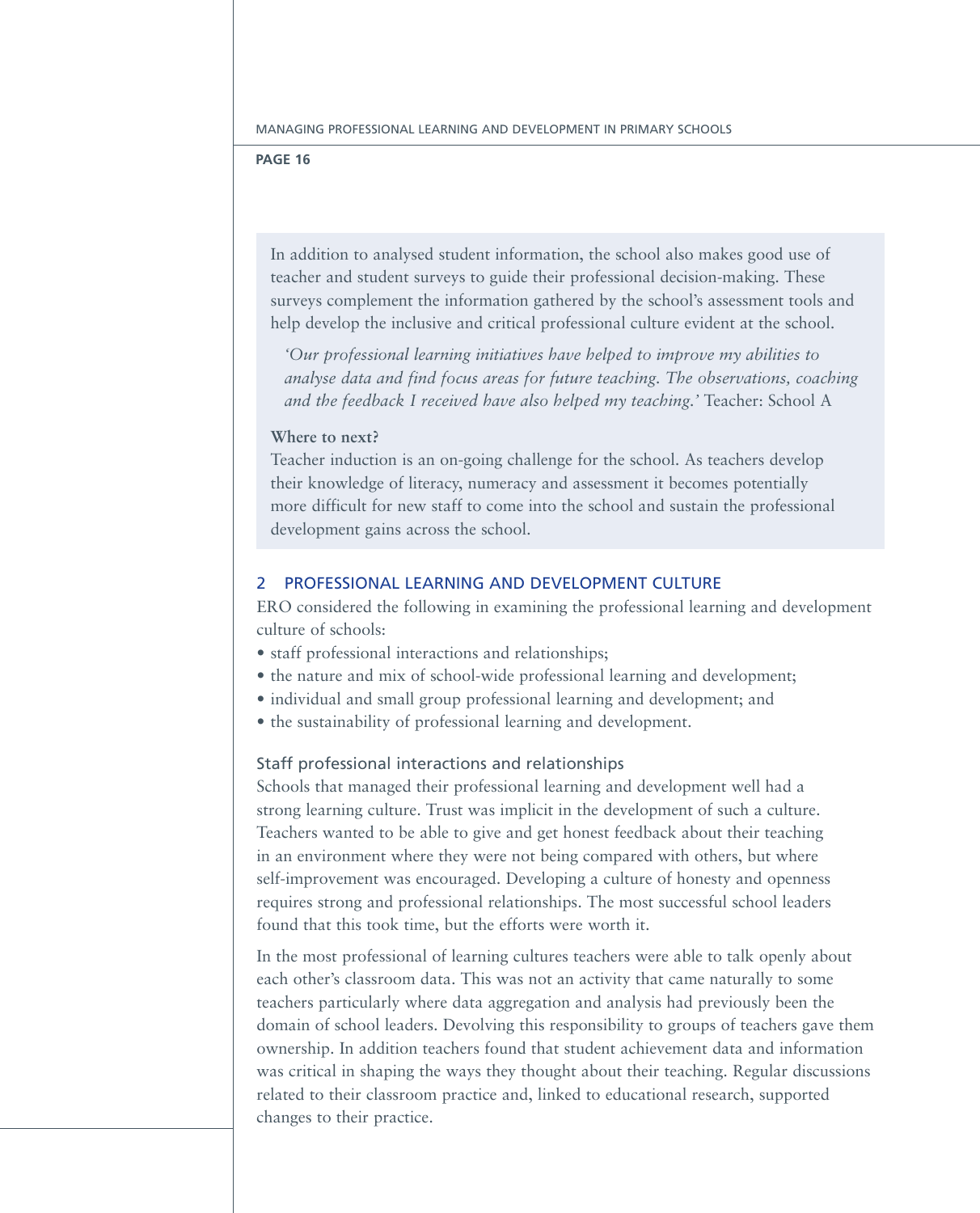In addition to analysed student information, the school also makes good use of teacher and student surveys to guide their professional decision-making. These surveys complement the information gathered by the school's assessment tools and help develop the inclusive and critical professional culture evident at the school.

> *'Our professional learning initiatives have helped to improve my abilities to analyse data and find focus areas for future teaching. The observations, coaching and the feedback I received have also helped my teaching.'* Teacher: School A

**Where to next?**

Teacher induction is an on-going challenge for the school. As teachers develop their knowledge of literacy, numeracy and assessment it becomes potentially more difficult for new staff to come into the school and sustain the professional development gains across the school.

## 2 PROFESSIONAL LEARNING AND DEVELOPMENT CULTURE

ERO considered the following in examining the professional learning and development culture of schools:

- staff professional interactions and relationships;
- the nature and mix of school-wide professional learning and development;
- individual and small group professional learning and development; and
- the sustainability of professional learning and development.

### Staff professional interactions and relationships

Schools that managed their professional learning and development well had a strong learning culture. Trust was implicit in the development of such a culture. Teachers wanted to be able to give and get honest feedback about their teaching in an environment where they were not being compared with others, but where self-improvement was encouraged. Developing a culture of honesty and openness requires strong and professional relationships. The most successful school leaders found that this took time, but the efforts were worth it.

In the most professional of learning cultures teachers were able to talk openly about each other's classroom data. This was not an activity that came naturally to some teachers particularly where data aggregation and analysis had previously been the domain of school leaders. Devolving this responsibility to groups of teachers gave them ownership. In addition teachers found that student achievement data and information was critical in shaping the ways they thought about their teaching. Regular discussions related to their classroom practice and, linked to educational research, supported changes to their practice.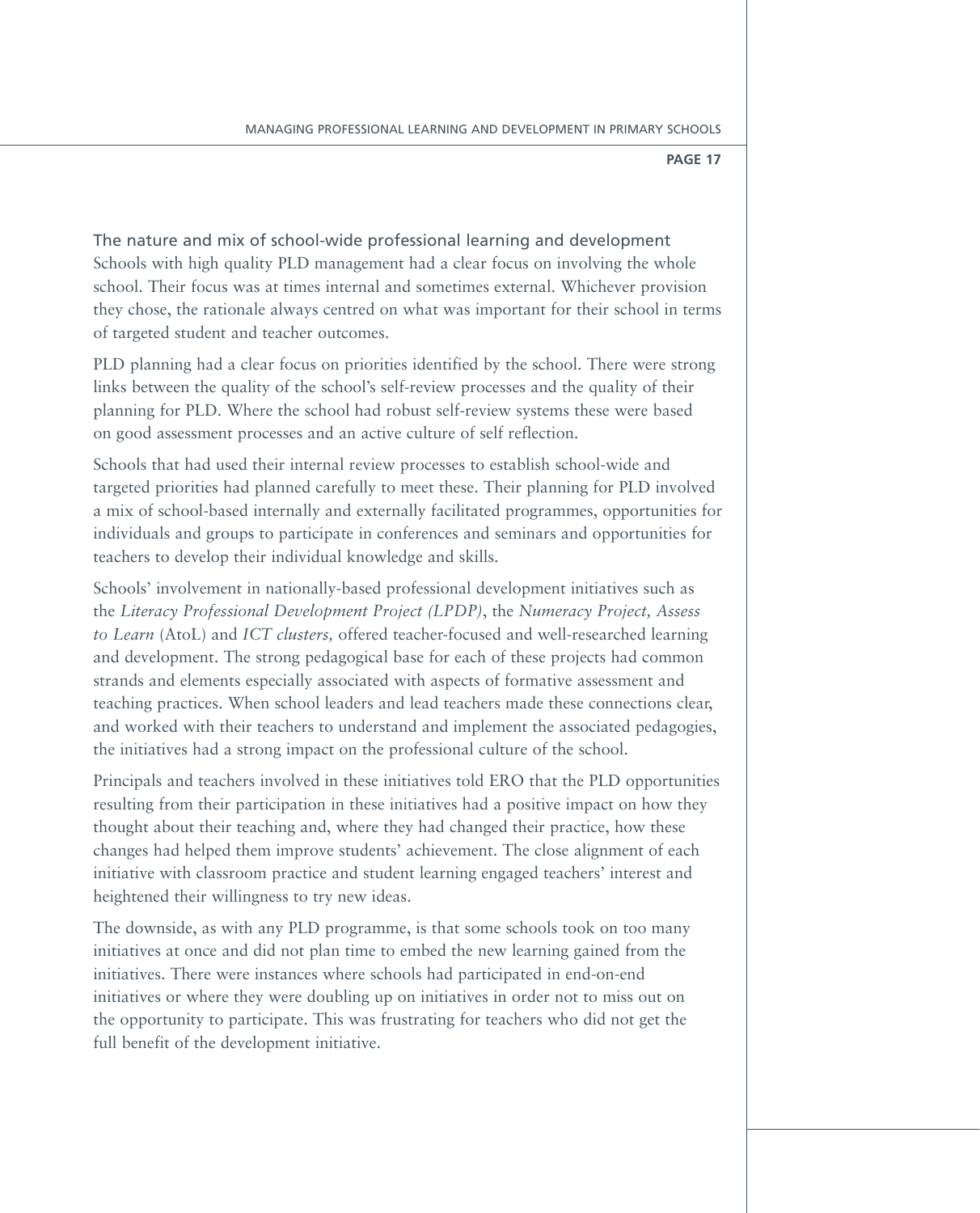## The nature and mix of school-wide professional learning and development

Schools with high quality PLD management had a clear focus on involving the whole school. Their focus was at times internal and sometimes external. Whichever provision they chose, the rationale always centred on what was important for their school in terms of targeted student and teacher outcomes.

PLD planning had a clear focus on priorities identified by the school. There were strong links between the quality of the school's self-review processes and the quality of their planning for PLD. Where the school had robust self-review systems these were based on good assessment processes and an active culture of self reflection.

Schools that had used their internal review processes to establish school-wide and targeted priorities had planned carefully to meet these. Their planning for PLD involved a mix of school-based internally and externally facilitated programmes, opportunities for individuals and groups to participate in conferences and seminars and opportunities for teachers to develop their individual knowledge and skills.

Schools' involvement in nationally-based professional development initiatives such as the *Literacy Professional Development Project (LPDP)*, the *Numeracy Project, Assess to Learn* (AtoL) and *ICT clusters,* offered teacher-focused and well-researched learning and development. The strong pedagogical base for each of these projects had common strands and elements especially associated with aspects of formative assessment and teaching practices. When school leaders and lead teachers made these connections clear, and worked with their teachers to understand and implement the associated pedagogies, the initiatives had a strong impact on the professional culture of the school.

Principals and teachers involved in these initiatives told ERO that the PLD opportunities resulting from their participation in these initiatives had a positive impact on how they thought about their teaching and, where they had changed their practice, how these changes had helped them improve students' achievement. The close alignment of each initiative with classroom practice and student learning engaged teachers' interest and heightened their willingness to try new ideas.

The downside, as with any PLD programme, is that some schools took on too many initiatives at once and did not plan time to embed the new learning gained from the initiatives. There were instances where schools had participated in end-on-end initiatives or where they were doubling up on initiatives in order not to miss out on the opportunity to participate. This was frustrating for teachers who did not get the full benefit of the development initiative.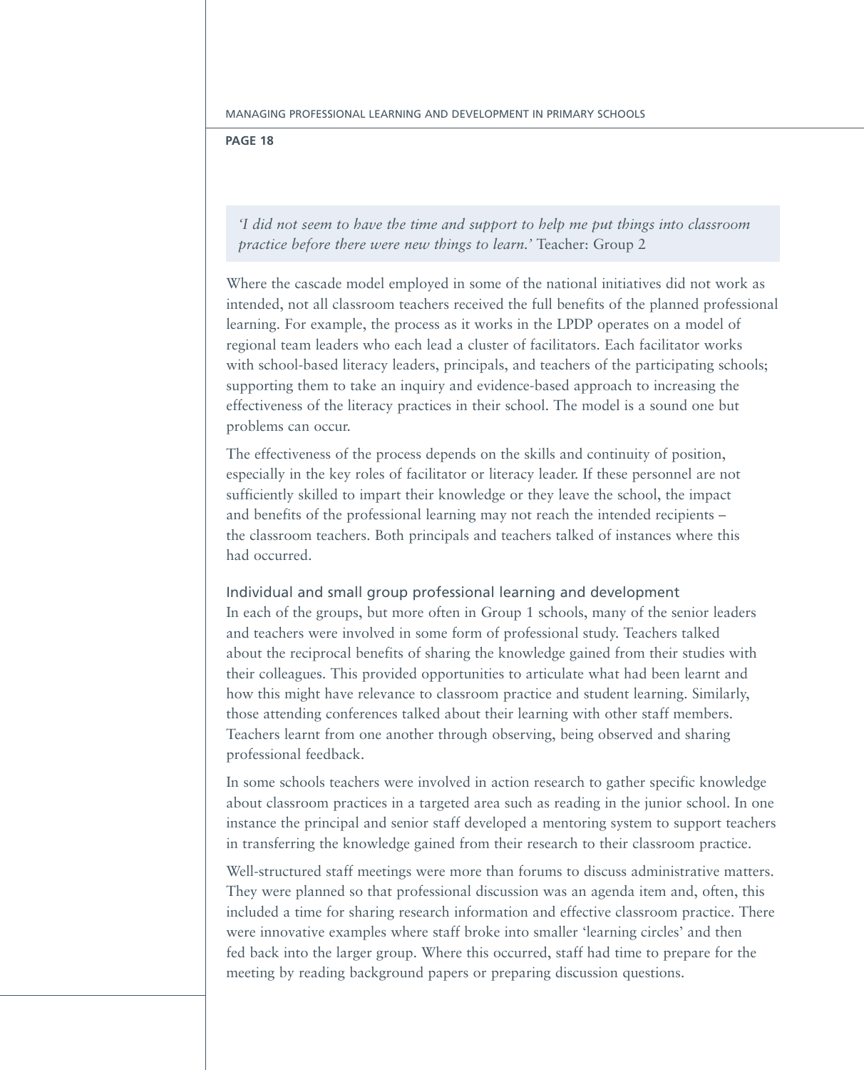*'I did not seem to have the time and support to help me put things into classroom practice before there were new things to learn.'* Teacher: Group 2

Where the cascade model employed in some of the national initiatives did not work as intended, not all classroom teachers received the full benefits of the planned professional learning. For example, the process as it works in the LPDP operates on a model of regional team leaders who each lead a cluster of facilitators. Each facilitator works with school-based literacy leaders, principals, and teachers of the participating schools; supporting them to take an inquiry and evidence-based approach to increasing the effectiveness of the literacy practices in their school. The model is a sound one but problems can occur.

The effectiveness of the process depends on the skills and continuity of position, especially in the key roles of facilitator or literacy leader. If these personnel are not sufficiently skilled to impart their knowledge or they leave the school, the impact and benefits of the professional learning may not reach the intended recipients – the classroom teachers. Both principals and teachers talked of instances where this had occurred.

### Individual and small group professional learning and development

In each of the groups, but more often in Group 1 schools, many of the senior leaders and teachers were involved in some form of professional study. Teachers talked about the reciprocal benefits of sharing the knowledge gained from their studies with their colleagues. This provided opportunities to articulate what had been learnt and how this might have relevance to classroom practice and student learning. Similarly, those attending conferences talked about their learning with other staff members. Teachers learnt from one another through observing, being observed and sharing professional feedback.

In some schools teachers were involved in action research to gather specific knowledge about classroom practices in a targeted area such as reading in the junior school. In one instance the principal and senior staff developed a mentoring system to support teachers in transferring the knowledge gained from their research to their classroom practice.

Well-structured staff meetings were more than forums to discuss administrative matters. They were planned so that professional discussion was an agenda item and, often, this included a time for sharing research information and effective classroom practice. There were innovative examples where staff broke into smaller 'learning circles' and then fed back into the larger group. Where this occurred, staff had time to prepare for the meeting by reading background papers or preparing discussion questions.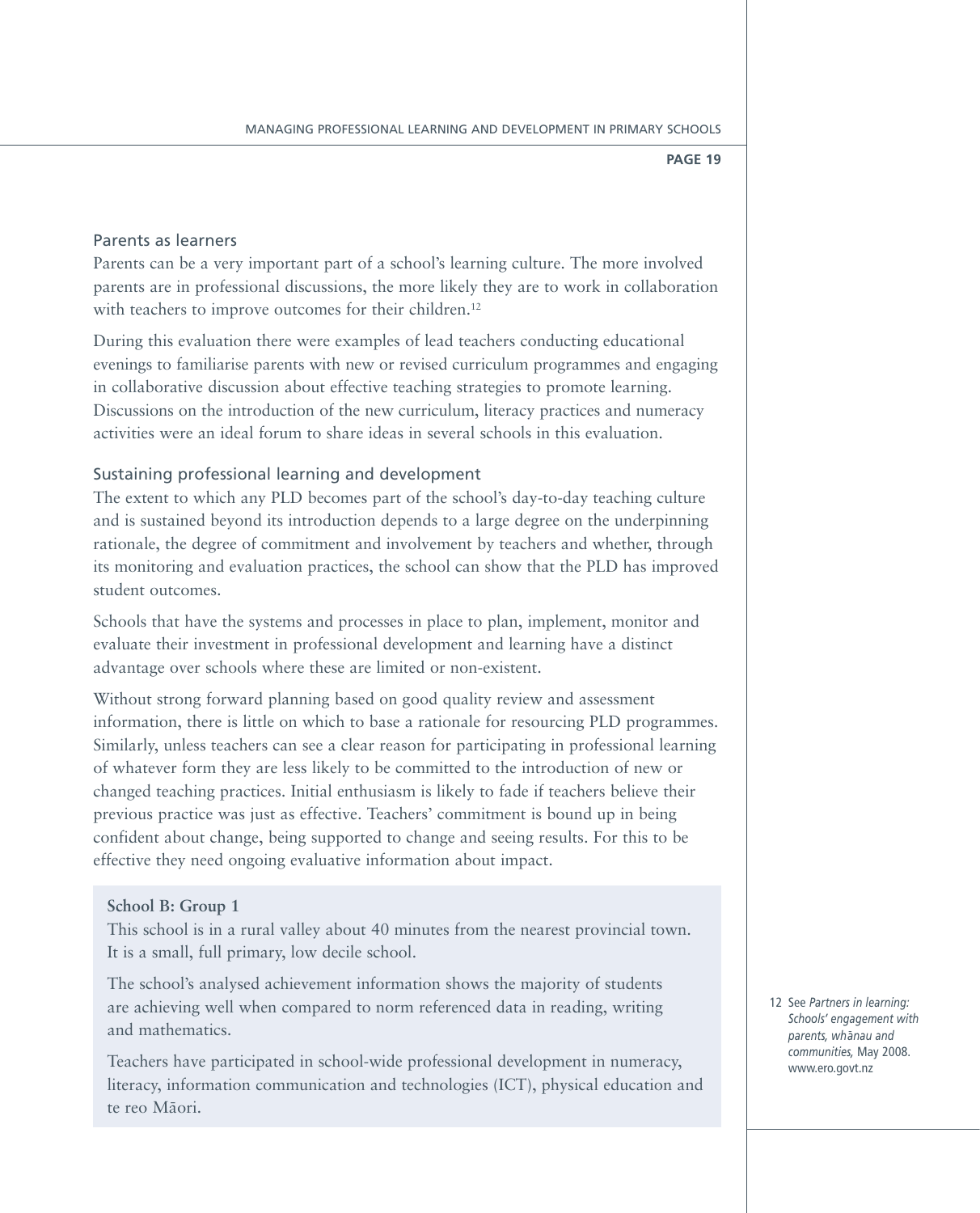### Parents as learners

Parents can be a very important part of a school's learning culture. The more involved parents are in professional discussions, the more likely they are to work in collaboration with teachers to improve outcomes for their children.[12]

During this evaluation there were examples of lead teachers conducting educational evenings to familiarise parents with new or revised curriculum programmes and engaging in collaborative discussion about effective teaching strategies to promote learning. Discussions on the introduction of the new curriculum, literacy practices and numeracy activities were an ideal forum to share ideas in several schools in this evaluation.

### Sustaining professional learning and development

The extent to which any PLD becomes part of the school's day-to-day teaching culture and is sustained beyond its introduction depends to a large degree on the underpinning rationale, the degree of commitment and involvement by teachers and whether, through its monitoring and evaluation practices, the school can show that the PLD has improved student outcomes.

Schools that have the systems and processes in place to plan, implement, monitor and evaluate their investment in professional development and learning have a distinct advantage over schools where these are limited or non-existent.

Without strong forward planning based on good quality review and assessment information, there is little on which to base a rationale for resourcing PLD programmes. Similarly, unless teachers can see a clear reason for participating in professional learning of whatever form they are less likely to be committed to the introduction of new or changed teaching practices. Initial enthusiasm is likely to fade if teachers believe their previous practice was just as effective. Teachers' commitment is bound up in being confident about change, being supported to change and seeing results. For this to be effective they need ongoing evaluative information about impact.

**School B: Group 1**

This school is in a rural valley about 40 minutes from the nearest provincial town. It is a small, full primary, low decile school.

The school's analysed achievement information shows the majority of students are achieving well when compared to norm referenced data in reading, writing and mathematics.

Teachers have participated in school-wide professional development in numeracy, literacy, information communication and technologies (ICT), physical education and te reo Māori.

12 See *Partners in learning: Schools' engagement with parents, whānau and communities,* May 2008. www.ero.govt.nz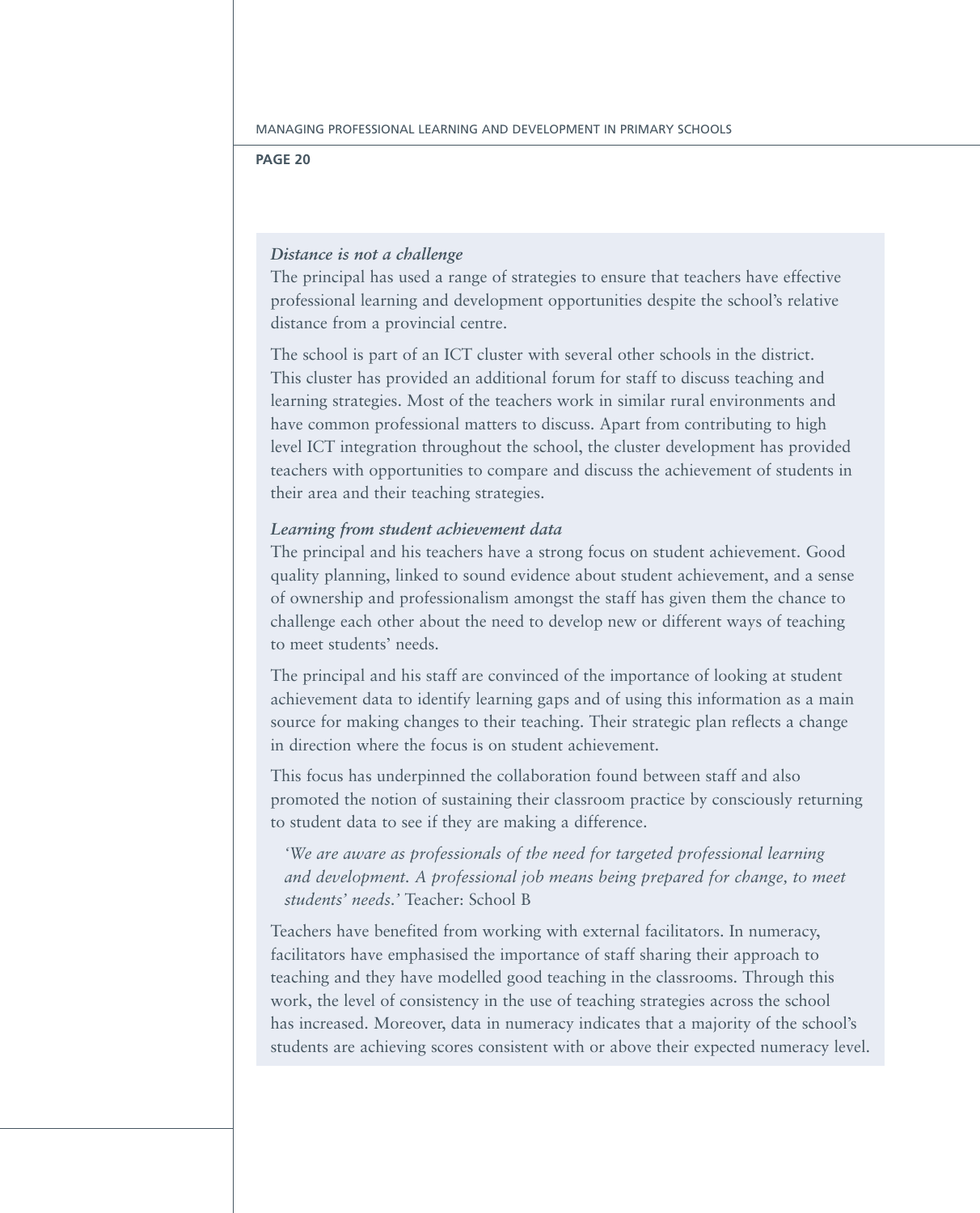*Distance is not a challenge*

The principal has used a range of strategies to ensure that teachers have effective professional learning and development opportunities despite the school's relative distance from a provincial centre.

The school is part of an ICT cluster with several other schools in the district. This cluster has provided an additional forum for staff to discuss teaching and learning strategies. Most of the teachers work in similar rural environments and have common professional matters to discuss. Apart from contributing to high level ICT integration throughout the school, the cluster development has provided teachers with opportunities to compare and discuss the achievement of students in their area and their teaching strategies.

*Learning from student achievement data*

The principal and his teachers have a strong focus on student achievement. Good quality planning, linked to sound evidence about student achievement, and a sense of ownership and professionalism amongst the staff has given them the chance to challenge each other about the need to develop new or different ways of teaching to meet students' needs.

The principal and his staff are convinced of the importance of looking at student achievement data to identify learning gaps and of using this information as a main source for making changes to their teaching. Their strategic plan reflects a change in direction where the focus is on student achievement.

This focus has underpinned the collaboration found between staff and also promoted the notion of sustaining their classroom practice by consciously returning to student data to see if they are making a difference.

> *'We are aware as professionals of the need for targeted professional learning and development. A professional job means being prepared for change, to meet students' needs.'* Teacher: School B

Teachers have benefited from working with external facilitators. In numeracy, facilitators have emphasised the importance of staff sharing their approach to teaching and they have modelled good teaching in the classrooms. Through this work, the level of consistency in the use of teaching strategies across the school has increased. Moreover, data in numeracy indicates that a majority of the school's students are achieving scores consistent with or above their expected numeracy level.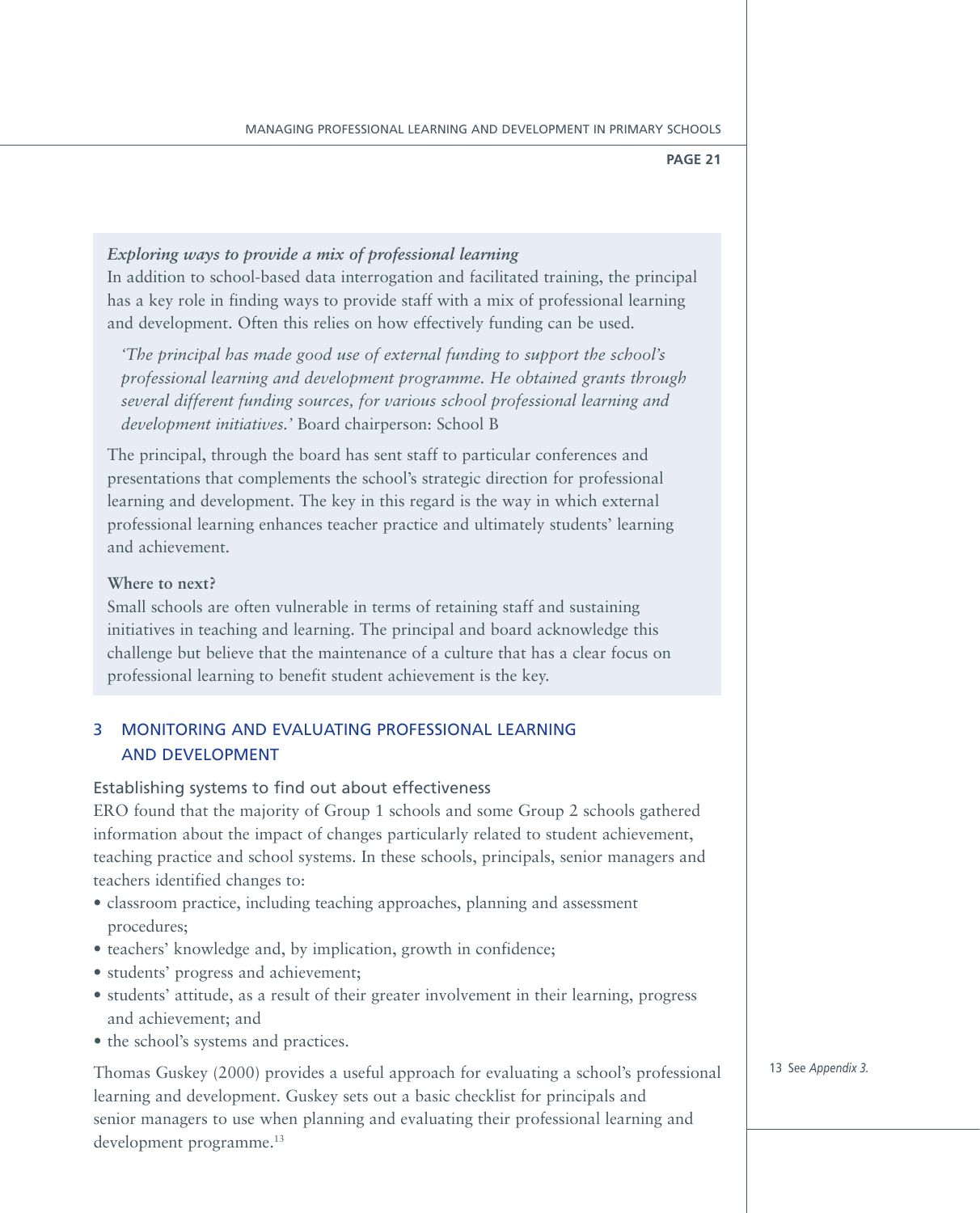*Exploring ways to provide a mix of professional learning*

In addition to school-based data interrogation and facilitated training, the principal has a key role in finding ways to provide staff with a mix of professional learning and development. Often this relies on how effectively funding can be used.

> *'The principal has made good use of external funding to support the school's professional learning and development programme. He obtained grants through several different funding sources, for various school professional learning and development initiatives.'* Board chairperson: School B

The principal, through the board has sent staff to particular conferences and presentations that complements the school's strategic direction for professional learning and development. The key in this regard is the way in which external professional learning enhances teacher practice and ultimately students' learning and achievement.

**Where to next?**

Small schools are often vulnerable in terms of retaining staff and sustaining initiatives in teaching and learning. The principal and board acknowledge this challenge but believe that the maintenance of a culture that has a clear focus on professional learning to benefit student achievement is the key.

## 3 MONITORING AND EVALUATING PROFESSIONAL LEARNING AND DEVELOPMENT

### Establishing systems to find out about effectiveness

ERO found that the majority of Group 1 schools and some Group 2 schools gathered information about the impact of changes particularly related to student achievement, teaching practice and school systems. In these schools, principals, senior managers and teachers identified changes to:

- classroom practice, including teaching approaches, planning and assessment procedures;
- teachers' knowledge and, by implication, growth in confidence;
- students' progress and achievement;
- students' attitude, as a result of their greater involvement in their learning, progress and achievement; and
- the school's systems and practices.

Thomas Guskey (2000) provides a useful approach for evaluating a school's professional learning and development. Guskey sets out a basic checklist for principals and senior managers to use when planning and evaluating their professional learning and development programme.[13]

13 See *Appendix 3.*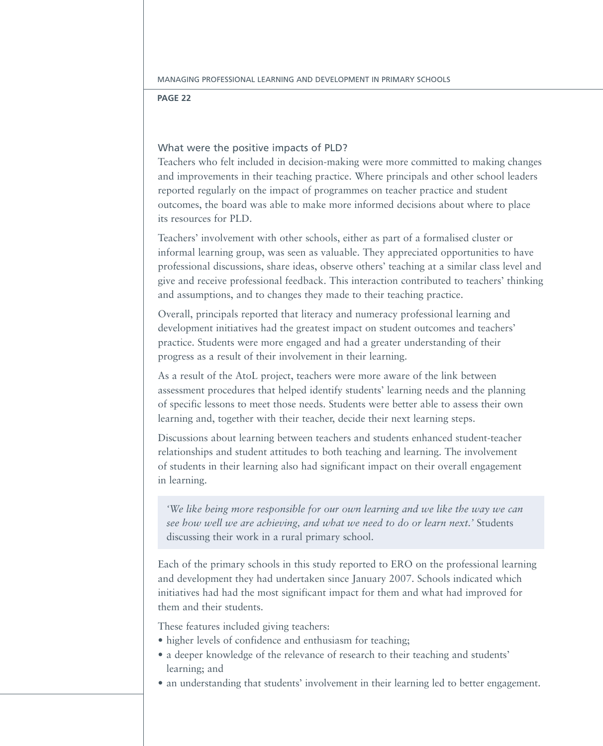### What were the positive impacts of PLD?

Teachers who felt included in decision-making were more committed to making changes and improvements in their teaching practice. Where principals and other school leaders reported regularly on the impact of programmes on teacher practice and student outcomes, the board was able to make more informed decisions about where to place its resources for PLD.

Teachers' involvement with other schools, either as part of a formalised cluster or informal learning group, was seen as valuable. They appreciated opportunities to have professional discussions, share ideas, observe others' teaching at a similar class level and give and receive professional feedback. This interaction contributed to teachers' thinking and assumptions, and to changes they made to their teaching practice.

Overall, principals reported that literacy and numeracy professional learning and development initiatives had the greatest impact on student outcomes and teachers' practice. Students were more engaged and had a greater understanding of their progress as a result of their involvement in their learning.

As a result of the AtoL project, teachers were more aware of the link between assessment procedures that helped identify students' learning needs and the planning of specific lessons to meet those needs. Students were better able to assess their own learning and, together with their teacher, decide their next learning steps.

Discussions about learning between teachers and students enhanced student-teacher relationships and student attitudes to both teaching and learning. The involvement of students in their learning also had significant impact on their overall engagement in learning.

> *'We like being more responsible for our own learning and we like the way we can see how well we are achieving, and what we need to do or learn next.'* Students discussing their work in a rural primary school.

Each of the primary schools in this study reported to ERO on the professional learning and development they had undertaken since January 2007. Schools indicated which initiatives had had the most significant impact for them and what had improved for them and their students.

These features included giving teachers:

- higher levels of confidence and enthusiasm for teaching;
- a deeper knowledge of the relevance of research to their teaching and students' learning; and
- an understanding that students' involvement in their learning led to better engagement.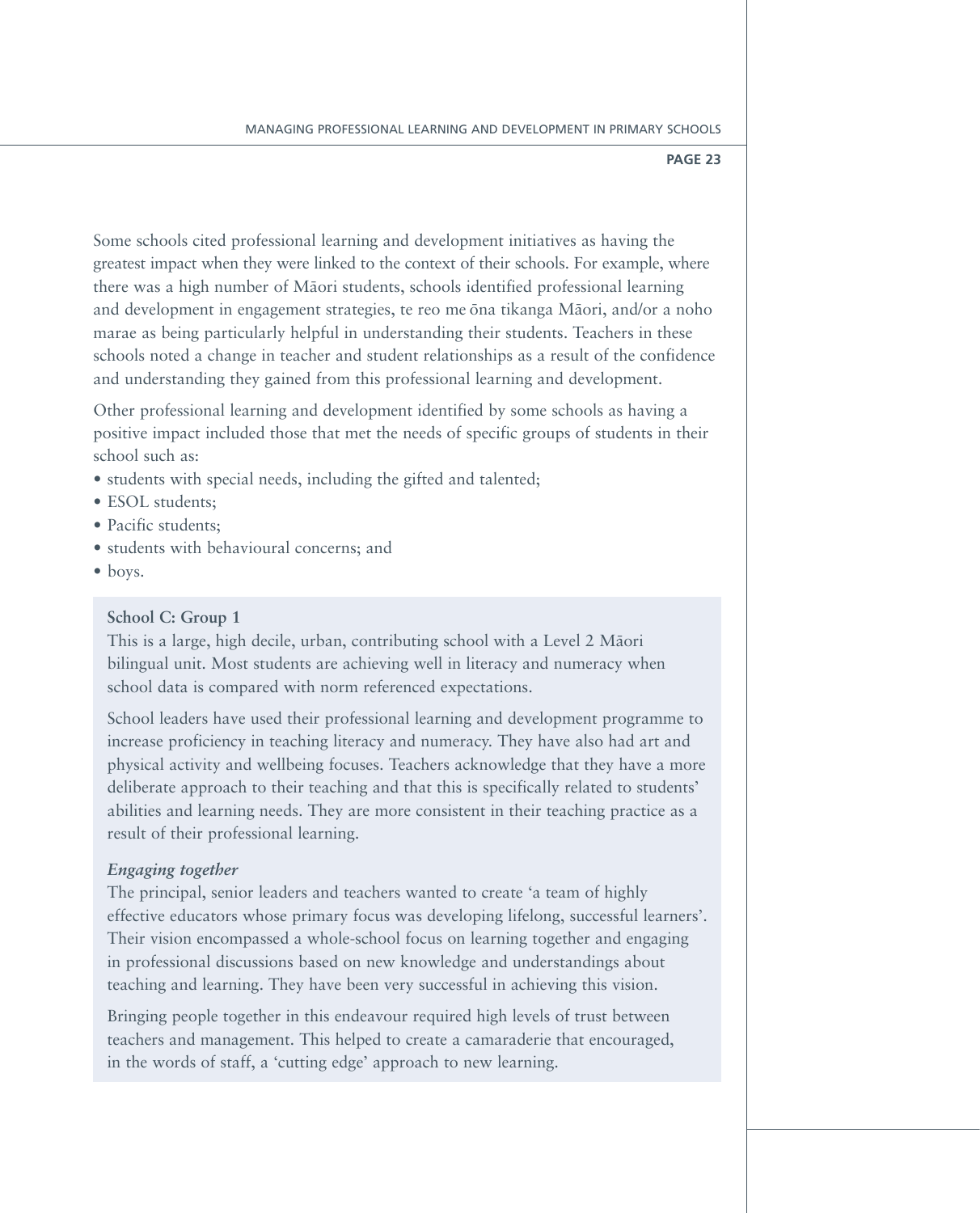Some schools cited professional learning and development initiatives as having the greatest impact when they were linked to the context of their schools. For example, where there was a high number of Māori students, schools identified professional learning and development in engagement strategies, te reo me ōna tikanga Māori, and/or a noho marae as being particularly helpful in understanding their students. Teachers in these schools noted a change in teacher and student relationships as a result of the confidence and understanding they gained from this professional learning and development.

Other professional learning and development identified by some schools as having a positive impact included those that met the needs of specific groups of students in their school such as:

- students with special needs, including the gifted and talented;
- ESOL students;
- Pacific students;
- students with behavioural concerns; and
- boys.

**School C: Group 1**

This is a large, high decile, urban, contributing school with a Level 2 Māori bilingual unit. Most students are achieving well in literacy and numeracy when school data is compared with norm referenced expectations.

School leaders have used their professional learning and development programme to increase proficiency in teaching literacy and numeracy. They have also had art and physical activity and wellbeing focuses. Teachers acknowledge that they have a more deliberate approach to their teaching and that this is specifically related to students' abilities and learning needs. They are more consistent in their teaching practice as a result of their professional learning.

***Engaging together***

The principal, senior leaders and teachers wanted to create 'a team of highly effective educators whose primary focus was developing lifelong, successful learners'. Their vision encompassed a whole-school focus on learning together and engaging in professional discussions based on new knowledge and understandings about teaching and learning. They have been very successful in achieving this vision.

Bringing people together in this endeavour required high levels of trust between teachers and management. This helped to create a camaraderie that encouraged, in the words of staff, a 'cutting edge' approach to new learning.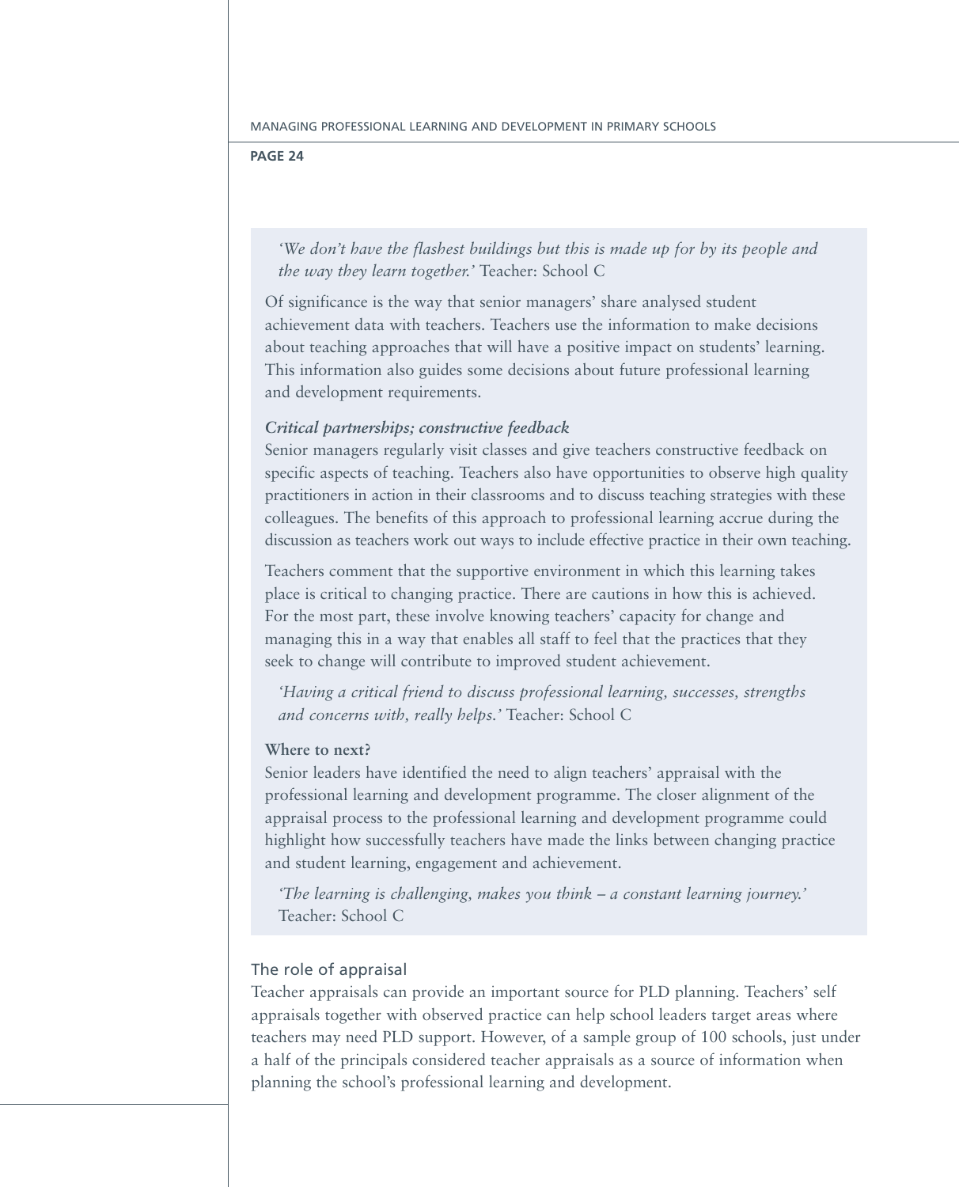*'We don't have the flashest buildings but this is made up for by its people and the way they learn together.'* Teacher: School C

Of significance is the way that senior managers' share analysed student achievement data with teachers. Teachers use the information to make decisions about teaching approaches that will have a positive impact on students' learning. This information also guides some decisions about future professional learning and development requirements.

***Critical partnerships; constructive feedback***

Senior managers regularly visit classes and give teachers constructive feedback on specific aspects of teaching. Teachers also have opportunities to observe high quality practitioners in action in their classrooms and to discuss teaching strategies with these colleagues. The benefits of this approach to professional learning accrue during the discussion as teachers work out ways to include effective practice in their own teaching.

Teachers comment that the supportive environment in which this learning takes place is critical to changing practice. There are cautions in how this is achieved. For the most part, these involve knowing teachers' capacity for change and managing this in a way that enables all staff to feel that the practices that they seek to change will contribute to improved student achievement.

*'Having a critical friend to discuss professional learning, successes, strengths and concerns with, really helps.'* Teacher: School C

**Where to next?**

Senior leaders have identified the need to align teachers' appraisal with the professional learning and development programme. The closer alignment of the appraisal process to the professional learning and development programme could highlight how successfully teachers have made the links between changing practice and student learning, engagement and achievement.

*'The learning is challenging, makes you think – a constant learning journey.'* Teacher: School C

## The role of appraisal

Teacher appraisals can provide an important source for PLD planning. Teachers' self appraisals together with observed practice can help school leaders target areas where teachers may need PLD support. However, of a sample group of 100 schools, just under a half of the principals considered teacher appraisals as a source of information when planning the school's professional learning and development.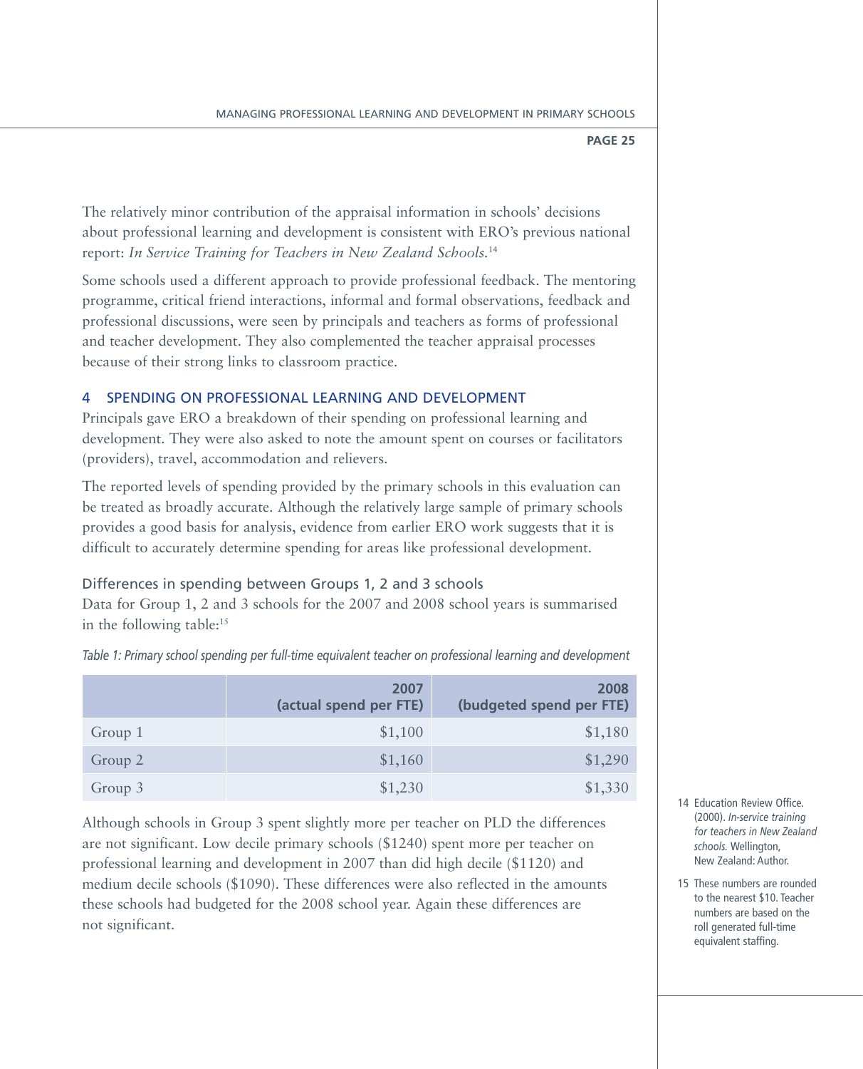The relatively minor contribution of the appraisal information in schools' decisions about professional learning and development is consistent with ERO's previous national report: *In Service Training for Teachers in New Zealand Schools.*[14]

Some schools used a different approach to provide professional feedback. The mentoring programme, critical friend interactions, informal and formal observations, feedback and professional discussions, were seen by principals and teachers as forms of professional and teacher development. They also complemented the teacher appraisal processes because of their strong links to classroom practice.

## 4 SPENDING ON PROFESSIONAL LEARNING AND DEVELOPMENT

Principals gave ERO a breakdown of their spending on professional learning and development. They were also asked to note the amount spent on courses or facilitators (providers), travel, accommodation and relievers.

The reported levels of spending provided by the primary schools in this evaluation can be treated as broadly accurate. Although the relatively large sample of primary schools provides a good basis for analysis, evidence from earlier ERO work suggests that it is difficult to accurately determine spending for areas like professional development.

### Differences in spending between Groups 1, 2 and 3 schools

Data for Group 1, 2 and 3 schools for the 2007 and 2008 school years is summarised in the following table:[15]

*Table 1: Primary school spending per full-time equivalent teacher on professional learning and development*

| | 2007 (actual spend per FTE) | 2008 (budgeted spend per FTE) |
|---|---:|---:|
| Group 1 | $1,100 | $1,180 |
| Group 2 | $1,160 | $1,290 |
| Group 3 | $1,230 | $1,330 |

Although schools in Group 3 spent slightly more per teacher on PLD the differences are not significant. Low decile primary schools ($1240) spent more per teacher on professional learning and development in 2007 than did high decile ($1120) and medium decile schools ($1090). These differences were also reflected in the amounts these schools had budgeted for the 2008 school year. Again these differences are not significant.

14 Education Review Office. (2000). *In-service training for teachers in New Zealand schools.* Wellington, New Zealand: Author.

15 These numbers are rounded to the nearest $10. Teacher numbers are based on the roll generated full-time equivalent staffing.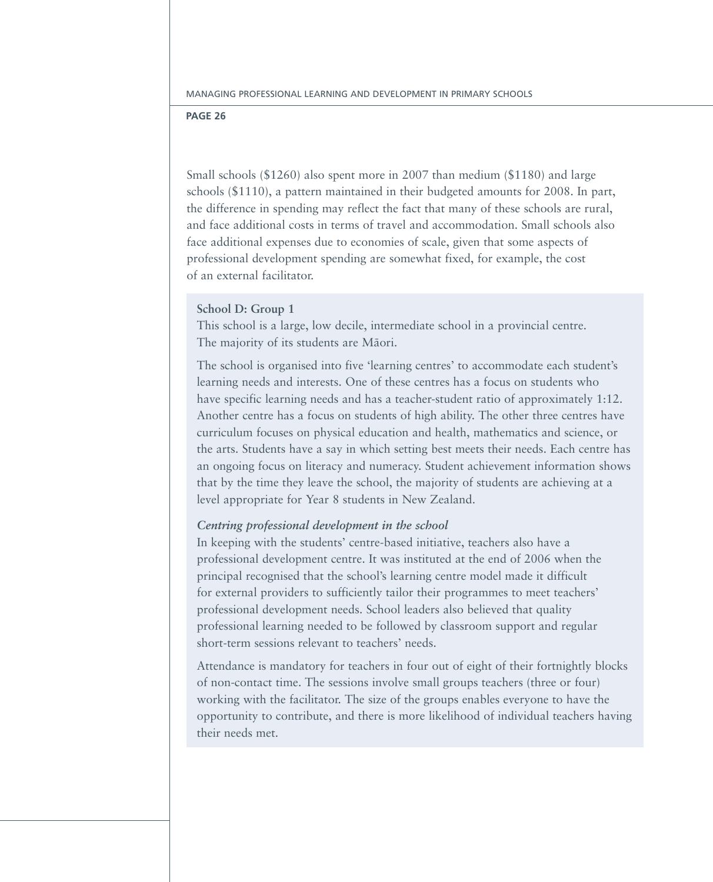Small schools ($1260) also spent more in 2007 than medium ($1180) and large schools ($1110), a pattern maintained in their budgeted amounts for 2008. In part, the difference in spending may reflect the fact that many of these schools are rural, and face additional costs in terms of travel and accommodation. Small schools also face additional expenses due to economies of scale, given that some aspects of professional development spending are somewhat fixed, for example, the cost of an external facilitator.

**School D: Group 1**

This school is a large, low decile, intermediate school in a provincial centre. The majority of its students are Māori.

The school is organised into five 'learning centres' to accommodate each student's learning needs and interests. One of these centres has a focus on students who have specific learning needs and has a teacher-student ratio of approximately 1:12. Another centre has a focus on students of high ability. The other three centres have curriculum focuses on physical education and health, mathematics and science, or the arts. Students have a say in which setting best meets their needs. Each centre has an ongoing focus on literacy and numeracy. Student achievement information shows that by the time they leave the school, the majority of students are achieving at a level appropriate for Year 8 students in New Zealand.

***Centring professional development in the school***

In keeping with the students' centre-based initiative, teachers also have a professional development centre. It was instituted at the end of 2006 when the principal recognised that the school's learning centre model made it difficult for external providers to sufficiently tailor their programmes to meet teachers' professional development needs. School leaders also believed that quality professional learning needed to be followed by classroom support and regular short-term sessions relevant to teachers' needs.

Attendance is mandatory for teachers in four out of eight of their fortnightly blocks of non-contact time. The sessions involve small groups teachers (three or four) working with the facilitator. The size of the groups enables everyone to have the opportunity to contribute, and there is more likelihood of individual teachers having their needs met.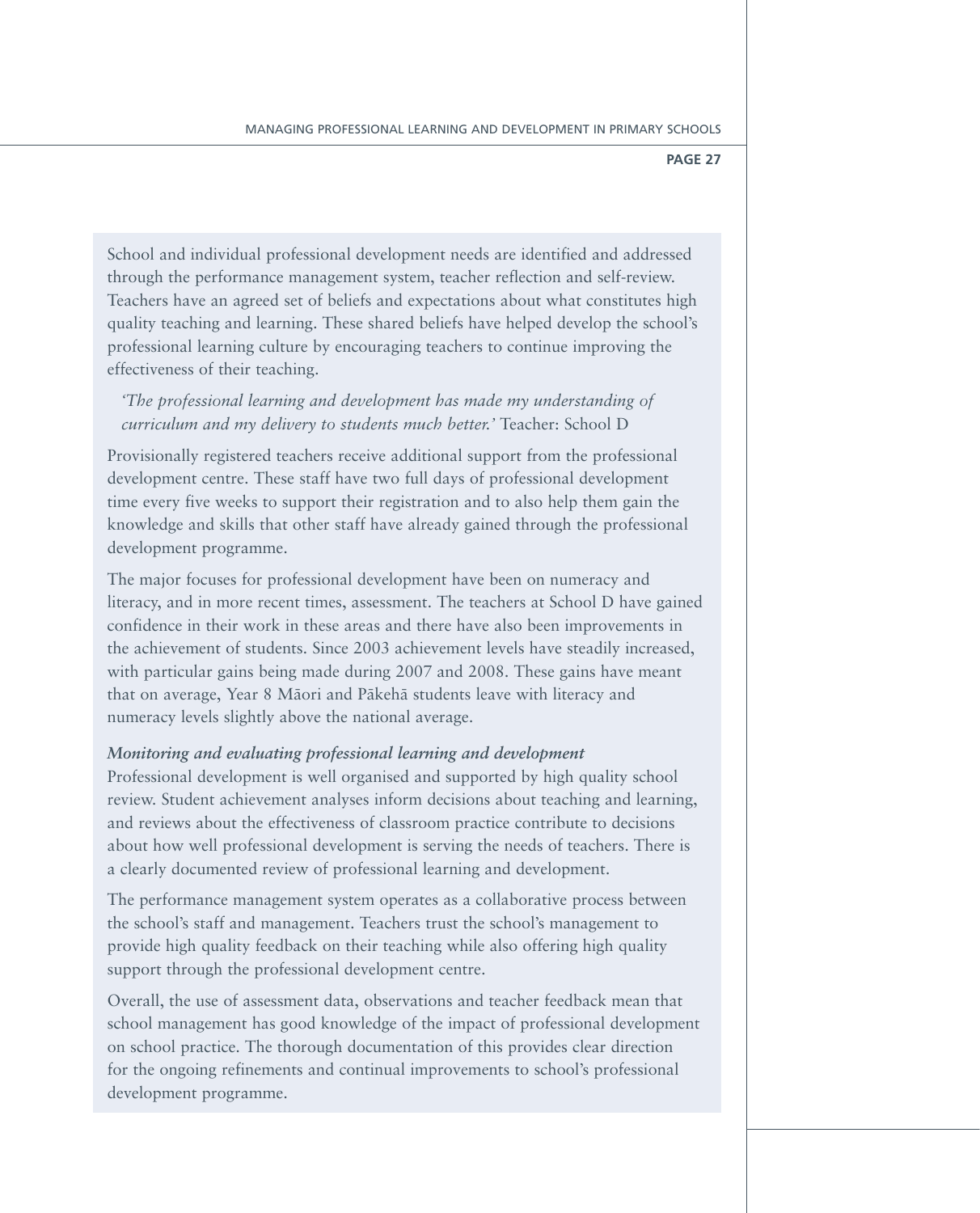School and individual professional development needs are identified and addressed through the performance management system, teacher reflection and self-review. Teachers have an agreed set of beliefs and expectations about what constitutes high quality teaching and learning. These shared beliefs have helped develop the school's professional learning culture by encouraging teachers to continue improving the effectiveness of their teaching.

> *'The professional learning and development has made my understanding of curriculum and my delivery to students much better.'* Teacher: School D

Provisionally registered teachers receive additional support from the professional development centre. These staff have two full days of professional development time every five weeks to support their registration and to also help them gain the knowledge and skills that other staff have already gained through the professional development programme.

The major focuses for professional development have been on numeracy and literacy, and in more recent times, assessment. The teachers at School D have gained confidence in their work in these areas and there have also been improvements in the achievement of students. Since 2003 achievement levels have steadily increased, with particular gains being made during 2007 and 2008. These gains have meant that on average, Year 8 Māori and Pākehā students leave with literacy and numeracy levels slightly above the national average.

***Monitoring and evaluating professional learning and development***

Professional development is well organised and supported by high quality school review. Student achievement analyses inform decisions about teaching and learning, and reviews about the effectiveness of classroom practice contribute to decisions about how well professional development is serving the needs of teachers. There is a clearly documented review of professional learning and development.

The performance management system operates as a collaborative process between the school's staff and management. Teachers trust the school's management to provide high quality feedback on their teaching while also offering high quality support through the professional development centre.

Overall, the use of assessment data, observations and teacher feedback mean that school management has good knowledge of the impact of professional development on school practice. The thorough documentation of this provides clear direction for the ongoing refinements and continual improvements to school's professional development programme.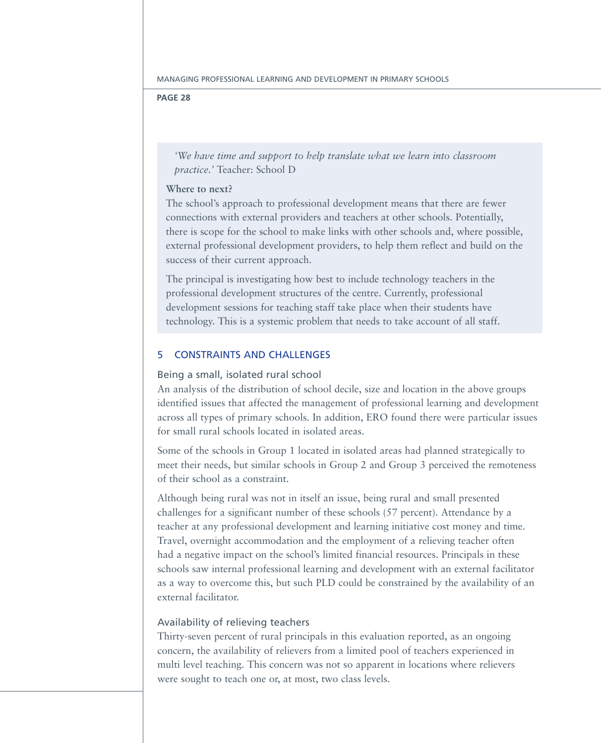*'We have time and support to help translate what we learn into classroom practice.'* Teacher: School D

**Where to next?**

The school's approach to professional development means that there are fewer connections with external providers and teachers at other schools. Potentially, there is scope for the school to make links with other schools and, where possible, external professional development providers, to help them reflect and build on the success of their current approach.

The principal is investigating how best to include technology teachers in the professional development structures of the centre. Currently, professional development sessions for teaching staff take place when their students have technology. This is a systemic problem that needs to take account of all staff.

## 5 CONSTRAINTS AND CHALLENGES

### Being a small, isolated rural school

An analysis of the distribution of school decile, size and location in the above groups identified issues that affected the management of professional learning and development across all types of primary schools. In addition, ERO found there were particular issues for small rural schools located in isolated areas.

Some of the schools in Group 1 located in isolated areas had planned strategically to meet their needs, but similar schools in Group 2 and Group 3 perceived the remoteness of their school as a constraint.

Although being rural was not in itself an issue, being rural and small presented challenges for a significant number of these schools (57 percent). Attendance by a teacher at any professional development and learning initiative cost money and time. Travel, overnight accommodation and the employment of a relieving teacher often had a negative impact on the school's limited financial resources. Principals in these schools saw internal professional learning and development with an external facilitator as a way to overcome this, but such PLD could be constrained by the availability of an external facilitator.

### Availability of relieving teachers

Thirty-seven percent of rural principals in this evaluation reported, as an ongoing concern, the availability of relievers from a limited pool of teachers experienced in multi level teaching. This concern was not so apparent in locations where relievers were sought to teach one or, at most, two class levels.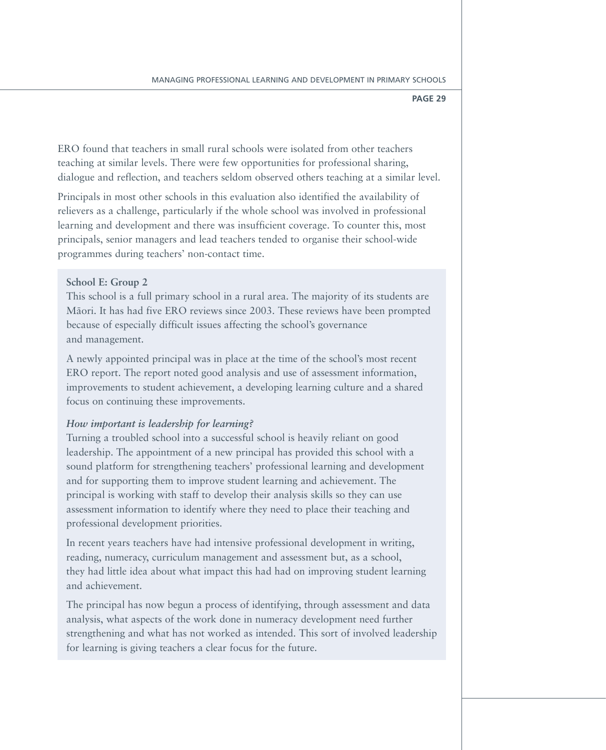ERO found that teachers in small rural schools were isolated from other teachers teaching at similar levels. There were few opportunities for professional sharing, dialogue and reflection, and teachers seldom observed others teaching at a similar level.

Principals in most other schools in this evaluation also identified the availability of relievers as a challenge, particularly if the whole school was involved in professional learning and development and there was insufficient coverage. To counter this, most principals, senior managers and lead teachers tended to organise their school-wide programmes during teachers' non-contact time.

**School E: Group 2**

This school is a full primary school in a rural area. The majority of its students are Māori. It has had five ERO reviews since 2003. These reviews have been prompted because of especially difficult issues affecting the school's governance and management.

A newly appointed principal was in place at the time of the school's most recent ERO report. The report noted good analysis and use of assessment information, improvements to student achievement, a developing learning culture and a shared focus on continuing these improvements.

***How important is leadership for learning?***

Turning a troubled school into a successful school is heavily reliant on good leadership. The appointment of a new principal has provided this school with a sound platform for strengthening teachers' professional learning and development and for supporting them to improve student learning and achievement. The principal is working with staff to develop their analysis skills so they can use assessment information to identify where they need to place their teaching and professional development priorities.

In recent years teachers have had intensive professional development in writing, reading, numeracy, curriculum management and assessment but, as a school, they had little idea about what impact this had had on improving student learning and achievement.

The principal has now begun a process of identifying, through assessment and data analysis, what aspects of the work done in numeracy development need further strengthening and what has not worked as intended. This sort of involved leadership for learning is giving teachers a clear focus for the future.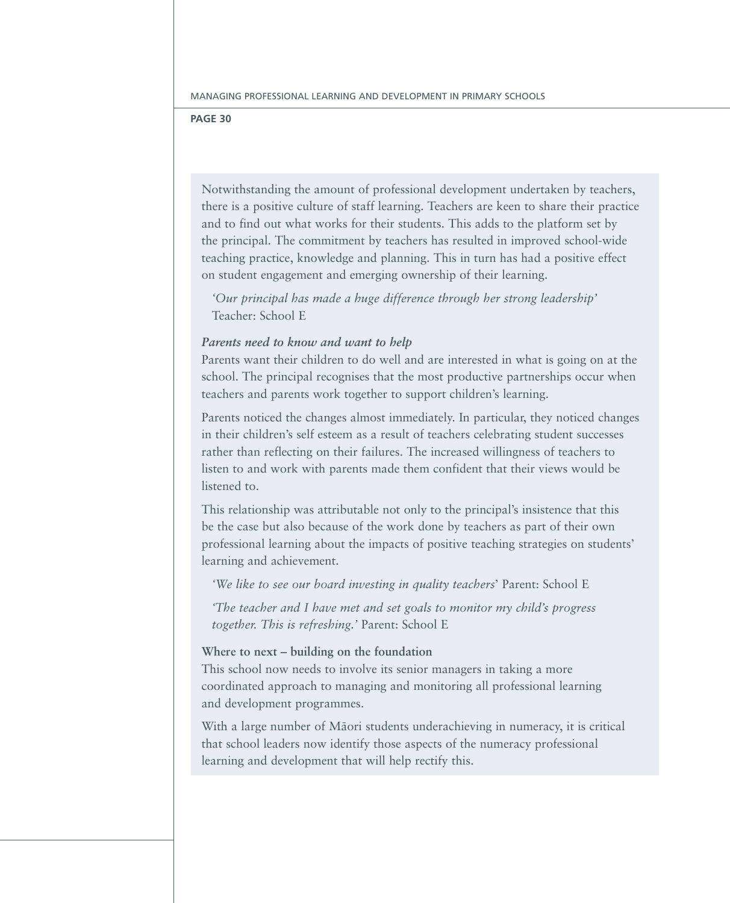Notwithstanding the amount of professional development undertaken by teachers, there is a positive culture of staff learning. Teachers are keen to share their practice and to find out what works for their students. This adds to the platform set by the principal. The commitment by teachers has resulted in improved school-wide teaching practice, knowledge and planning. This in turn has had a positive effect on student engagement and emerging ownership of their learning.

> *'Our principal has made a huge difference through her strong leadership'* Teacher: School E

***Parents need to know and want to help***

Parents want their children to do well and are interested in what is going on at the school. The principal recognises that the most productive partnerships occur when teachers and parents work together to support children's learning.

Parents noticed the changes almost immediately. In particular, they noticed changes in their children's self esteem as a result of teachers celebrating student successes rather than reflecting on their failures. The increased willingness of teachers to listen to and work with parents made them confident that their views would be listened to.

This relationship was attributable not only to the principal's insistence that this be the case but also because of the work done by teachers as part of their own professional learning about the impacts of positive teaching strategies on students' learning and achievement.

> *'We like to see our board investing in quality teachers'* Parent: School E

> *'The teacher and I have met and set goals to monitor my child's progress together. This is refreshing.'* Parent: School E

**Where to next – building on the foundation**

This school now needs to involve its senior managers in taking a more coordinated approach to managing and monitoring all professional learning and development programmes.

With a large number of Māori students underachieving in numeracy, it is critical that school leaders now identify those aspects of the numeracy professional learning and development that will help rectify this.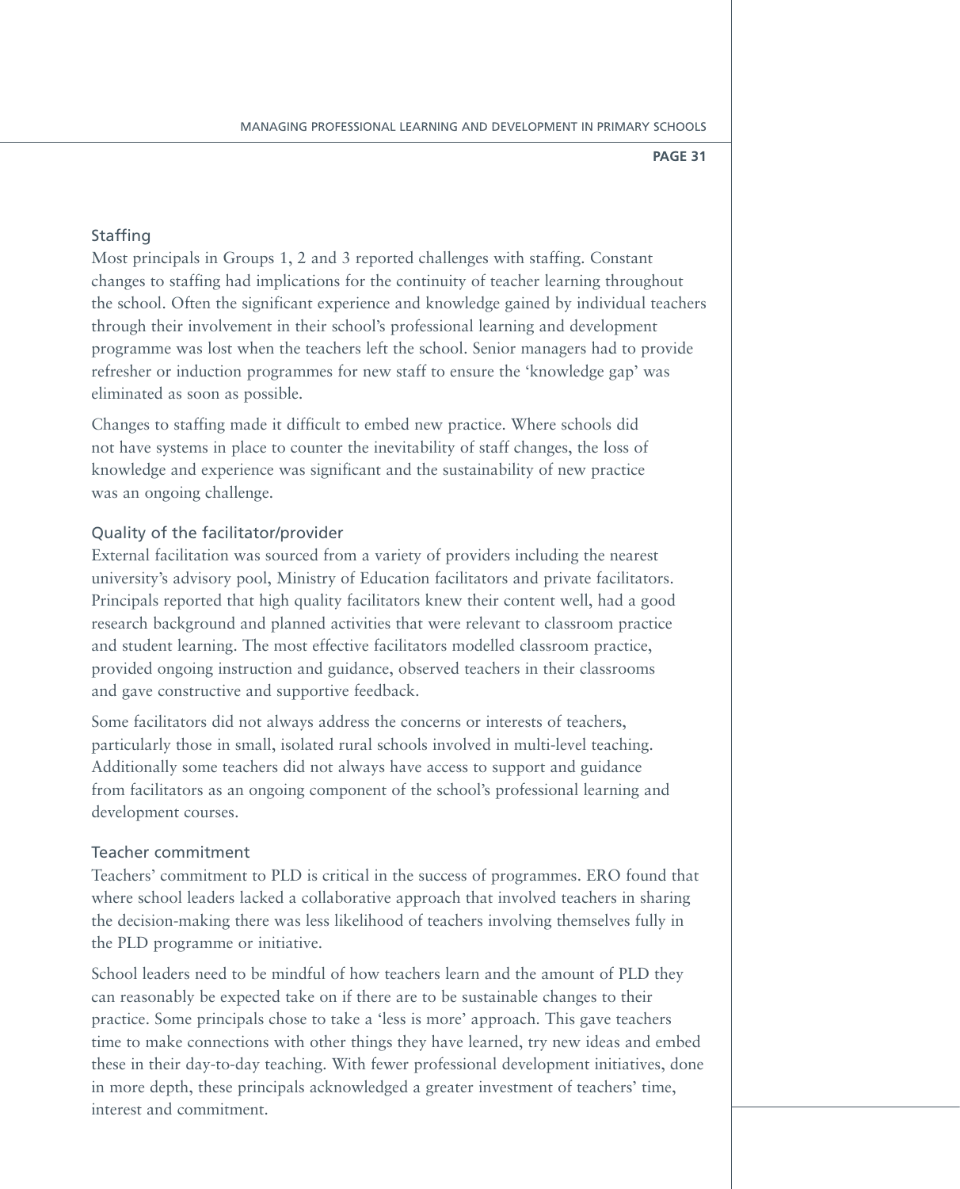### Staffing

Most principals in Groups 1, 2 and 3 reported challenges with staffing. Constant changes to staffing had implications for the continuity of teacher learning throughout the school. Often the significant experience and knowledge gained by individual teachers through their involvement in their school's professional learning and development programme was lost when the teachers left the school. Senior managers had to provide refresher or induction programmes for new staff to ensure the 'knowledge gap' was eliminated as soon as possible.

Changes to staffing made it difficult to embed new practice. Where schools did not have systems in place to counter the inevitability of staff changes, the loss of knowledge and experience was significant and the sustainability of new practice was an ongoing challenge.

### Quality of the facilitator/provider

External facilitation was sourced from a variety of providers including the nearest university's advisory pool, Ministry of Education facilitators and private facilitators. Principals reported that high quality facilitators knew their content well, had a good research background and planned activities that were relevant to classroom practice and student learning. The most effective facilitators modelled classroom practice, provided ongoing instruction and guidance, observed teachers in their classrooms and gave constructive and supportive feedback.

Some facilitators did not always address the concerns or interests of teachers, particularly those in small, isolated rural schools involved in multi-level teaching. Additionally some teachers did not always have access to support and guidance from facilitators as an ongoing component of the school's professional learning and development courses.

### Teacher commitment

Teachers' commitment to PLD is critical in the success of programmes. ERO found that where school leaders lacked a collaborative approach that involved teachers in sharing the decision-making there was less likelihood of teachers involving themselves fully in the PLD programme or initiative.

School leaders need to be mindful of how teachers learn and the amount of PLD they can reasonably be expected take on if there are to be sustainable changes to their practice. Some principals chose to take a 'less is more' approach. This gave teachers time to make connections with other things they have learned, try new ideas and embed these in their day-to-day teaching. With fewer professional development initiatives, done in more depth, these principals acknowledged a greater investment of teachers' time, interest and commitment.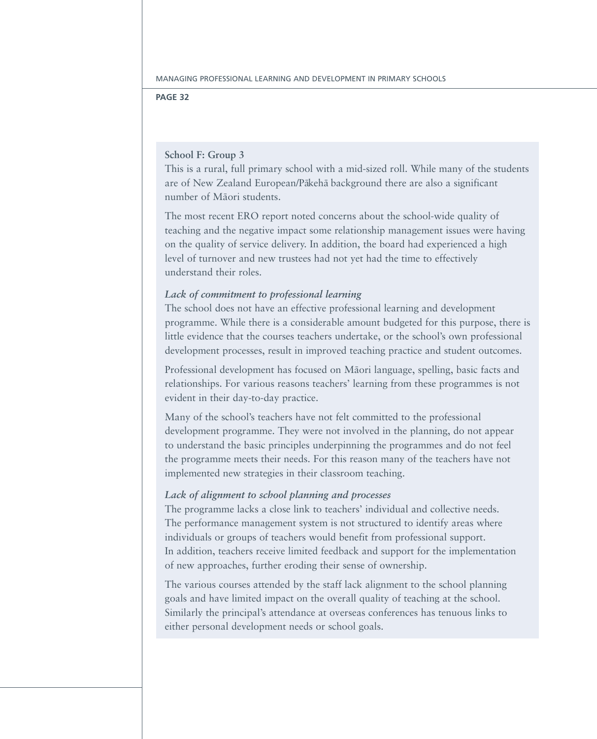**School F: Group 3**

This is a rural, full primary school with a mid-sized roll. While many of the students are of New Zealand European/Pākehā background there are also a significant number of Māori students.

The most recent ERO report noted concerns about the school-wide quality of teaching and the negative impact some relationship management issues were having on the quality of service delivery. In addition, the board had experienced a high level of turnover and new trustees had not yet had the time to effectively understand their roles.

*Lack of commitment to professional learning*

The school does not have an effective professional learning and development programme. While there is a considerable amount budgeted for this purpose, there is little evidence that the courses teachers undertake, or the school's own professional development processes, result in improved teaching practice and student outcomes.

Professional development has focused on Māori language, spelling, basic facts and relationships. For various reasons teachers' learning from these programmes is not evident in their day-to-day practice.

Many of the school's teachers have not felt committed to the professional development programme. They were not involved in the planning, do not appear to understand the basic principles underpinning the programmes and do not feel the programme meets their needs. For this reason many of the teachers have not implemented new strategies in their classroom teaching.

*Lack of alignment to school planning and processes*

The programme lacks a close link to teachers' individual and collective needs. The performance management system is not structured to identify areas where individuals or groups of teachers would benefit from professional support. In addition, teachers receive limited feedback and support for the implementation of new approaches, further eroding their sense of ownership.

The various courses attended by the staff lack alignment to the school planning goals and have limited impact on the overall quality of teaching at the school. Similarly the principal's attendance at overseas conferences has tenuous links to either personal development needs or school goals.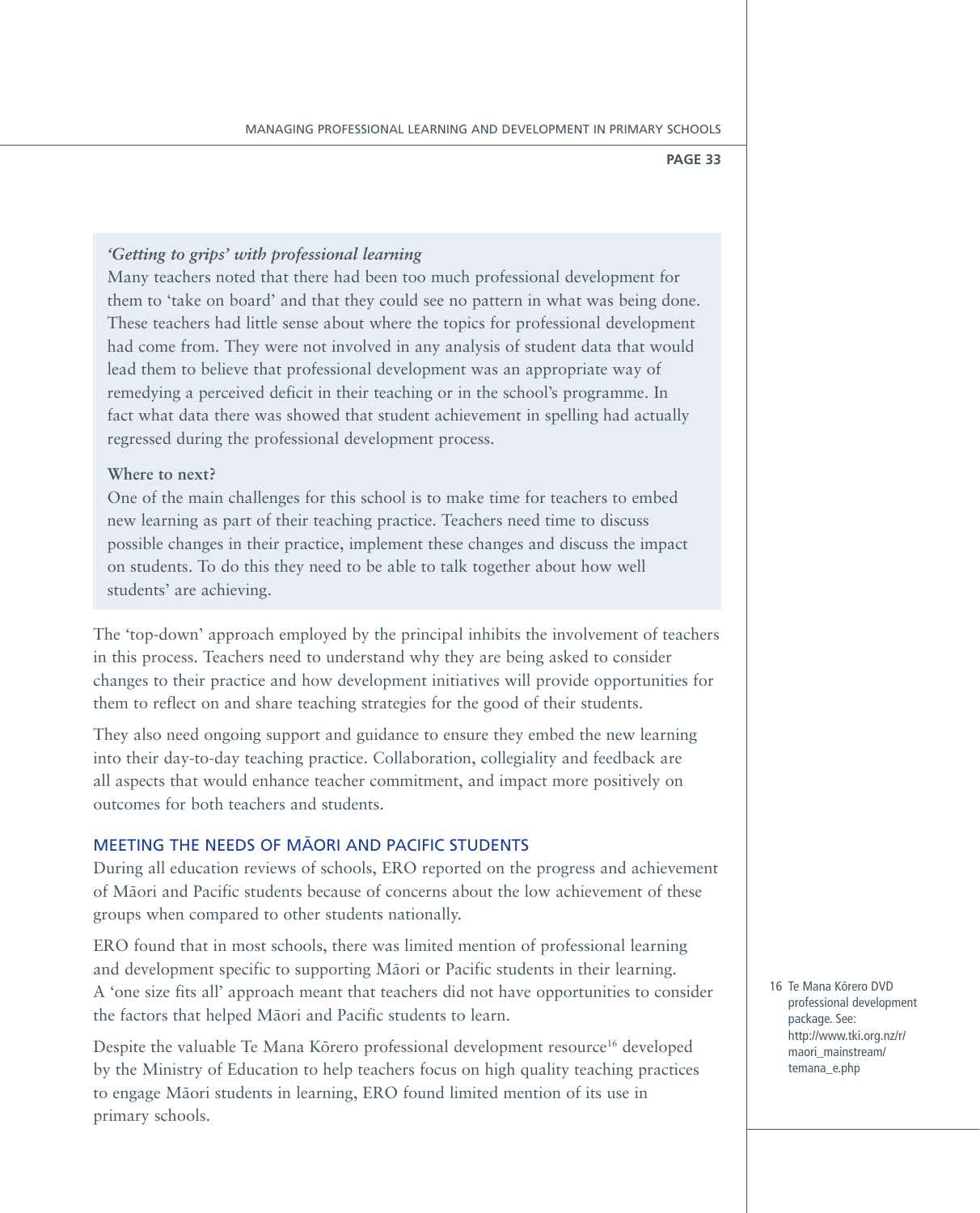*'Getting to grips' with professional learning*

Many teachers noted that there had been too much professional development for them to 'take on board' and that they could see no pattern in what was being done. These teachers had little sense about where the topics for professional development had come from. They were not involved in any analysis of student data that would lead them to believe that professional development was an appropriate way of remedying a perceived deficit in their teaching or in the school's programme. In fact what data there was showed that student achievement in spelling had actually regressed during the professional development process.

**Where to next?**

One of the main challenges for this school is to make time for teachers to embed new learning as part of their teaching practice. Teachers need time to discuss possible changes in their practice, implement these changes and discuss the impact on students. To do this they need to be able to talk together about how well students' are achieving.

The 'top-down' approach employed by the principal inhibits the involvement of teachers in this process. Teachers need to understand why they are being asked to consider changes to their practice and how development initiatives will provide opportunities for them to reflect on and share teaching strategies for the good of their students.

They also need ongoing support and guidance to ensure they embed the new learning into their day-to-day teaching practice. Collaboration, collegiality and feedback are all aspects that would enhance teacher commitment, and impact more positively on outcomes for both teachers and students.

## MEETING THE NEEDS OF MĀORI AND PACIFIC STUDENTS

During all education reviews of schools, ERO reported on the progress and achievement of Māori and Pacific students because of concerns about the low achievement of these groups when compared to other students nationally.

ERO found that in most schools, there was limited mention of professional learning and development specific to supporting Māori or Pacific students in their learning. A 'one size fits all' approach meant that teachers did not have opportunities to consider the factors that helped Māori and Pacific students to learn.

Despite the valuable Te Mana Kōrero professional development resource[16] developed by the Ministry of Education to help teachers focus on high quality teaching practices to engage Māori students in learning, ERO found limited mention of its use in primary schools.

16 Te Mana Kōrero DVD professional development package. See: http://www.tki.org.nz/r/maori_mainstream/temana_e.php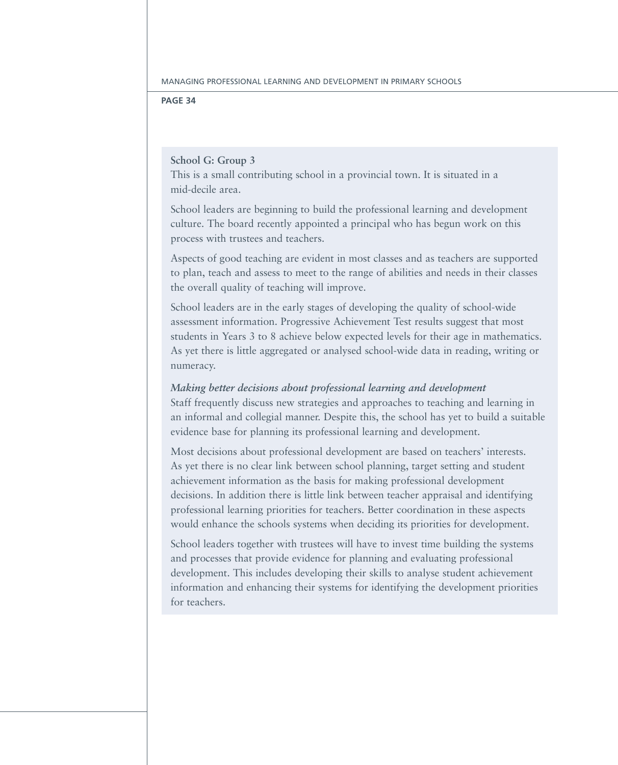**School G: Group 3**

This is a small contributing school in a provincial town. It is situated in a mid-decile area.

School leaders are beginning to build the professional learning and development culture. The board recently appointed a principal who has begun work on this process with trustees and teachers.

Aspects of good teaching are evident in most classes and as teachers are supported to plan, teach and assess to meet to the range of abilities and needs in their classes the overall quality of teaching will improve.

School leaders are in the early stages of developing the quality of school-wide assessment information. Progressive Achievement Test results suggest that most students in Years 3 to 8 achieve below expected levels for their age in mathematics. As yet there is little aggregated or analysed school-wide data in reading, writing or numeracy.

*Making better decisions about professional learning and development*

Staff frequently discuss new strategies and approaches to teaching and learning in an informal and collegial manner. Despite this, the school has yet to build a suitable evidence base for planning its professional learning and development.

Most decisions about professional development are based on teachers' interests. As yet there is no clear link between school planning, target setting and student achievement information as the basis for making professional development decisions. In addition there is little link between teacher appraisal and identifying professional learning priorities for teachers. Better coordination in these aspects would enhance the schools systems when deciding its priorities for development.

School leaders together with trustees will have to invest time building the systems and processes that provide evidence for planning and evaluating professional development. This includes developing their skills to analyse student achievement information and enhancing their systems for identifying the development priorities for teachers.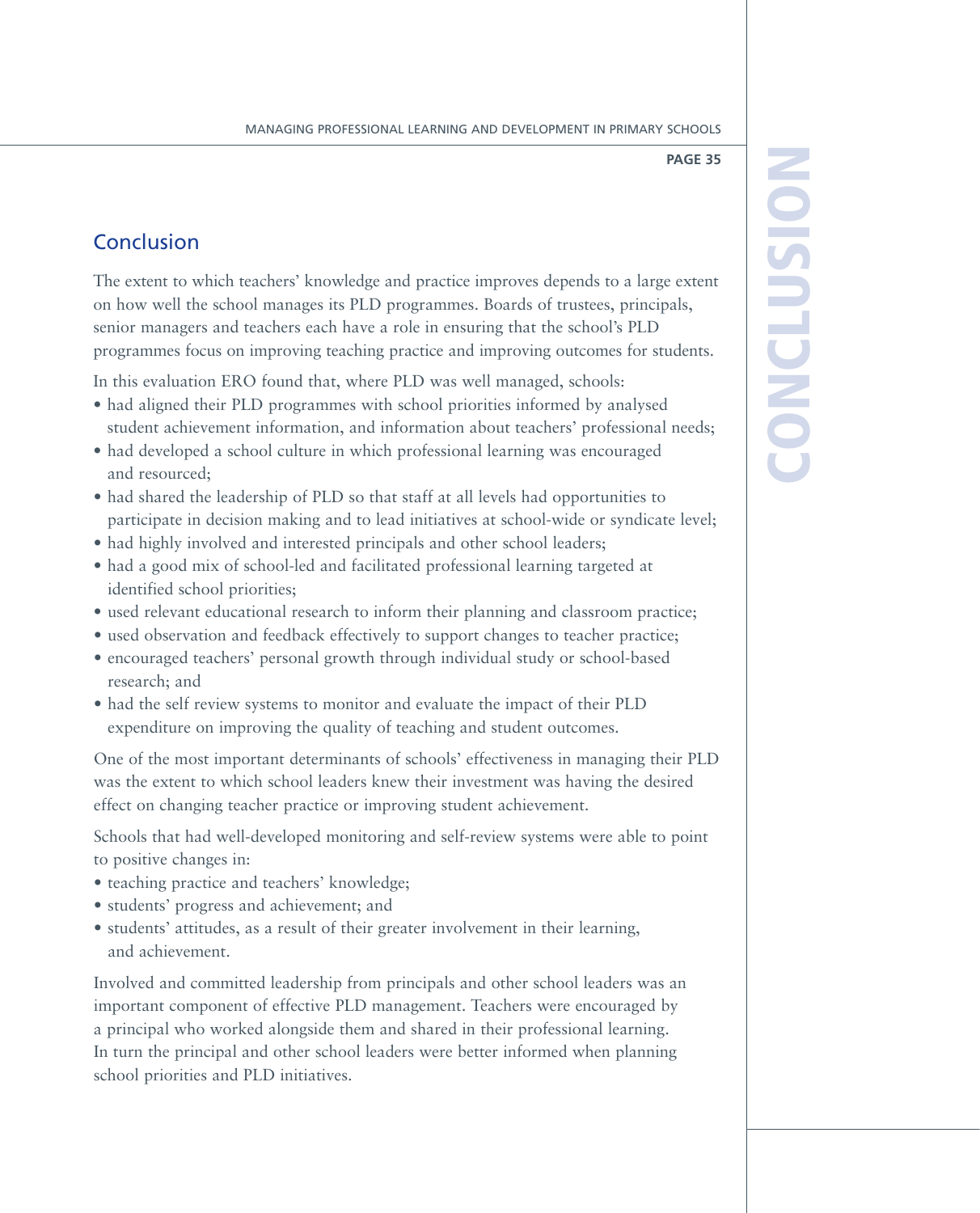## Conclusion

The extent to which teachers' knowledge and practice improves depends to a large extent on how well the school manages its PLD programmes. Boards of trustees, principals, senior managers and teachers each have a role in ensuring that the school's PLD programmes focus on improving teaching practice and improving outcomes for students.

In this evaluation ERO found that, where PLD was well managed, schools:

- had aligned their PLD programmes with school priorities informed by analysed student achievement information, and information about teachers' professional needs;
- had developed a school culture in which professional learning was encouraged and resourced;
- had shared the leadership of PLD so that staff at all levels had opportunities to participate in decision making and to lead initiatives at school-wide or syndicate level;
- had highly involved and interested principals and other school leaders;
- had a good mix of school-led and facilitated professional learning targeted at identified school priorities;
- used relevant educational research to inform their planning and classroom practice;
- used observation and feedback effectively to support changes to teacher practice;
- encouraged teachers' personal growth through individual study or school-based research; and
- had the self review systems to monitor and evaluate the impact of their PLD expenditure on improving the quality of teaching and student outcomes.

One of the most important determinants of schools' effectiveness in managing their PLD was the extent to which school leaders knew their investment was having the desired effect on changing teacher practice or improving student achievement.

Schools that had well-developed monitoring and self-review systems were able to point to positive changes in:

- teaching practice and teachers' knowledge;
- students' progress and achievement; and
- students' attitudes, as a result of their greater involvement in their learning, and achievement.

Involved and committed leadership from principals and other school leaders was an important component of effective PLD management. Teachers were encouraged by a principal who worked alongside them and shared in their professional learning. In turn the principal and other school leaders were better informed when planning school priorities and PLD initiatives.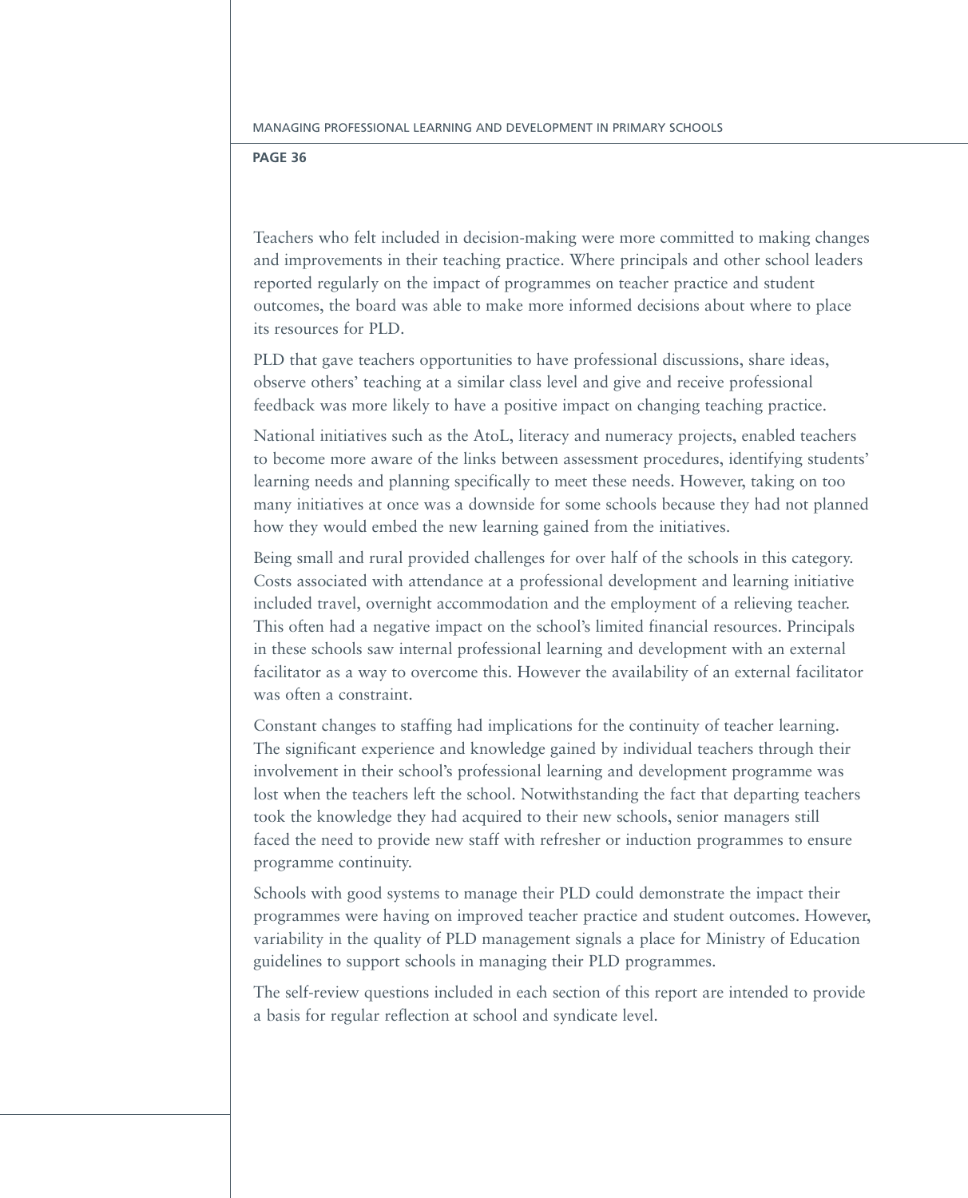Teachers who felt included in decision-making were more committed to making changes and improvements in their teaching practice. Where principals and other school leaders reported regularly on the impact of programmes on teacher practice and student outcomes, the board was able to make more informed decisions about where to place its resources for PLD.

PLD that gave teachers opportunities to have professional discussions, share ideas, observe others' teaching at a similar class level and give and receive professional feedback was more likely to have a positive impact on changing teaching practice.

National initiatives such as the AtoL, literacy and numeracy projects, enabled teachers to become more aware of the links between assessment procedures, identifying students' learning needs and planning specifically to meet these needs. However, taking on too many initiatives at once was a downside for some schools because they had not planned how they would embed the new learning gained from the initiatives.

Being small and rural provided challenges for over half of the schools in this category. Costs associated with attendance at a professional development and learning initiative included travel, overnight accommodation and the employment of a relieving teacher. This often had a negative impact on the school's limited financial resources. Principals in these schools saw internal professional learning and development with an external facilitator as a way to overcome this. However the availability of an external facilitator was often a constraint.

Constant changes to staffing had implications for the continuity of teacher learning. The significant experience and knowledge gained by individual teachers through their involvement in their school's professional learning and development programme was lost when the teachers left the school. Notwithstanding the fact that departing teachers took the knowledge they had acquired to their new schools, senior managers still faced the need to provide new staff with refresher or induction programmes to ensure programme continuity.

Schools with good systems to manage their PLD could demonstrate the impact their programmes were having on improved teacher practice and student outcomes. However, variability in the quality of PLD management signals a place for Ministry of Education guidelines to support schools in managing their PLD programmes.

The self-review questions included in each section of this report are intended to provide a basis for regular reflection at school and syndicate level.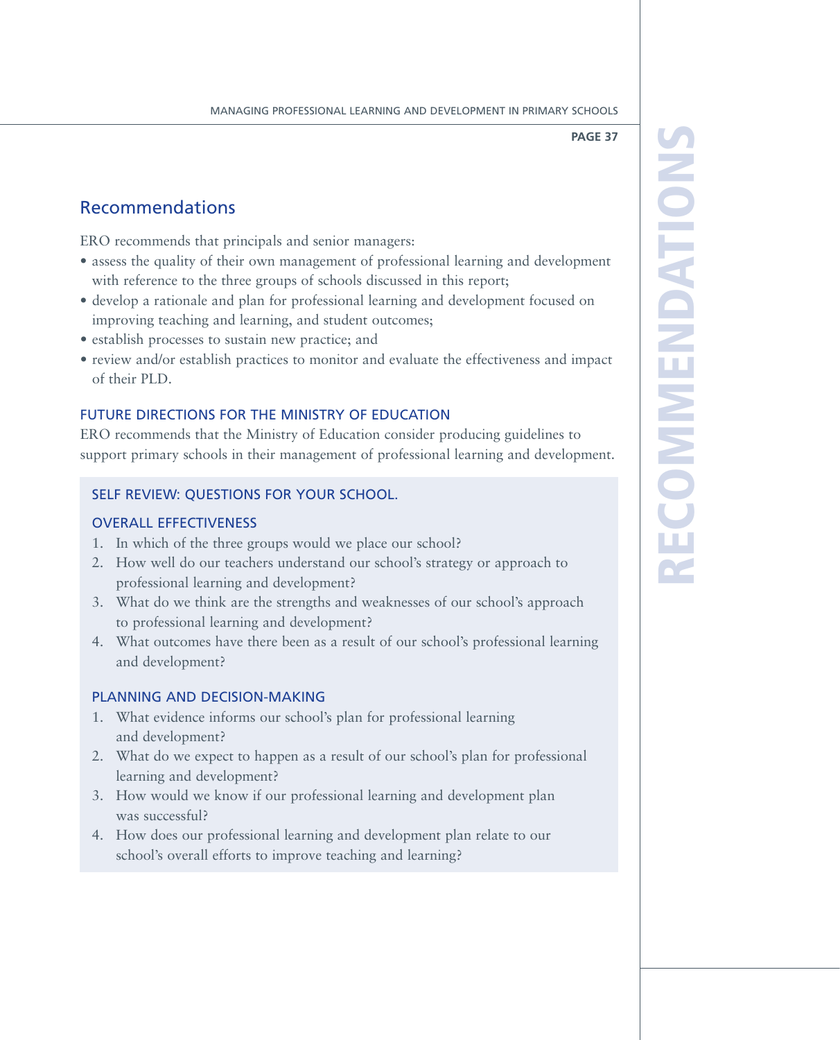## Recommendations

ERO recommends that principals and senior managers:

- assess the quality of their own management of professional learning and development with reference to the three groups of schools discussed in this report;
- develop a rationale and plan for professional learning and development focused on improving teaching and learning, and student outcomes;
- establish processes to sustain new practice; and
- review and/or establish practices to monitor and evaluate the effectiveness and impact of their PLD.

### FUTURE DIRECTIONS FOR THE MINISTRY OF EDUCATION

ERO recommends that the Ministry of Education consider producing guidelines to support primary schools in their management of professional learning and development.

### SELF REVIEW: QUESTIONS FOR YOUR SCHOOL.

#### OVERALL EFFECTIVENESS

1. In which of the three groups would we place our school?
2. How well do our teachers understand our school's strategy or approach to professional learning and development?
3. What do we think are the strengths and weaknesses of our school's approach to professional learning and development?
4. What outcomes have there been as a result of our school's professional learning and development?

#### PLANNING AND DECISION-MAKING

1. What evidence informs our school's plan for professional learning and development?
2. What do we expect to happen as a result of our school's plan for professional learning and development?
3. How would we know if our professional learning and development plan was successful?
4. How does our professional learning and development plan relate to our school's overall efforts to improve teaching and learning?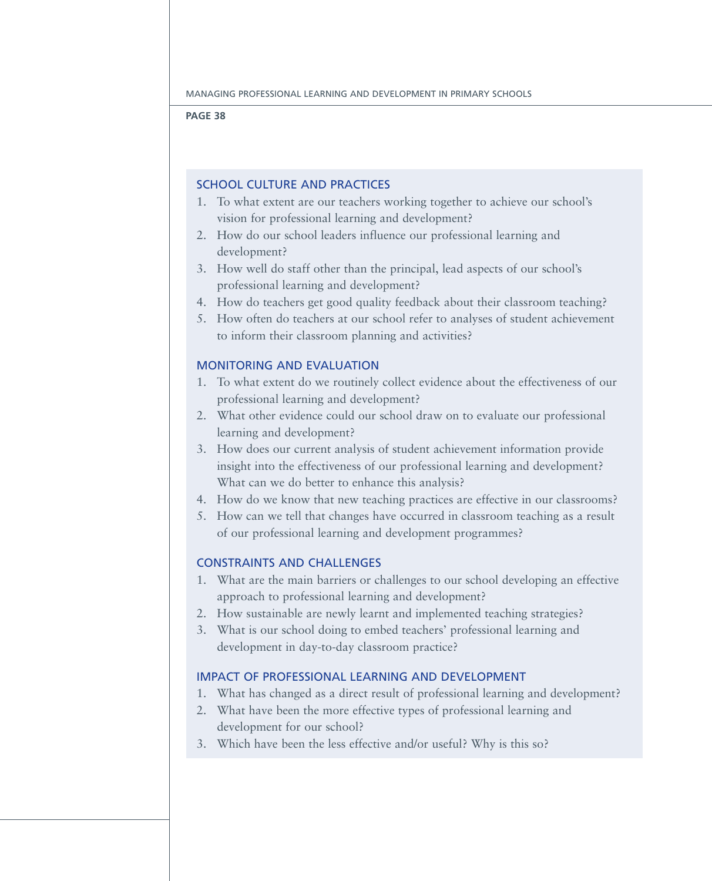## SCHOOL CULTURE AND PRACTICES

1. To what extent are our teachers working together to achieve our school's vision for professional learning and development?
2. How do our school leaders influence our professional learning and development?
3. How well do staff other than the principal, lead aspects of our school's professional learning and development?
4. How do teachers get good quality feedback about their classroom teaching?
5. How often do teachers at our school refer to analyses of student achievement to inform their classroom planning and activities?

## MONITORING AND EVALUATION

1. To what extent do we routinely collect evidence about the effectiveness of our professional learning and development?
2. What other evidence could our school draw on to evaluate our professional learning and development?
3. How does our current analysis of student achievement information provide insight into the effectiveness of our professional learning and development? What can we do better to enhance this analysis?
4. How do we know that new teaching practices are effective in our classrooms?
5. How can we tell that changes have occurred in classroom teaching as a result of our professional learning and development programmes?

## CONSTRAINTS AND CHALLENGES

1. What are the main barriers or challenges to our school developing an effective approach to professional learning and development?
2. How sustainable are newly learnt and implemented teaching strategies?
3. What is our school doing to embed teachers' professional learning and development in day-to-day classroom practice?

## IMPACT OF PROFESSIONAL LEARNING AND DEVELOPMENT

1. What has changed as a direct result of professional learning and development?
2. What have been the more effective types of professional learning and development for our school?
3. Which have been the less effective and/or useful? Why is this so?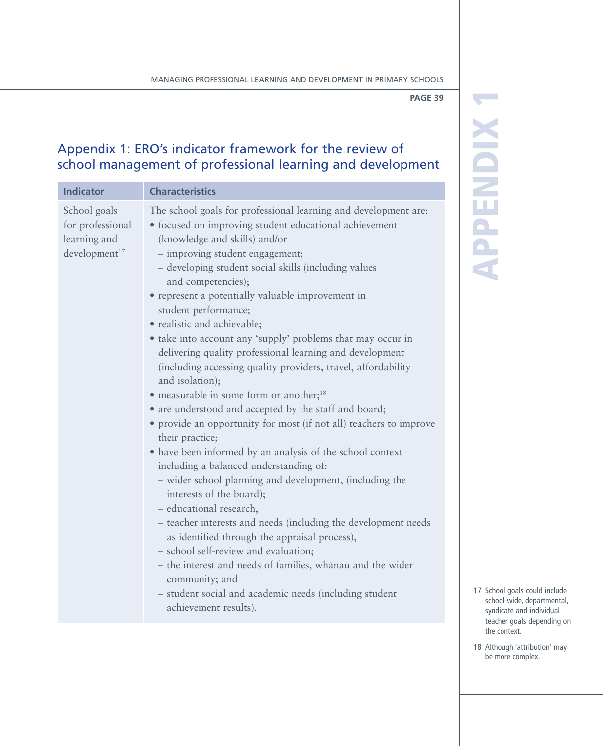## Appendix 1: ERO's indicator framework for the review of school management of professional learning and development

| Indicator | Characteristics |
|---|---|
| School goals for professional learning and development[17] | The school goals for professional learning and development are:<br>• focused on improving student educational achievement (knowledge and skills) and/or<br>  – improving student engagement;<br>  – developing student social skills (including values and competencies);<br>• represent a potentially valuable improvement in student performance;<br>• realistic and achievable;<br>• take into account any 'supply' problems that may occur in delivering quality professional learning and development (including accessing quality providers, travel, affordability and isolation);<br>• measurable in some form or another;[18]<br>• are understood and accepted by the staff and board;<br>• provide an opportunity for most (if not all) teachers to improve their practice;<br>• have been informed by an analysis of the school context including a balanced understanding of:<br>  – wider school planning and development, (including the interests of the board);<br>  – educational research,<br>  – teacher interests and needs (including the development needs as identified through the appraisal process),<br>  – school self-review and evaluation;<br>  – the interest and needs of families, whānau and the wider community; and<br>  – student social and academic needs (including student achievement results). |

17 School goals could include school-wide, departmental, syndicate and individual teacher goals depending on the context.

18 Although 'attribution' may be more complex.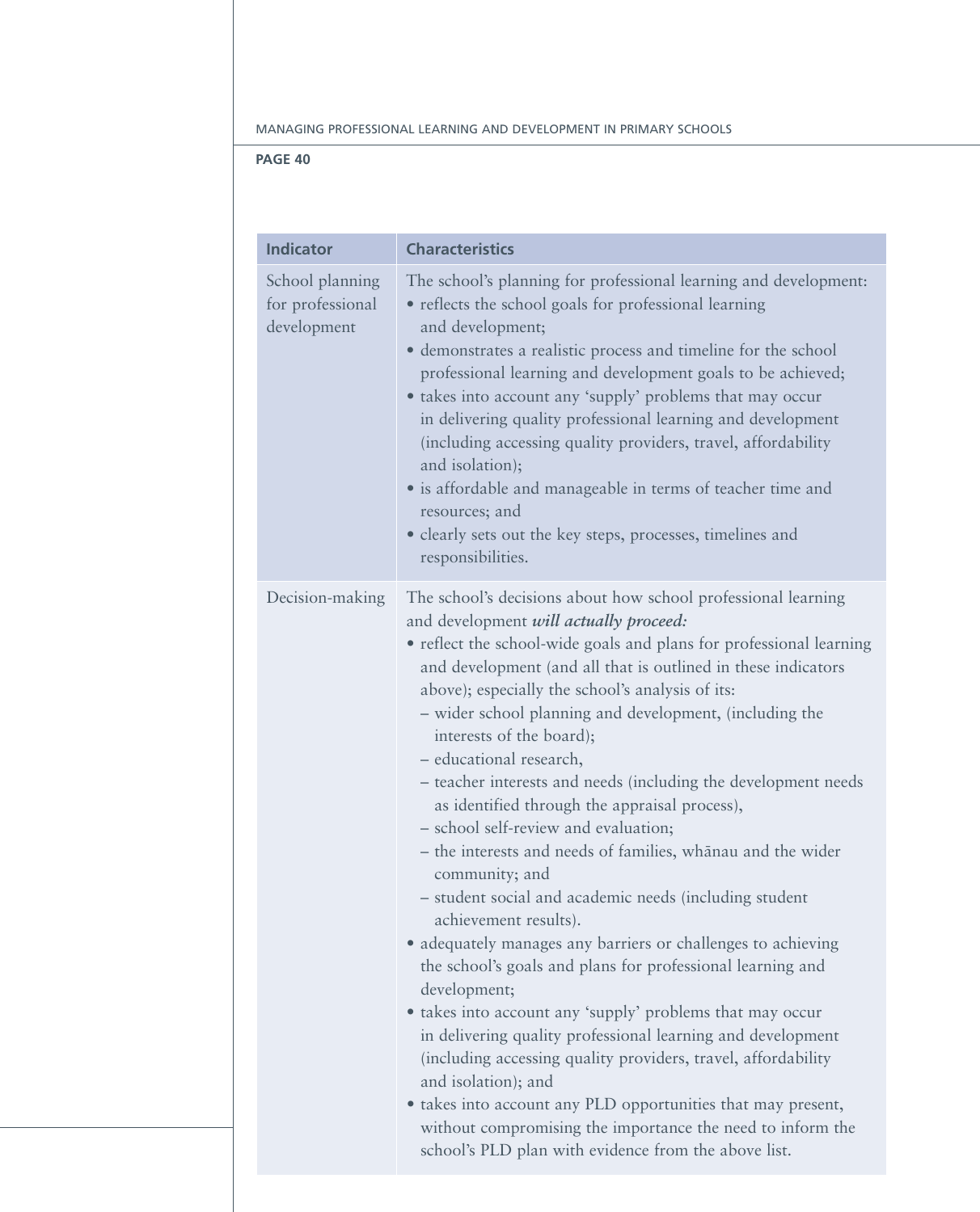| Indicator | Characteristics |
| --- | --- |
| School planning for professional development | The school's planning for professional learning and development:<br>• reflects the school goals for professional learning and development;<br>• demonstrates a realistic process and timeline for the school professional learning and development goals to be achieved;<br>• takes into account any 'supply' problems that may occur in delivering quality professional learning and development (including accessing quality providers, travel, affordability and isolation);<br>• is affordable and manageable in terms of teacher time and resources; and<br>• clearly sets out the key steps, processes, timelines and responsibilities. |
| Decision-making | The school's decisions about how school professional learning and development ***will actually proceed:***<br>• reflect the school-wide goals and plans for professional learning and development (and all that is outlined in these indicators above); especially the school's analysis of its:<br>– wider school planning and development, (including the interests of the board);<br>– educational research,<br>– teacher interests and needs (including the development needs as identified through the appraisal process),<br>– school self-review and evaluation;<br>– the interests and needs of families, whānau and the wider community; and<br>– student social and academic needs (including student achievement results).<br>• adequately manages any barriers or challenges to achieving the school's goals and plans for professional learning and development;<br>• takes into account any 'supply' problems that may occur in delivering quality professional learning and development (including accessing quality providers, travel, affordability and isolation); and<br>• takes into account any PLD opportunities that may present, without compromising the importance the need to inform the school's PLD plan with evidence from the above list. |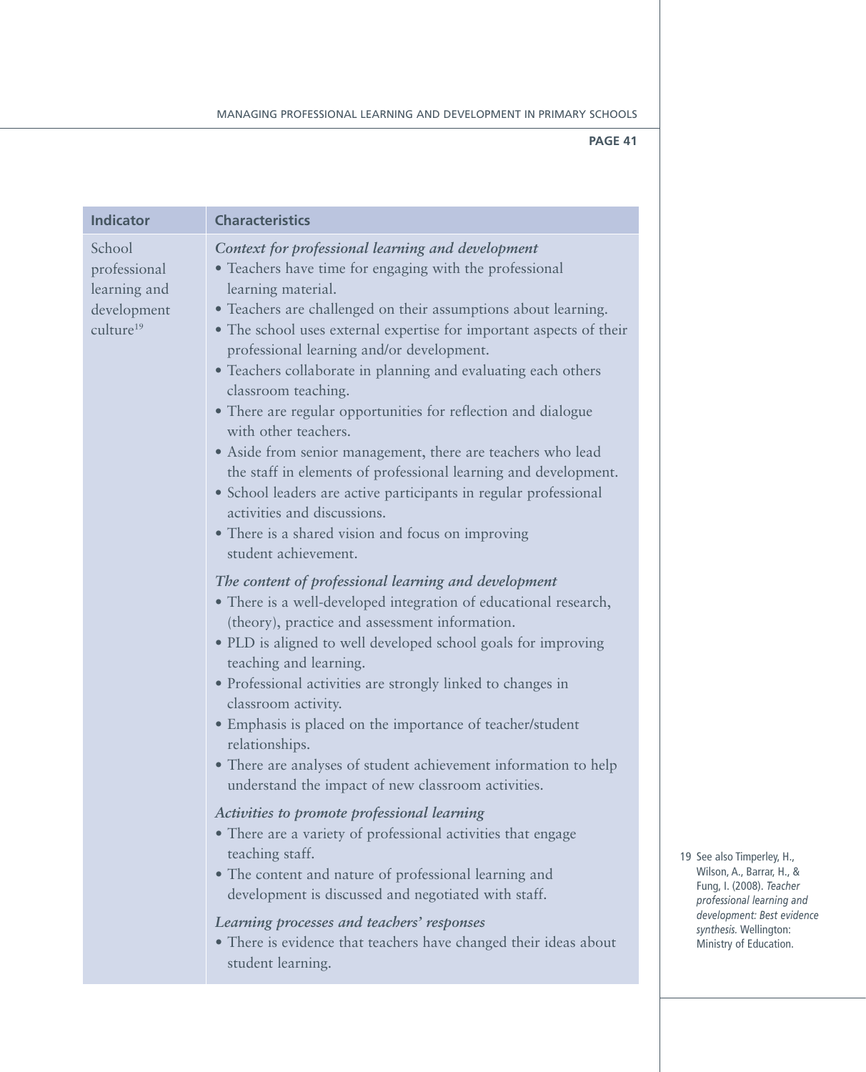| Indicator | Characteristics |
|---|---|
| School professional learning and development culture[19] | ***Context for professional learning and development***<br>• Teachers have time for engaging with the professional learning material.<br>• Teachers are challenged on their assumptions about learning.<br>• The school uses external expertise for important aspects of their professional learning and/or development.<br>• Teachers collaborate in planning and evaluating each others classroom teaching.<br>• There are regular opportunities for reflection and dialogue with other teachers.<br>• Aside from senior management, there are teachers who lead the staff in elements of professional learning and development.<br>• School leaders are active participants in regular professional activities and discussions.<br>• There is a shared vision and focus on improving student achievement.<br>***The content of professional learning and development***<br>• There is a well-developed integration of educational research, (theory), practice and assessment information.<br>• PLD is aligned to well developed school goals for improving teaching and learning.<br>• Professional activities are strongly linked to changes in classroom activity.<br>• Emphasis is placed on the importance of teacher/student relationships.<br>• There are analyses of student achievement information to help understand the impact of new classroom activities.<br>***Activities to promote professional learning***<br>• There are a variety of professional activities that engage teaching staff.<br>• The content and nature of professional learning and development is discussed and negotiated with staff.<br>***Learning processes and teachers' responses***<br>• There is evidence that teachers have changed their ideas about student learning. |

19 See also Timperley, H., Wilson, A., Barrar, H., & Fung, I. (2008). *Teacher professional learning and development: Best evidence synthesis.* Wellington: Ministry of Education.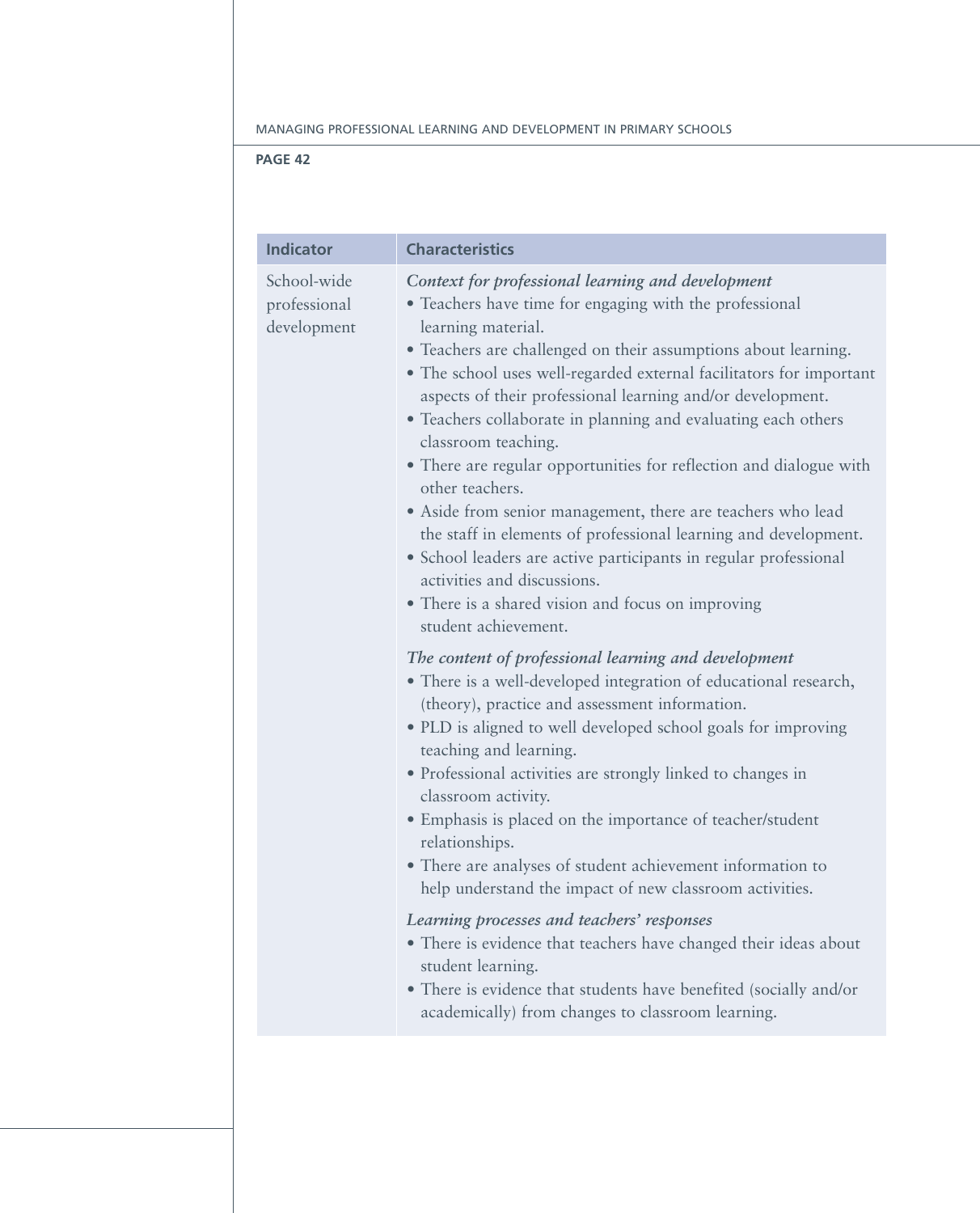| Indicator | Characteristics |
| --- | --- |
| School-wide professional development | *Context for professional learning and development*<br>• Teachers have time for engaging with the professional learning material.<br>• Teachers are challenged on their assumptions about learning.<br>• The school uses well-regarded external facilitators for important aspects of their professional learning and/or development.<br>• Teachers collaborate in planning and evaluating each others classroom teaching.<br>• There are regular opportunities for reflection and dialogue with other teachers.<br>• Aside from senior management, there are teachers who lead the staff in elements of professional learning and development.<br>• School leaders are active participants in regular professional activities and discussions.<br>• There is a shared vision and focus on improving student achievement.<br><br>*The content of professional learning and development*<br>• There is a well-developed integration of educational research, (theory), practice and assessment information.<br>• PLD is aligned to well developed school goals for improving teaching and learning.<br>• Professional activities are strongly linked to changes in classroom activity.<br>• Emphasis is placed on the importance of teacher/student relationships.<br>• There are analyses of student achievement information to help understand the impact of new classroom activities.<br><br>*Learning processes and teachers' responses*<br>• There is evidence that teachers have changed their ideas about student learning.<br>• There is evidence that students have benefited (socially and/or academically) from changes to classroom learning. |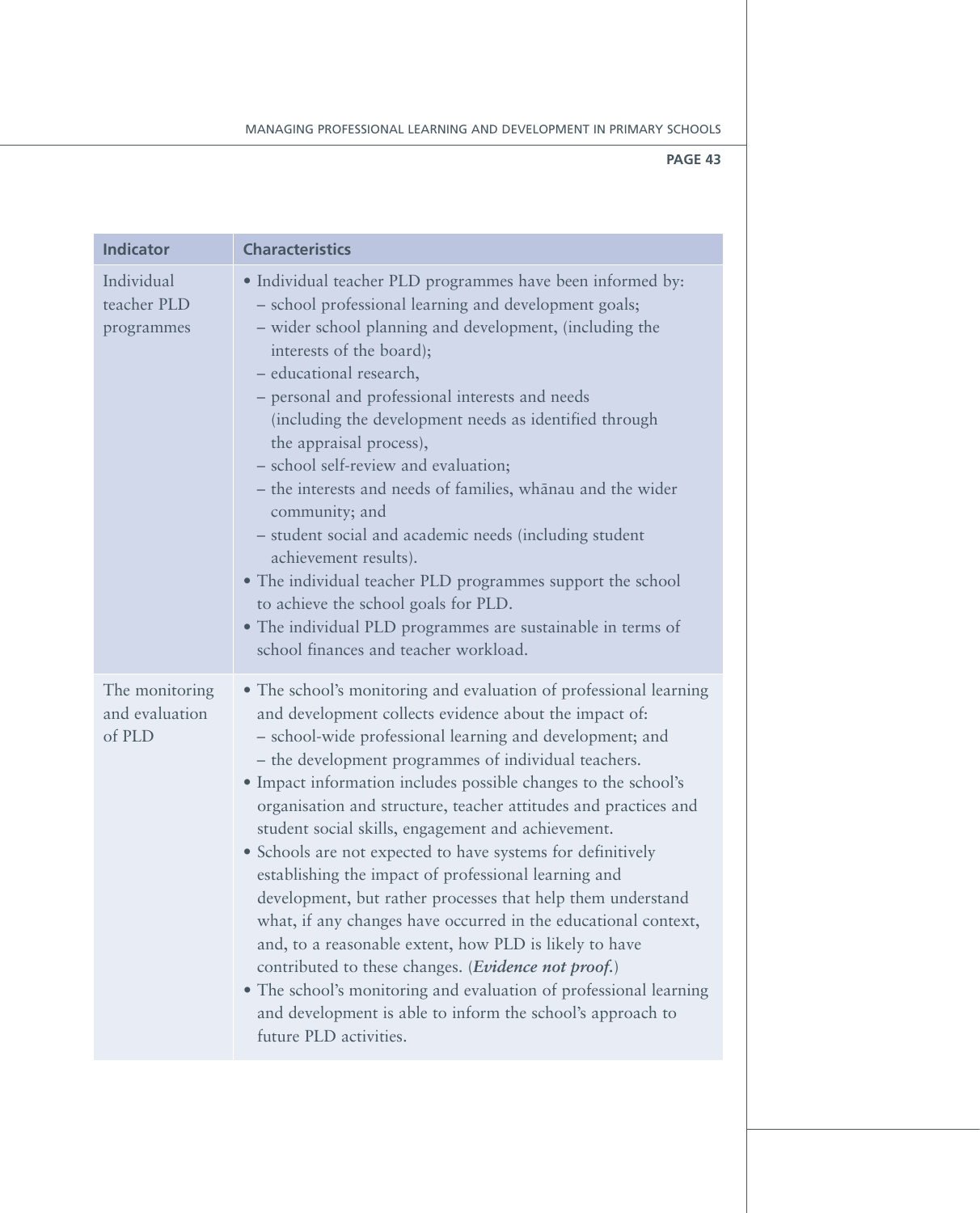| Indicator | Characteristics |
|---|---|
| Individual teacher PLD programmes | • Individual teacher PLD programmes have been informed by:<br>– school professional learning and development goals;<br>– wider school planning and development, (including the interests of the board);<br>– educational research,<br>– personal and professional interests and needs (including the development needs as identified through the appraisal process),<br>– school self-review and evaluation;<br>– the interests and needs of families, whānau and the wider community; and<br>– student social and academic needs (including student achievement results).<br>• The individual teacher PLD programmes support the school to achieve the school goals for PLD.<br>• The individual PLD programmes are sustainable in terms of school finances and teacher workload. |
| The monitoring and evaluation of PLD | • The school's monitoring and evaluation of professional learning and development collects evidence about the impact of:<br>– school-wide professional learning and development; and<br>– the development programmes of individual teachers.<br>• Impact information includes possible changes to the school's organisation and structure, teacher attitudes and practices and student social skills, engagement and achievement.<br>• Schools are not expected to have systems for definitively establishing the impact of professional learning and development, but rather processes that help them understand what, if any changes have occurred in the educational context, and, to a reasonable extent, how PLD is likely to have contributed to these changes. (***Evidence not proof.***)<br>• The school's monitoring and evaluation of professional learning and development is able to inform the school's approach to future PLD activities. |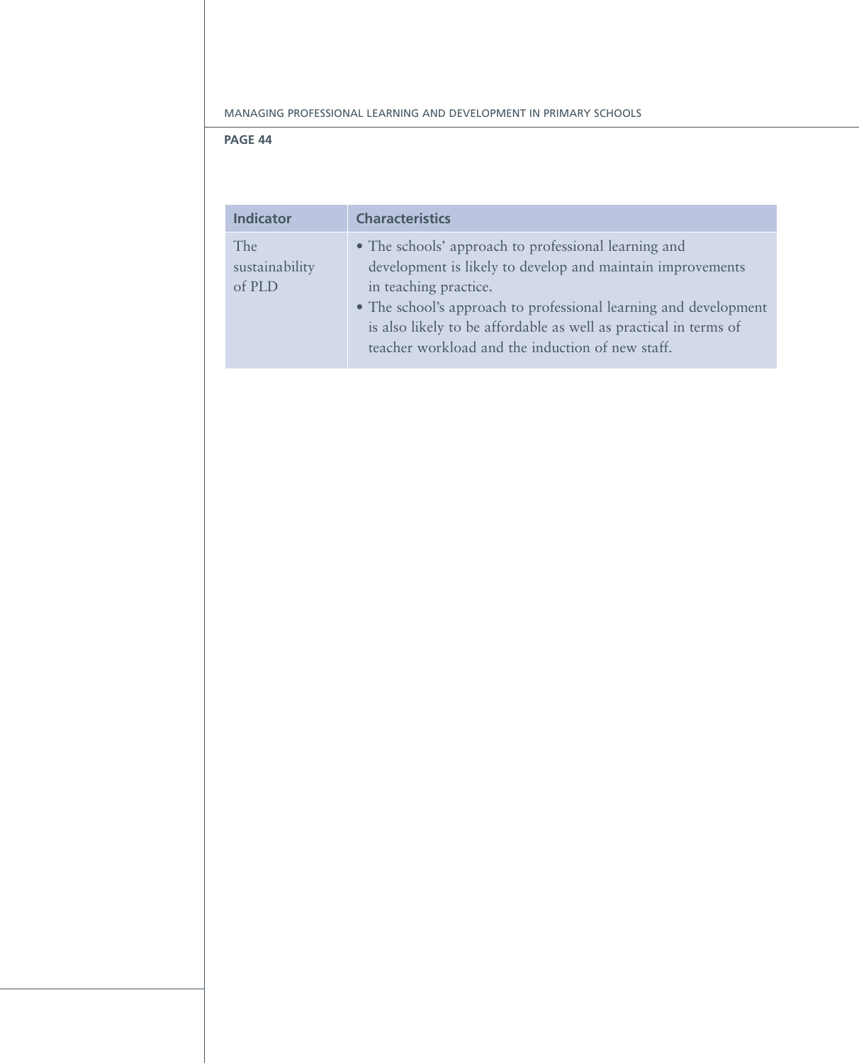| Indicator | Characteristics |
|---|---|
| The sustainability of PLD | • The schools' approach to professional learning and development is likely to develop and maintain improvements in teaching practice.<br>• The school's approach to professional learning and development is also likely to be affordable as well as practical in terms of teacher workload and the induction of new staff. |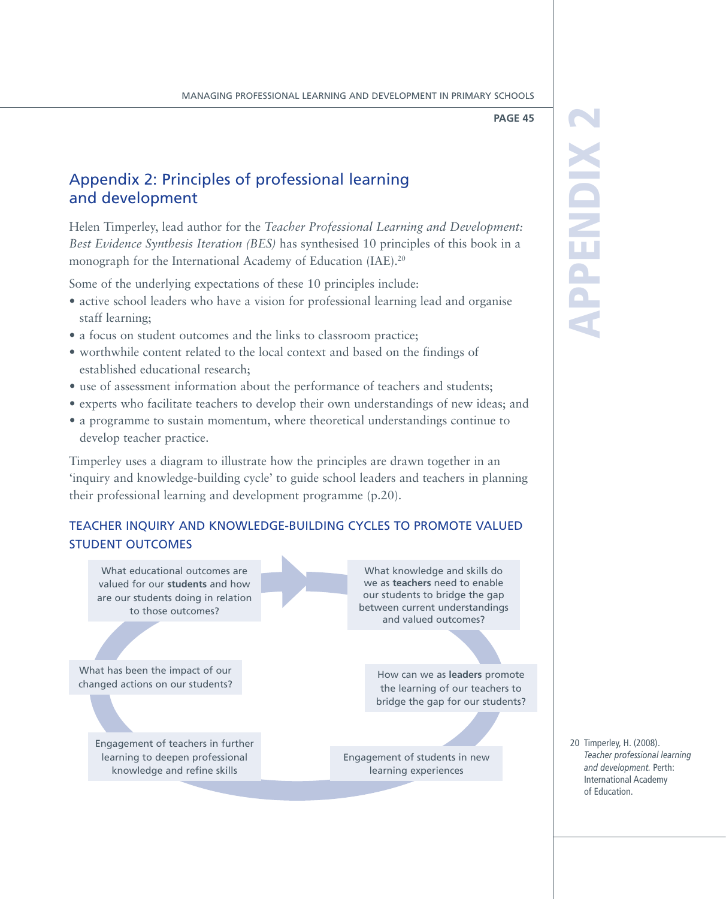# Appendix 2: Principles of professional learning and development

Helen Timperley, lead author for the *Teacher Professional Learning and Development: Best Evidence Synthesis Iteration (BES)* has synthesised 10 principles of this book in a monograph for the International Academy of Education (IAE).[20]

Some of the underlying expectations of these 10 principles include:

- active school leaders who have a vision for professional learning lead and organise staff learning;
- a focus on student outcomes and the links to classroom practice;
- worthwhile content related to the local context and based on the findings of established educational research;
- use of assessment information about the performance of teachers and students;
- experts who facilitate teachers to develop their own understandings of new ideas; and
- a programme to sustain momentum, where theoretical understandings continue to develop teacher practice.

Timperley uses a diagram to illustrate how the principles are drawn together in an 'inquiry and knowledge-building cycle' to guide school leaders and teachers in planning their professional learning and development programme (p.20).

## TEACHER INQUIRY AND KNOWLEDGE-BUILDING CYCLES TO PROMOTE VALUED STUDENT OUTCOMES

What educational outcomes are valued for our **students** and how are our students doing in relation to those outcomes?

What knowledge and skills do we as **teachers** need to enable our students to bridge the gap between current understandings and valued outcomes?

How can we as **leaders** promote the learning of our teachers to bridge the gap for our students?

Engagement of students in new learning experiences

Engagement of teachers in further learning to deepen professional knowledge and refine skills

What has been the impact of our changed actions on our students?

20 Timperley, H. (2008). *Teacher professional learning and development.* Perth: International Academy of Education.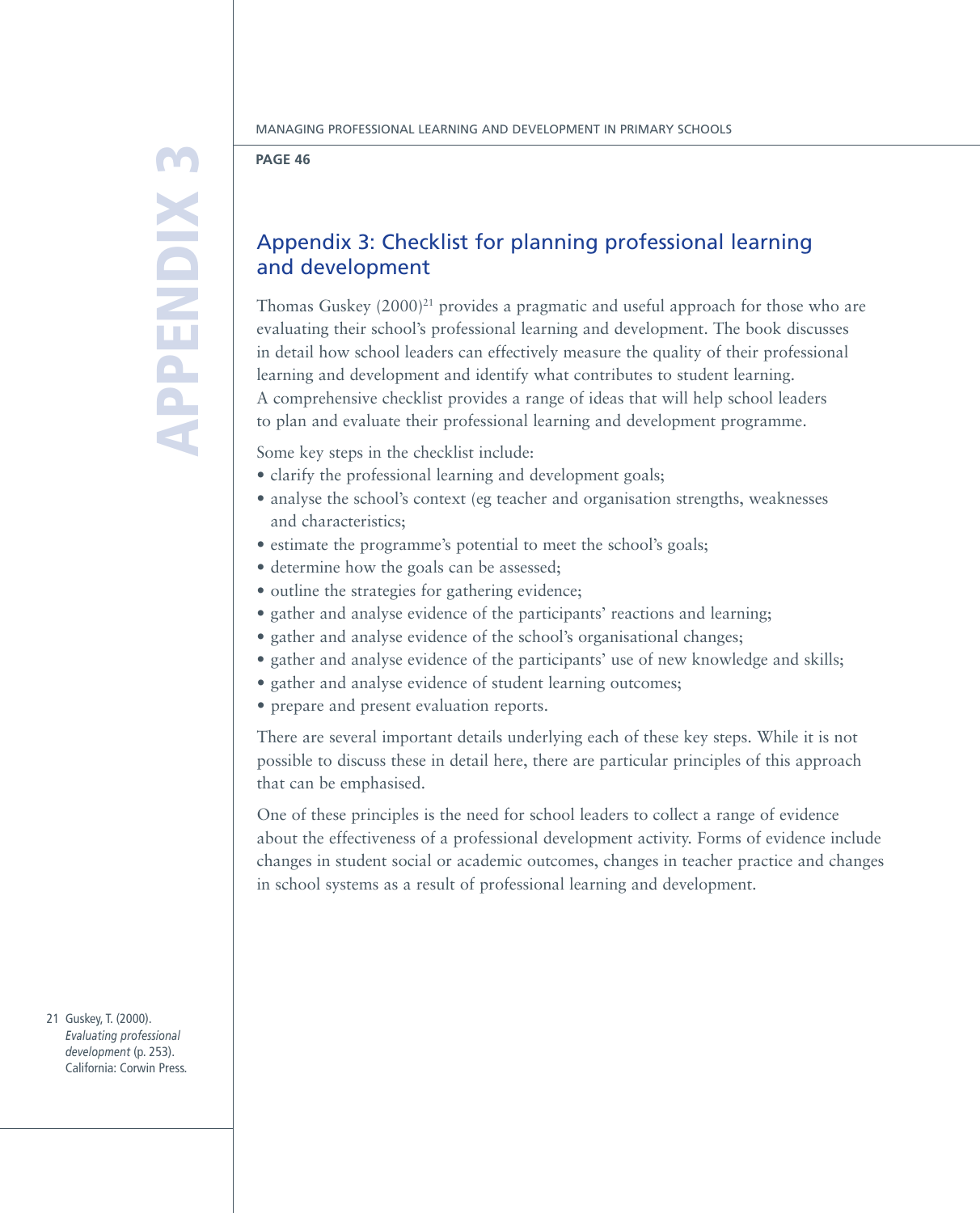# Appendix 3: Checklist for planning professional learning and development

Thomas Guskey (2000)[21] provides a pragmatic and useful approach for those who are evaluating their school's professional learning and development. The book discusses in detail how school leaders can effectively measure the quality of their professional learning and development and identify what contributes to student learning. A comprehensive checklist provides a range of ideas that will help school leaders to plan and evaluate their professional learning and development programme.

Some key steps in the checklist include:

- clarify the professional learning and development goals;
- analyse the school's context (eg teacher and organisation strengths, weaknesses and characteristics;
- estimate the programme's potential to meet the school's goals;
- determine how the goals can be assessed;
- outline the strategies for gathering evidence;
- gather and analyse evidence of the participants' reactions and learning;
- gather and analyse evidence of the school's organisational changes;
- gather and analyse evidence of the participants' use of new knowledge and skills;
- gather and analyse evidence of student learning outcomes;
- prepare and present evaluation reports.

There are several important details underlying each of these key steps. While it is not possible to discuss these in detail here, there are particular principles of this approach that can be emphasised.

One of these principles is the need for school leaders to collect a range of evidence about the effectiveness of a professional development activity. Forms of evidence include changes in student social or academic outcomes, changes in teacher practice and changes in school systems as a result of professional learning and development.

21 Guskey, T. (2000). *Evaluating professional development* (p. 253). California: Corwin Press.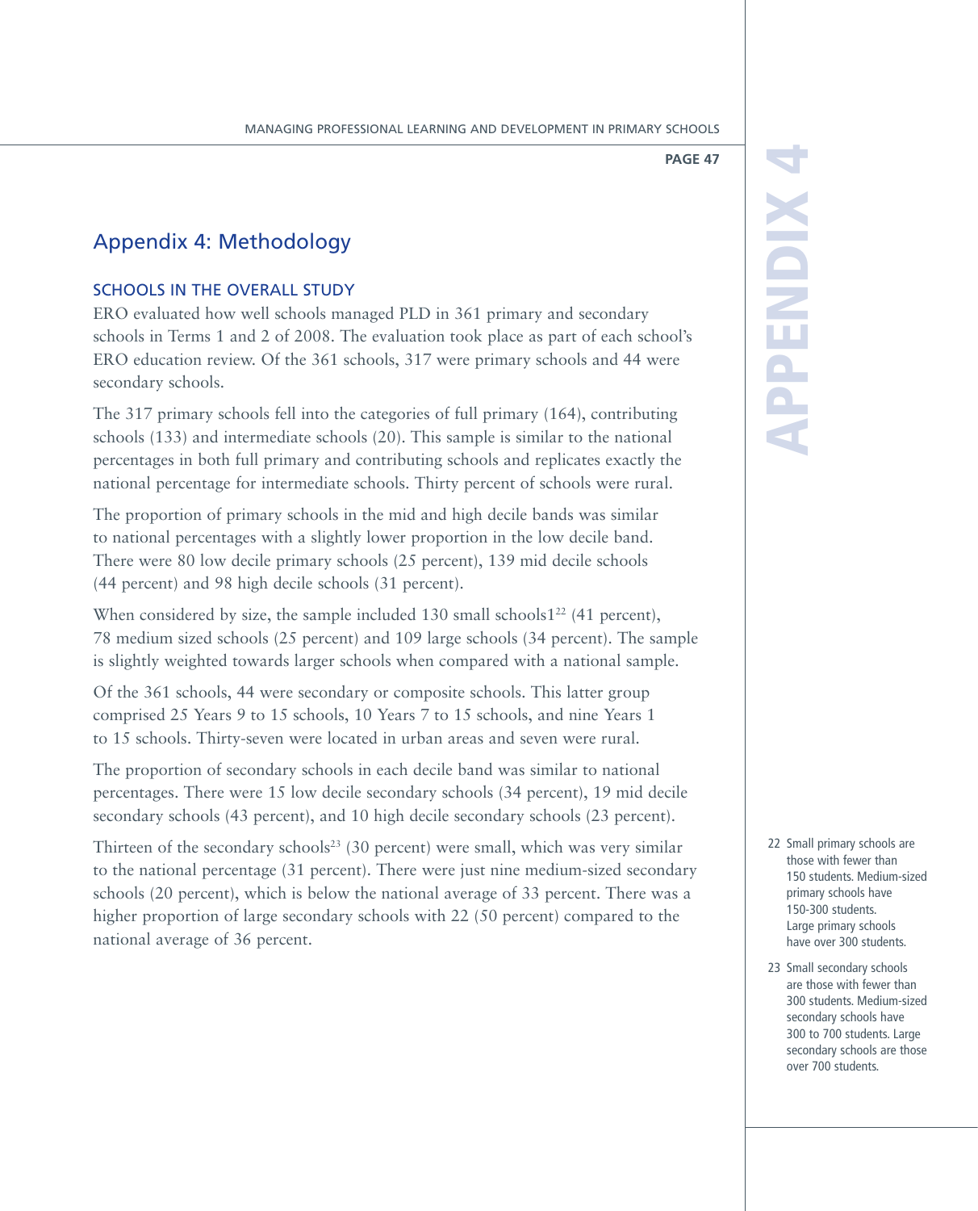# Appendix 4: Methodology

## SCHOOLS IN THE OVERALL STUDY

ERO evaluated how well schools managed PLD in 361 primary and secondary schools in Terms 1 and 2 of 2008. The evaluation took place as part of each school's ERO education review. Of the 361 schools, 317 were primary schools and 44 were secondary schools.

The 317 primary schools fell into the categories of full primary (164), contributing schools (133) and intermediate schools (20). This sample is similar to the national percentages in both full primary and contributing schools and replicates exactly the national percentage for intermediate schools. Thirty percent of schools were rural.

The proportion of primary schools in the mid and high decile bands was similar to national percentages with a slightly lower proportion in the low decile band. There were 80 low decile primary schools (25 percent), 139 mid decile schools (44 percent) and 98 high decile schools (31 percent).

When considered by size, the sample included 130 small schools1[22] (41 percent), 78 medium sized schools (25 percent) and 109 large schools (34 percent). The sample is slightly weighted towards larger schools when compared with a national sample.

Of the 361 schools, 44 were secondary or composite schools. This latter group comprised 25 Years 9 to 15 schools, 10 Years 7 to 15 schools, and nine Years 1 to 15 schools. Thirty-seven were located in urban areas and seven were rural.

The proportion of secondary schools in each decile band was similar to national percentages. There were 15 low decile secondary schools (34 percent), 19 mid decile secondary schools (43 percent), and 10 high decile secondary schools (23 percent).

Thirteen of the secondary schools[23] (30 percent) were small, which was very similar to the national percentage (31 percent). There were just nine medium-sized secondary schools (20 percent), which is below the national average of 33 percent. There was a higher proportion of large secondary schools with 22 (50 percent) compared to the national average of 36 percent.

22 Small primary schools are those with fewer than 150 students. Medium-sized primary schools have 150-300 students. Large primary schools have over 300 students.

23 Small secondary schools are those with fewer than 300 students. Medium-sized secondary schools have 300 to 700 students. Large secondary schools are those over 700 students.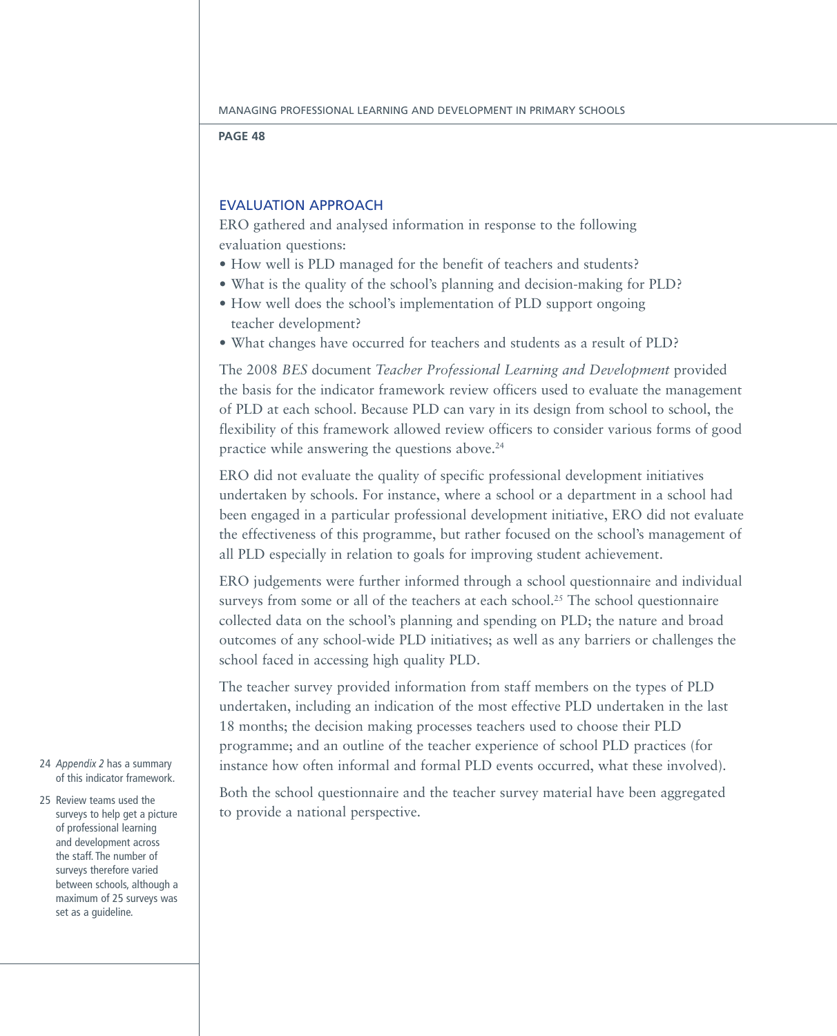## EVALUATION APPROACH

ERO gathered and analysed information in response to the following evaluation questions:

- How well is PLD managed for the benefit of teachers and students?
- What is the quality of the school's planning and decision-making for PLD?
- How well does the school's implementation of PLD support ongoing teacher development?
- What changes have occurred for teachers and students as a result of PLD?

The 2008 *BES* document *Teacher Professional Learning and Development* provided the basis for the indicator framework review officers used to evaluate the management of PLD at each school. Because PLD can vary in its design from school to school, the flexibility of this framework allowed review officers to consider various forms of good practice while answering the questions above.[24]

ERO did not evaluate the quality of specific professional development initiatives undertaken by schools. For instance, where a school or a department in a school had been engaged in a particular professional development initiative, ERO did not evaluate the effectiveness of this programme, but rather focused on the school's management of all PLD especially in relation to goals for improving student achievement.

ERO judgements were further informed through a school questionnaire and individual surveys from some or all of the teachers at each school.[25] The school questionnaire collected data on the school's planning and spending on PLD; the nature and broad outcomes of any school-wide PLD initiatives; as well as any barriers or challenges the school faced in accessing high quality PLD.

The teacher survey provided information from staff members on the types of PLD undertaken, including an indication of the most effective PLD undertaken in the last 18 months; the decision making processes teachers used to choose their PLD programme; and an outline of the teacher experience of school PLD practices (for instance how often informal and formal PLD events occurred, what these involved).

Both the school questionnaire and the teacher survey material have been aggregated to provide a national perspective.

24 *Appendix 2* has a summary of this indicator framework.

25 Review teams used the surveys to help get a picture of professional learning and development across the staff. The number of surveys therefore varied between schools, although a maximum of 25 surveys was set as a guideline.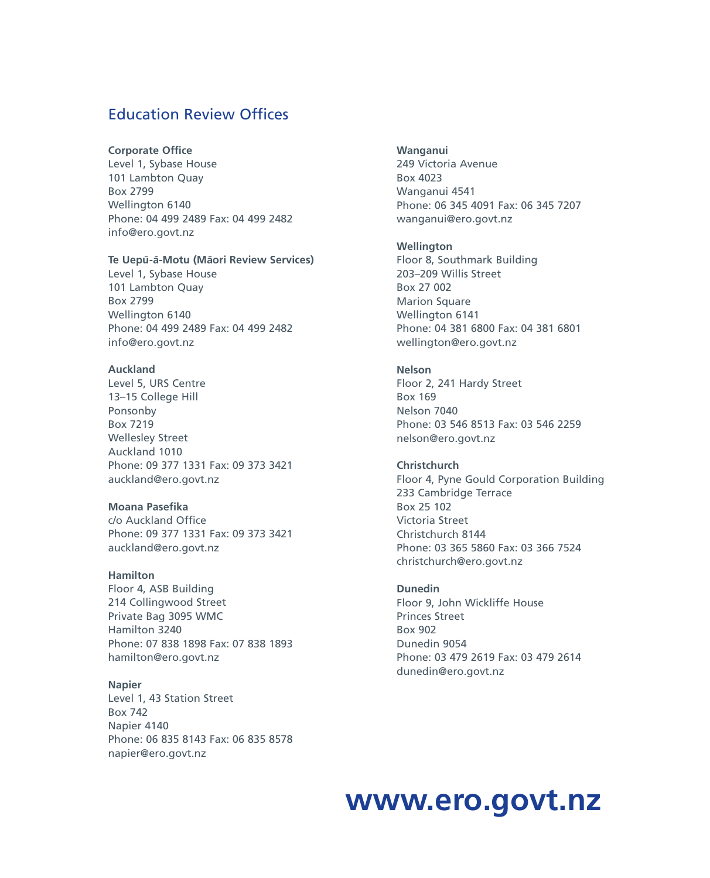## Education Review Offices

**Corporate Office**
Level 1, Sybase House
101 Lambton Quay
Box 2799
Wellington 6140
Phone: 04 499 2489 Fax: 04 499 2482
info@ero.govt.nz

**Te Uepū-ā-Motu (Māori Review Services)**
Level 1, Sybase House
101 Lambton Quay
Box 2799
Wellington 6140
Phone: 04 499 2489 Fax: 04 499 2482
info@ero.govt.nz

**Auckland**
Level 5, URS Centre
13–15 College Hill
Ponsonby
Box 7219
Wellesley Street
Auckland 1010
Phone: 09 377 1331 Fax: 09 373 3421
auckland@ero.govt.nz

**Moana Pasefika**
c/o Auckland Office
Phone: 09 377 1331 Fax: 09 373 3421
auckland@ero.govt.nz

**Hamilton**
Floor 4, ASB Building
214 Collingwood Street
Private Bag 3095 WMC
Hamilton 3240
Phone: 07 838 1898 Fax: 07 838 1893
hamilton@ero.govt.nz

**Napier**
Level 1, 43 Station Street
Box 742
Napier 4140
Phone: 06 835 8143 Fax: 06 835 8578
napier@ero.govt.nz

**Wanganui**
249 Victoria Avenue
Box 4023
Wanganui 4541
Phone: 06 345 4091 Fax: 06 345 7207
wanganui@ero.govt.nz

**Wellington**
Floor 8, Southmark Building
203–209 Willis Street
Box 27 002
Marion Square
Wellington 6141
Phone: 04 381 6800 Fax: 04 381 6801
wellington@ero.govt.nz

**Nelson**
Floor 2, 241 Hardy Street
Box 169
Nelson 7040
Phone: 03 546 8513 Fax: 03 546 2259
nelson@ero.govt.nz

**Christchurch**
Floor 4, Pyne Gould Corporation Building
233 Cambridge Terrace
Box 25 102
Victoria Street
Christchurch 8144
Phone: 03 365 5860 Fax: 03 366 7524
christchurch@ero.govt.nz

**Dunedin**
Floor 9, John Wickliffe House
Princes Street
Box 902
Dunedin 9054
Phone: 03 479 2619 Fax: 03 479 2614
dunedin@ero.govt.nz

**www.ero.govt.nz**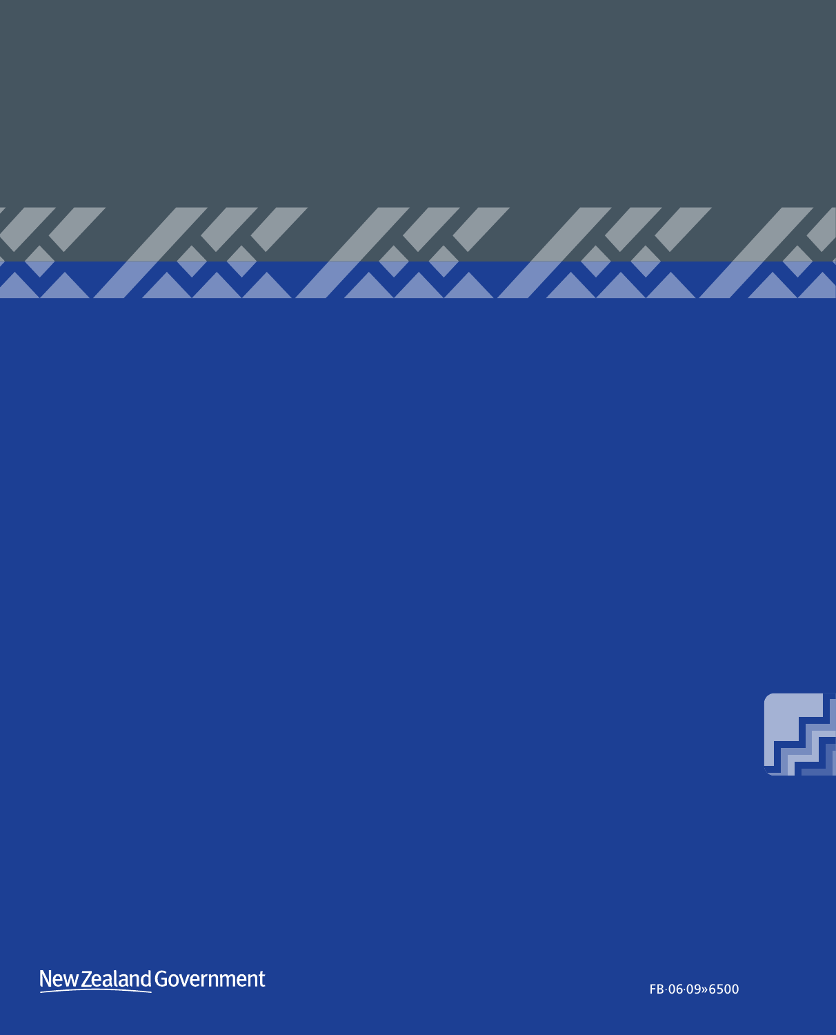New Zealand Government

FB·06·09»6500